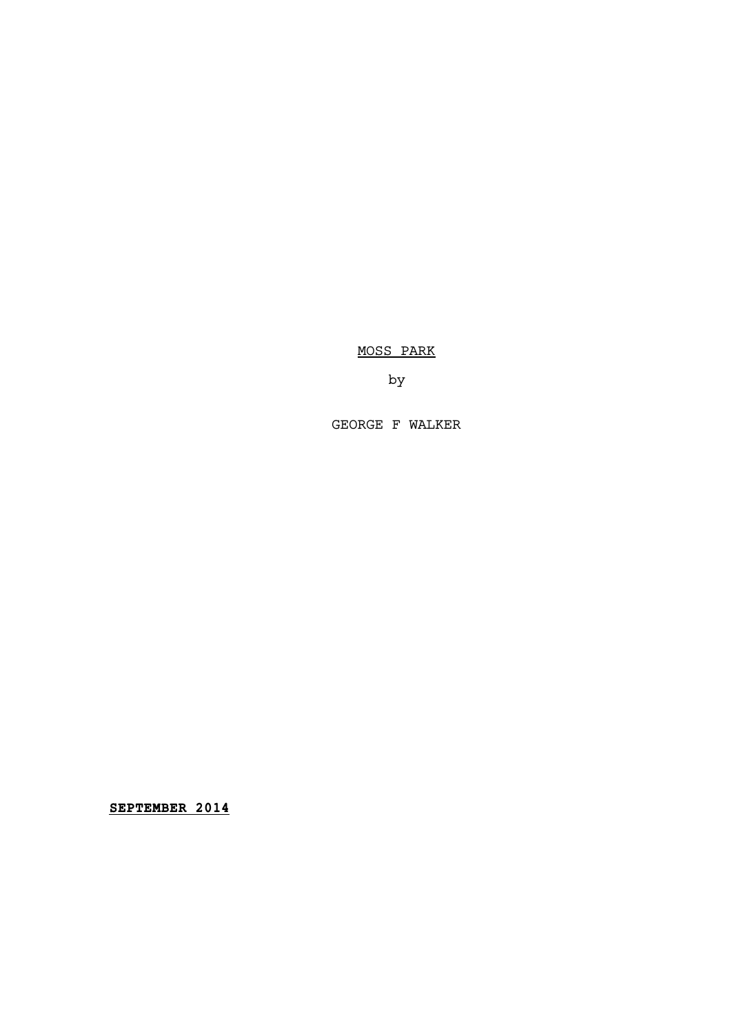MOSS PARK

by

GEORGE F WALKER

**SEPTEMBER 2014**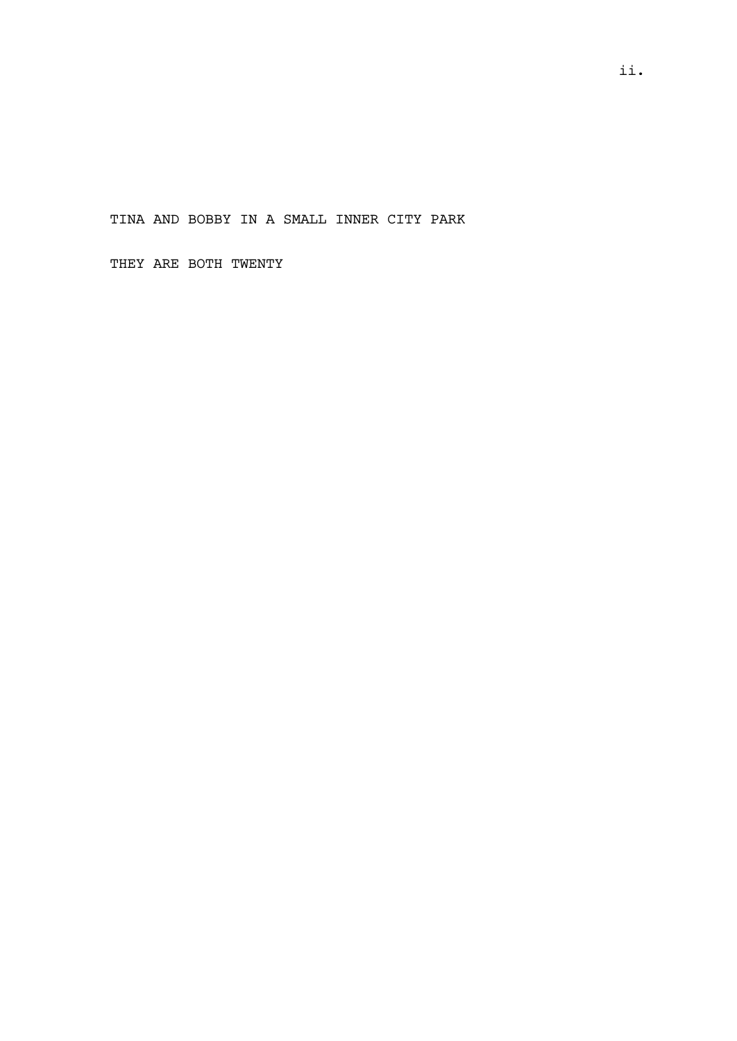TINA AND BOBBY IN A SMALL INNER CITY PARK

THEY ARE BOTH TWENTY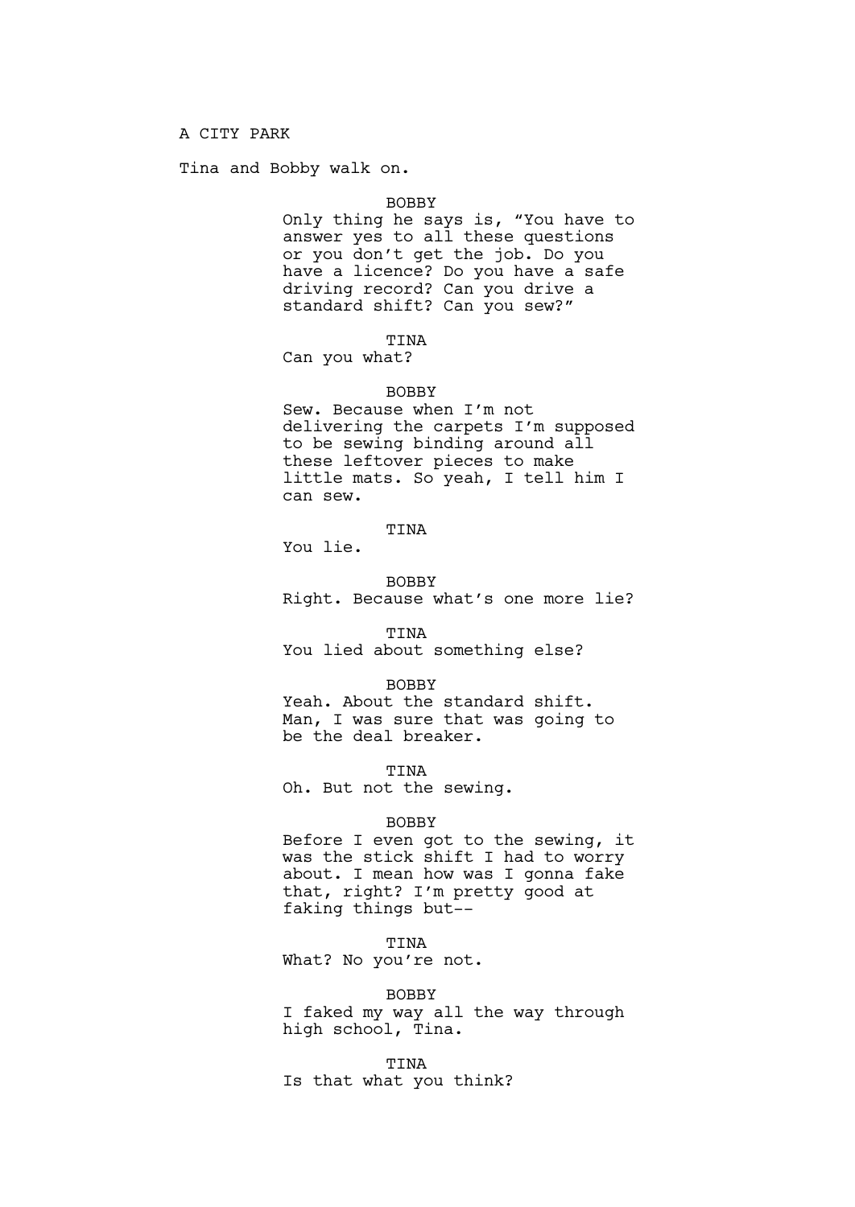A CITY PARK

Tina and Bobby walk on.

BOBBY
Only thing he says is, “You have to answer yes to all these questions or you don’t get the job. Do you have a licence? Do you have a safe driving record? Can you drive a standard shift? Can you sew?”

TINA
Can you what?

BOBBY
Sew. Because when I’m not delivering the carpets I’m supposed to be sewing binding around all these leftover pieces to make little mats. So yeah, I tell him I can sew.

TINA
You lie.

BOBBY
Right. Because what’s one more lie?

TINA
You lied about something else?

BOBBY
Yeah. About the standard shift. Man, I was sure that was going to be the deal breaker.

TINA
Oh. But not the sewing.

BOBBY
Before I even got to the sewing, it was the stick shift I had to worry about. I mean how was I gonna fake that, right? I’m pretty good at faking things but--

TINA
What? No you’re not.

BOBBY
I faked my way all the way through high school, Tina.

TINA
Is that what you think?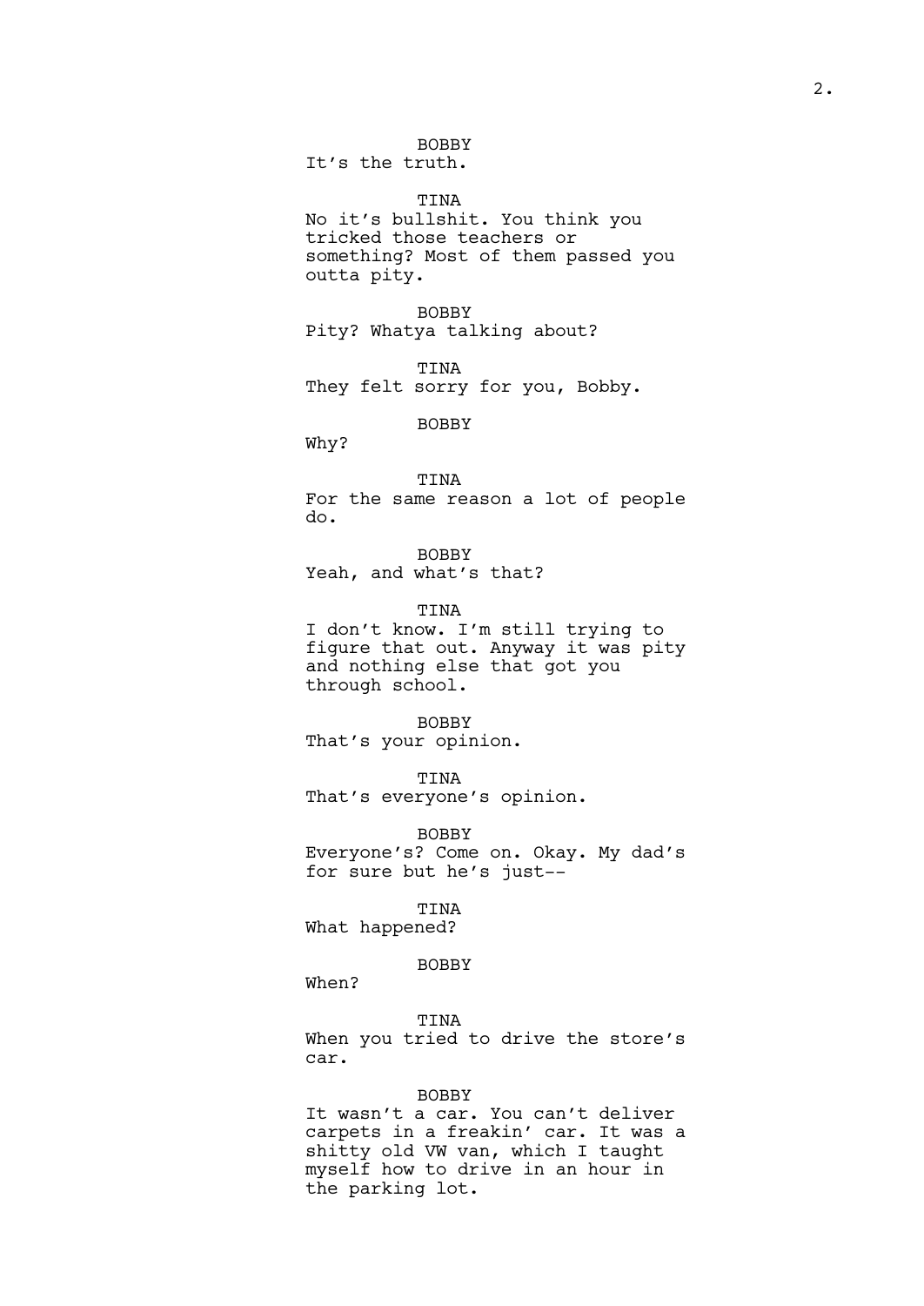BOBBY
It's the truth.

TINA
No it's bullshit. You think you tricked those teachers or something? Most of them passed you outta pity.

BOBBY
Pity? Whatya talking about?

TINA
They felt sorry for you, Bobby.

BOBBY
Why?

TINA
For the same reason a lot of people do.

BOBBY
Yeah, and what's that?

TINA
I don't know. I'm still trying to figure that out. Anyway it was pity and nothing else that got you through school.

BOBBY
That's your opinion.

TINA
That's everyone's opinion.

BOBBY
Everyone's? Come on. Okay. My dad's for sure but he's just--

TINA
What happened?

BOBBY
When?

TINA
When you tried to drive the store's car.

BOBBY
It wasn't a car. You can't deliver carpets in a freakin' car. It was a shitty old VW van, which I taught myself how to drive in an hour in the parking lot.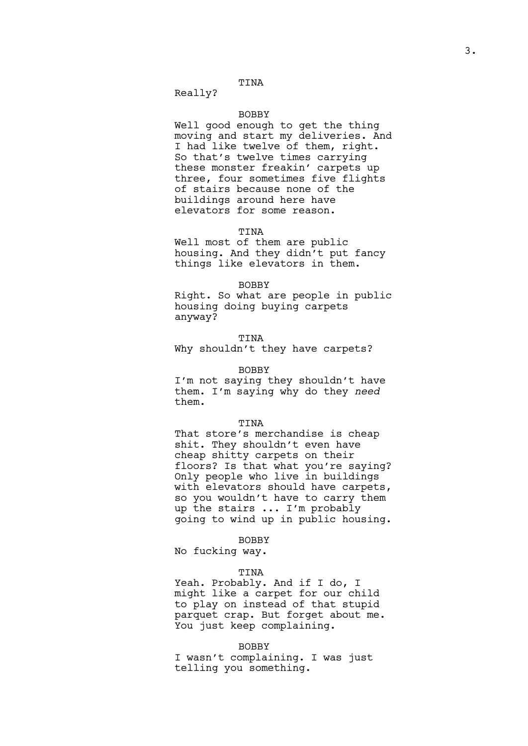TINA

Really?

BOBBY

Well good enough to get the thing moving and start my deliveries. And I had like twelve of them, right. So that's twelve times carrying these monster freakin' carpets up three, four sometimes five flights of stairs because none of the buildings around here have elevators for some reason.

TINA

Well most of them are public housing. And they didn't put fancy things like elevators in them.

BOBBY

Right. So what are people in public housing doing buying carpets anyway?

TINA

Why shouldn't they have carpets?

BOBBY

I'm not saying they shouldn't have them. I'm saying why do they *need* them.

TINA

That store's merchandise is cheap shit. They shouldn't even have cheap shitty carpets on their floors? Is that what you're saying? Only people who live in buildings with elevators should have carpets, so you wouldn't have to carry them up the stairs ... I'm probably going to wind up in public housing.

BOBBY

No fucking way.

TINA

Yeah. Probably. And if I do, I might like a carpet for our child to play on instead of that stupid parquet crap. But forget about me. You just keep complaining.

BOBBY

I wasn't complaining. I was just telling you something.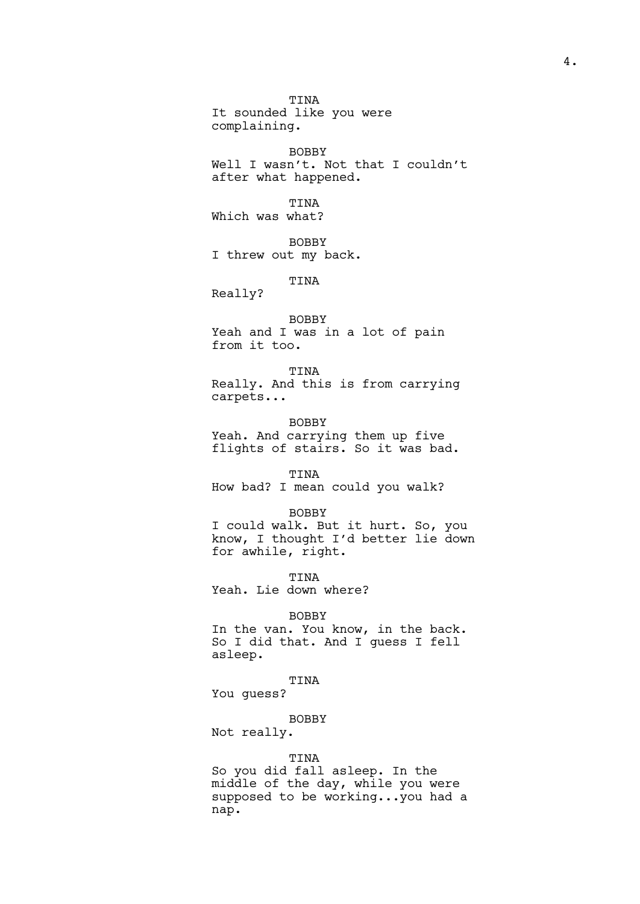TINA
It sounded like you were complaining.

BOBBY
Well I wasn't. Not that I couldn't after what happened.

TINA
Which was what?

BOBBY
I threw out my back.

TINA
Really?

BOBBY
Yeah and I was in a lot of pain from it too.

TINA
Really. And this is from carrying carpets...

BOBBY
Yeah. And carrying them up five flights of stairs. So it was bad.

TINA
How bad? I mean could you walk?

BOBBY
I could walk. But it hurt. So, you know, I thought I'd better lie down for awhile, right.

TINA
Yeah. Lie down where?

BOBBY
In the van. You know, in the back. So I did that. And I guess I fell asleep.

TINA
You guess?

BOBBY
Not really.

TINA
So you did fall asleep. In the middle of the day, while you were supposed to be working...you had a nap.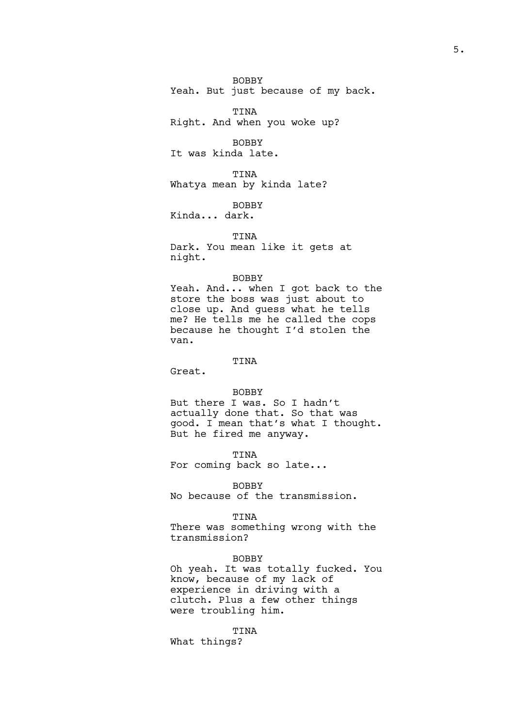BOBBY
Yeah. But just because of my back.

TINA
Right. And when you woke up?

BOBBY
It was kinda late.

TINA
Whatya mean by kinda late?

BOBBY
Kinda... dark.

TINA
Dark. You mean like it gets at night.

BOBBY
Yeah. And... when I got back to the store the boss was just about to close up. And guess what he tells me? He tells me he called the cops because he thought I'd stolen the van.

TINA
Great.

BOBBY
But there I was. So I hadn't actually done that. So that was good. I mean that's what I thought. But he fired me anyway.

TINA
For coming back so late...

BOBBY
No because of the transmission.

TINA
There was something wrong with the transmission?

BOBBY
Oh yeah. It was totally fucked. You know, because of my lack of experience in driving with a clutch. Plus a few other things were troubling him.

TINA
What things?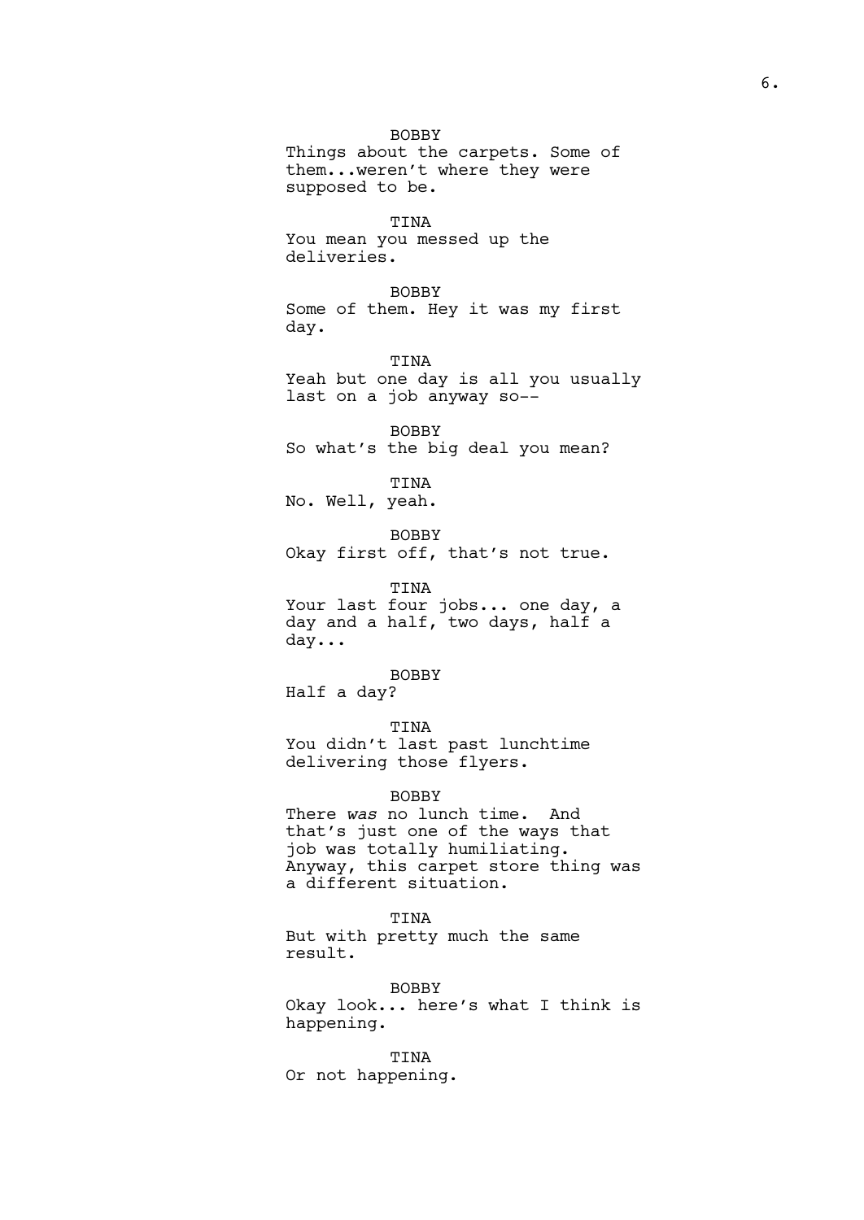BOBBY
Things about the carpets. Some of them...weren't where they were supposed to be.

TINA
You mean you messed up the deliveries.

BOBBY
Some of them. Hey it was my first day.

TINA
Yeah but one day is all you usually last on a job anyway so--

BOBBY
So what's the big deal you mean?

TINA
No. Well, yeah.

BOBBY
Okay first off, that's not true.

TINA
Your last four jobs... one day, a day and a half, two days, half a day...

BOBBY
Half a day?

TINA
You didn't last past lunchtime delivering those flyers.

BOBBY
There *was* no lunch time. And that's just one of the ways that job was totally humiliating. Anyway, this carpet store thing was a different situation.

TINA
But with pretty much the same result.

BOBBY
Okay look... here's what I think is happening.

TINA
Or not happening.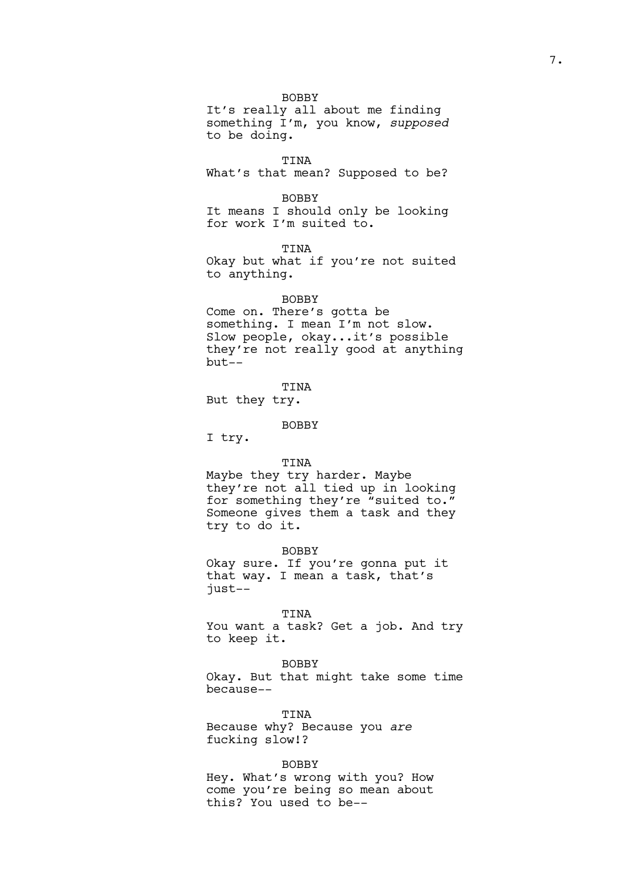BOBBY

It's really all about me finding something I'm, you know, *supposed* to be doing.

TINA

What's that mean? Supposed to be?

BOBBY

It means I should only be looking for work I'm suited to.

TINA

Okay but what if you're not suited to anything.

BOBBY

Come on. There's gotta be something. I mean I'm not slow. Slow people, okay...it's possible they're not really good at anything but--

TINA

But they try.

BOBBY

I try.

TINA

Maybe they try harder. Maybe they're not all tied up in looking for something they're "suited to." Someone gives them a task and they try to do it.

BOBBY

Okay sure. If you're gonna put it that way. I mean a task, that's just--

TINA

You want a task? Get a job. And try to keep it.

BOBBY

Okay. But that might take some time because--

TINA

Because why? Because you *are* fucking slow!?

BOBBY

Hey. What's wrong with you? How come you're being so mean about this? You used to be--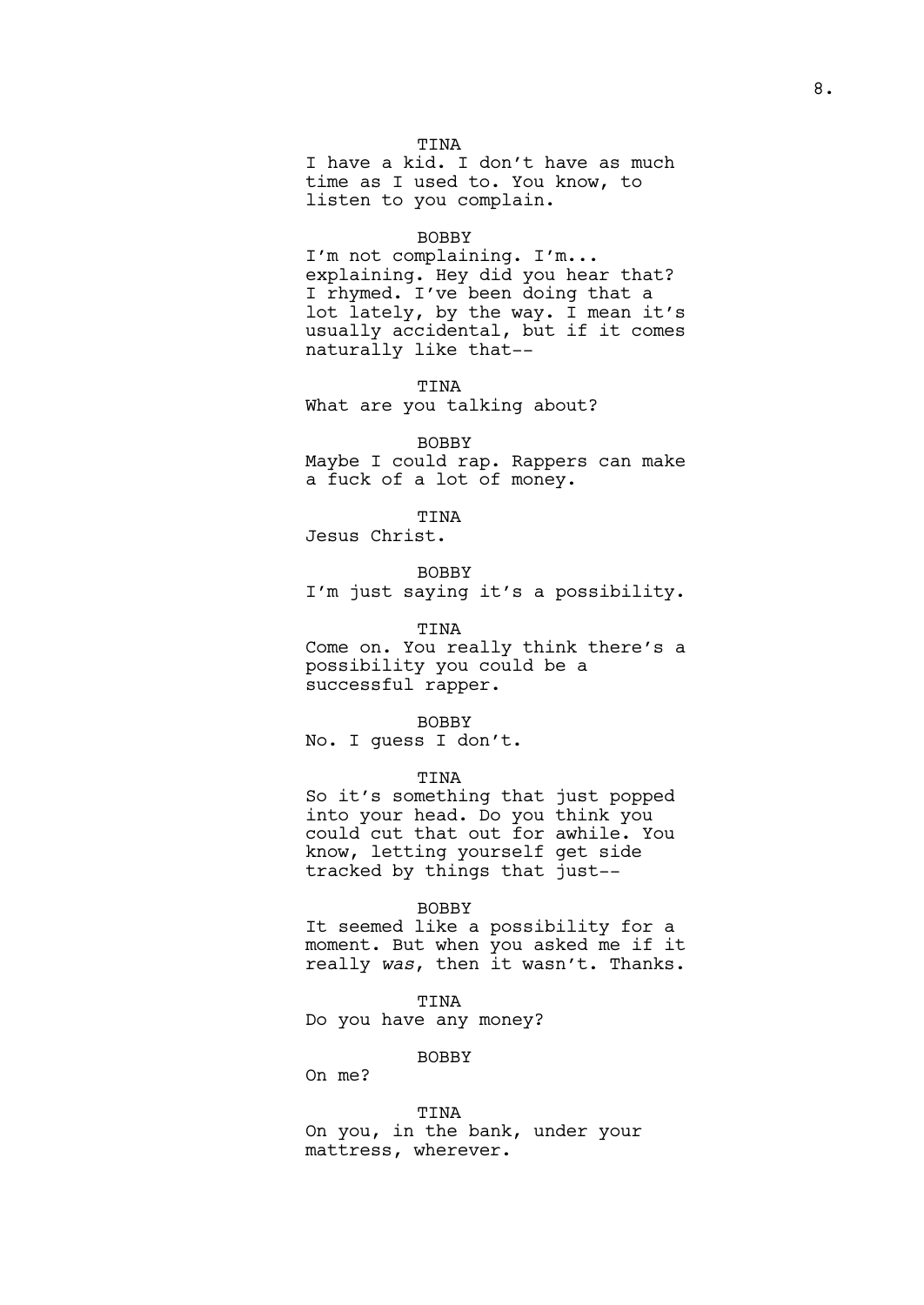TINA

I have a kid. I don't have as much time as I used to. You know, to listen to you complain.

BOBBY

I'm not complaining. I'm... explaining. Hey did you hear that? I rhymed. I've been doing that a lot lately, by the way. I mean it's usually accidental, but if it comes naturally like that--

TINA

What are you talking about?

BOBBY

Maybe I could rap. Rappers can make a fuck of a lot of money.

TINA

Jesus Christ.

BOBBY

I'm just saying it's a possibility.

TINA

Come on. You really think there's a possibility you could be a successful rapper.

BOBBY

No. I guess I don't.

TINA

So it's something that just popped into your head. Do you think you could cut that out for awhile. You know, letting yourself get side tracked by things that just--

BOBBY

It seemed like a possibility for a moment. But when you asked me if it really *was*, then it wasn't. Thanks.

TINA

Do you have any money?

BOBBY

On me?

TINA

On you, in the bank, under your mattress, wherever.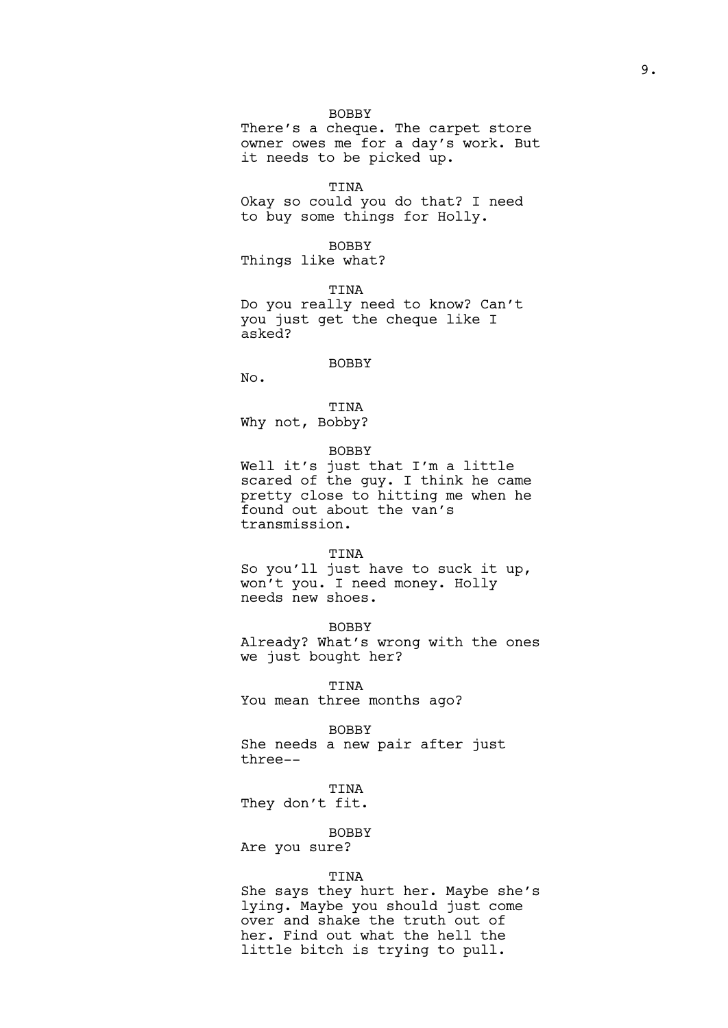BOBBY

There's a cheque. The carpet store owner owes me for a day's work. But it needs to be picked up.

TINA

Okay so could you do that? I need to buy some things for Holly.

BOBBY

Things like what?

TINA

Do you really need to know? Can't you just get the cheque like I asked?

BOBBY

No.

TINA

Why not, Bobby?

BOBBY

Well it's just that I'm a little scared of the guy. I think he came pretty close to hitting me when he found out about the van's transmission.

TINA

So you'll just have to suck it up, won't you. I need money. Holly needs new shoes.

BOBBY

Already? What's wrong with the ones we just bought her?

TINA

You mean three months ago?

BOBBY

She needs a new pair after just three--

TINA

They don't fit.

BOBBY

Are you sure?

TINA

She says they hurt her. Maybe she's lying. Maybe you should just come over and shake the truth out of her. Find out what the hell the little bitch is trying to pull.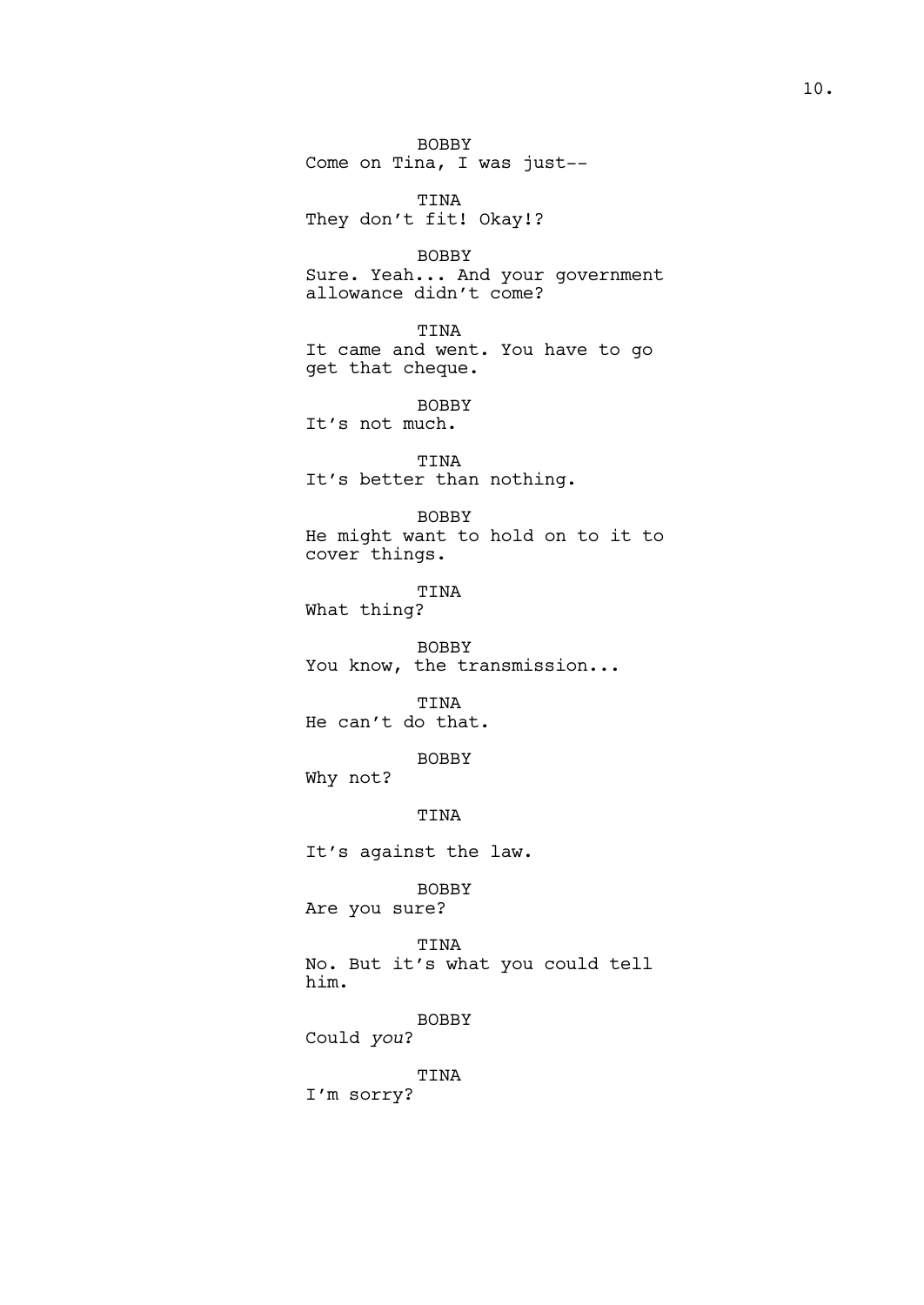BOBBY
Come on Tina, I was just--

TINA
They don't fit! Okay!?

BOBBY
Sure. Yeah... And your government allowance didn't come?

TINA
It came and went. You have to go get that cheque.

BOBBY
It's not much.

TINA
It's better than nothing.

BOBBY
He might want to hold on to it to cover things.

TINA
What thing?

BOBBY
You know, the transmission...

TINA
He can't do that.

BOBBY
Why not?

TINA
It's against the law.

BOBBY
Are you sure?

TINA
No. But it's what you could tell him.

BOBBY
Could *you*?

TINA
I'm sorry?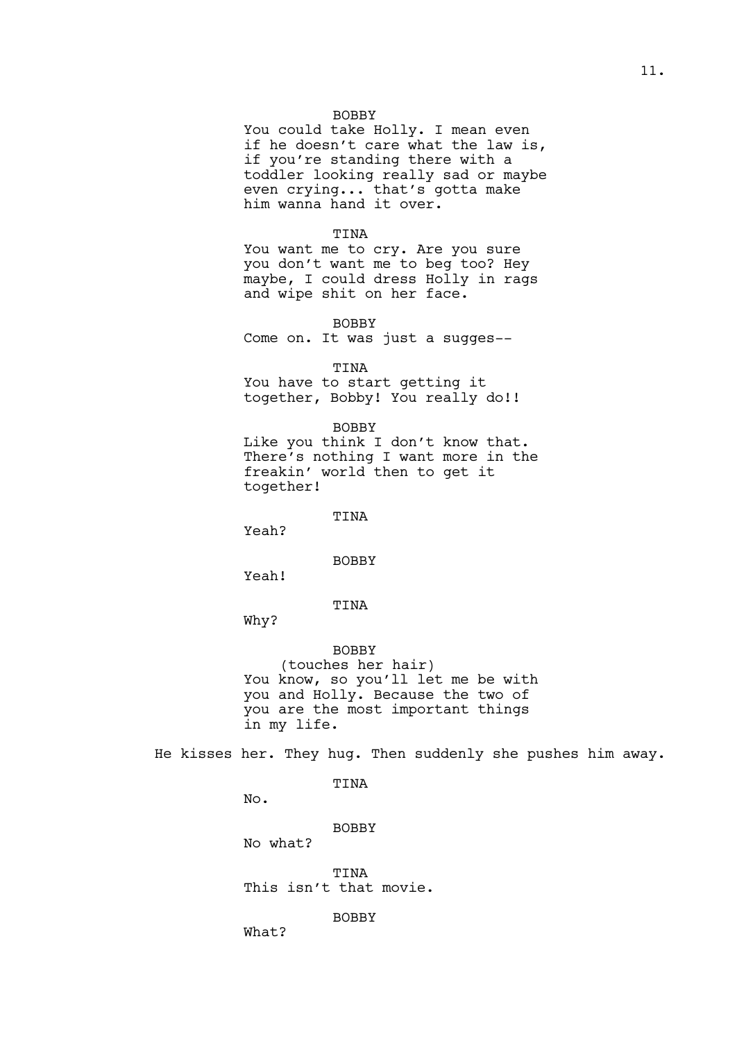BOBBY
You could take Holly. I mean even if he doesn't care what the law is, if you're standing there with a toddler looking really sad or maybe even crying... that's gotta make him wanna hand it over.

TINA
You want me to cry. Are you sure you don't want me to beg too? Hey maybe, I could dress Holly in rags and wipe shit on her face.

BOBBY
Come on. It was just a sugges--

TINA
You have to start getting it together, Bobby! You really do!!

BOBBY
Like you think I don't know that. There's nothing I want more in the freakin' world then to get it together!

TINA
Yeah?

BOBBY
Yeah!

TINA
Why?

BOBBY
(touches her hair)
You know, so you'll let me be with you and Holly. Because the two of you are the most important things in my life.

He kisses her. They hug. Then suddenly she pushes him away.

TINA
No.

BOBBY
No what?

TINA
This isn't that movie.

BOBBY
What?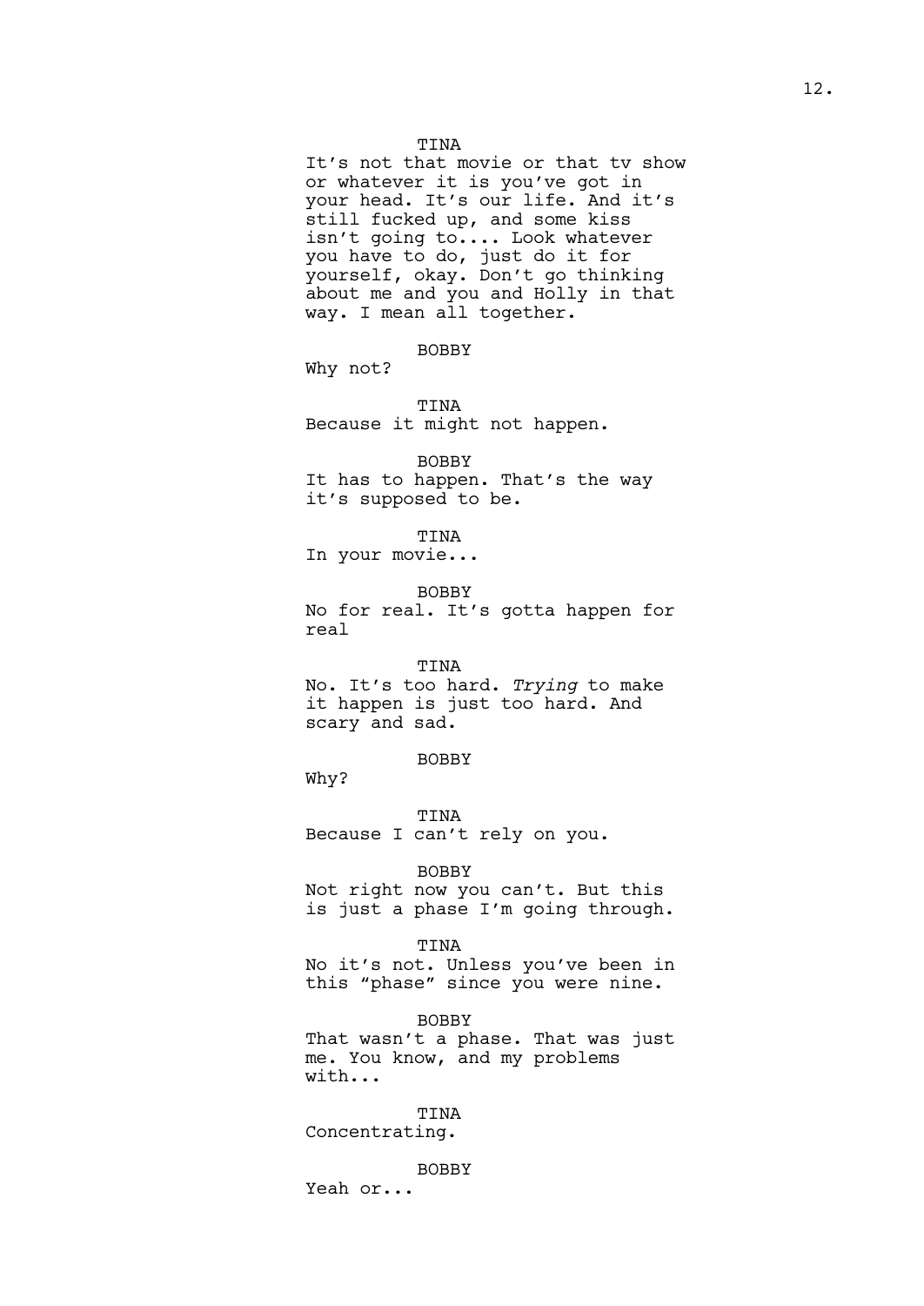TINA

It's not that movie or that tv show or whatever it is you've got in your head. It's our life. And it's still fucked up, and some kiss isn't going to.... Look whatever you have to do, just do it for yourself, okay. Don't go thinking about me and you and Holly in that way. I mean all together.

BOBBY

Why not?

TINA

Because it might not happen.

BOBBY

It has to happen. That's the way it's supposed to be.

TINA

In your movie...

BOBBY

No for real. It's gotta happen for real

TINA

No. It's too hard. *Trying* to make it happen is just too hard. And scary and sad.

BOBBY

Why?

TINA

Because I can't rely on you.

BOBBY

Not right now you can't. But this is just a phase I'm going through.

TINA

No it's not. Unless you've been in this "phase" since you were nine.

BOBBY

That wasn't a phase. That was just me. You know, and my problems with...

TINA

Concentrating.

BOBBY

Yeah or...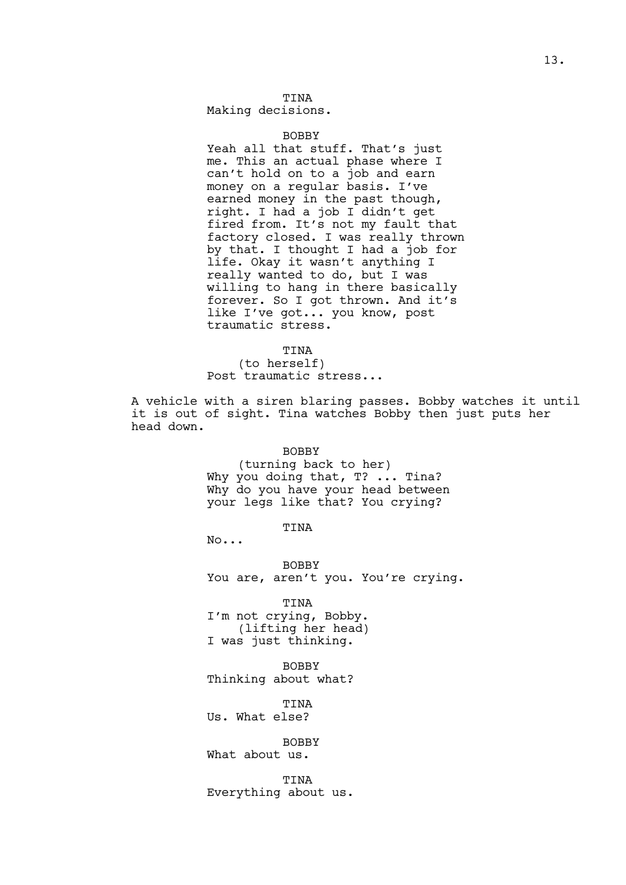TINA
Making decisions.

BOBBY
Yeah all that stuff. That's just me. This an actual phase where I can't hold on to a job and earn money on a regular basis. I've earned money in the past though, right. I had a job I didn't get fired from. It's not my fault that factory closed. I was really thrown by that. I thought I had a job for life. Okay it wasn't anything I really wanted to do, but I was willing to hang in there basically forever. So I got thrown. And it's like I've got... you know, post traumatic stress.

TINA
(to herself)
Post traumatic stress...

A vehicle with a siren blaring passes. Bobby watches it until it is out of sight. Tina watches Bobby then just puts her head down.

BOBBY
(turning back to her)
Why you doing that, T? ... Tina? Why do you have your head between your legs like that? You crying?

TINA
No...

BOBBY
You are, aren't you. You're crying.

TINA
I'm not crying, Bobby.
(lifting her head)
I was just thinking.

BOBBY
Thinking about what?

TINA
Us. What else?

BOBBY
What about us.

TINA
Everything about us.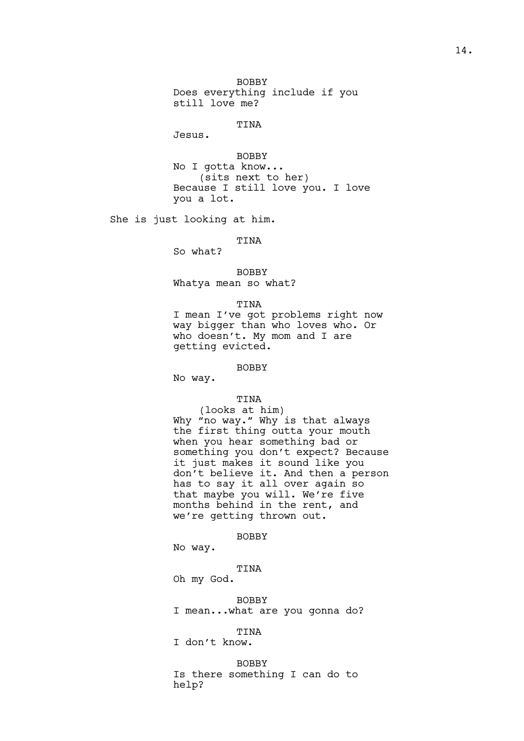BOBBY
Does everything include if you still love me?

TINA
Jesus.

BOBBY
No I gotta know...
(sits next to her)
Because I still love you. I love you a lot.

She is just looking at him.

TINA
So what?

BOBBY
Whatya mean so what?

TINA
I mean I've got problems right now way bigger than who loves who. Or who doesn't. My mom and I are getting evicted.

BOBBY
No way.

TINA
(looks at him)
Why "no way." Why is that always the first thing outta your mouth when you hear something bad or something you don't expect? Because it just makes it sound like you don't believe it. And then a person has to say it all over again so that maybe you will. We're five months behind in the rent, and we're getting thrown out.

BOBBY
No way.

TINA
Oh my God.

BOBBY
I mean...what are you gonna do?

TINA
I don't know.

BOBBY
Is there something I can do to help?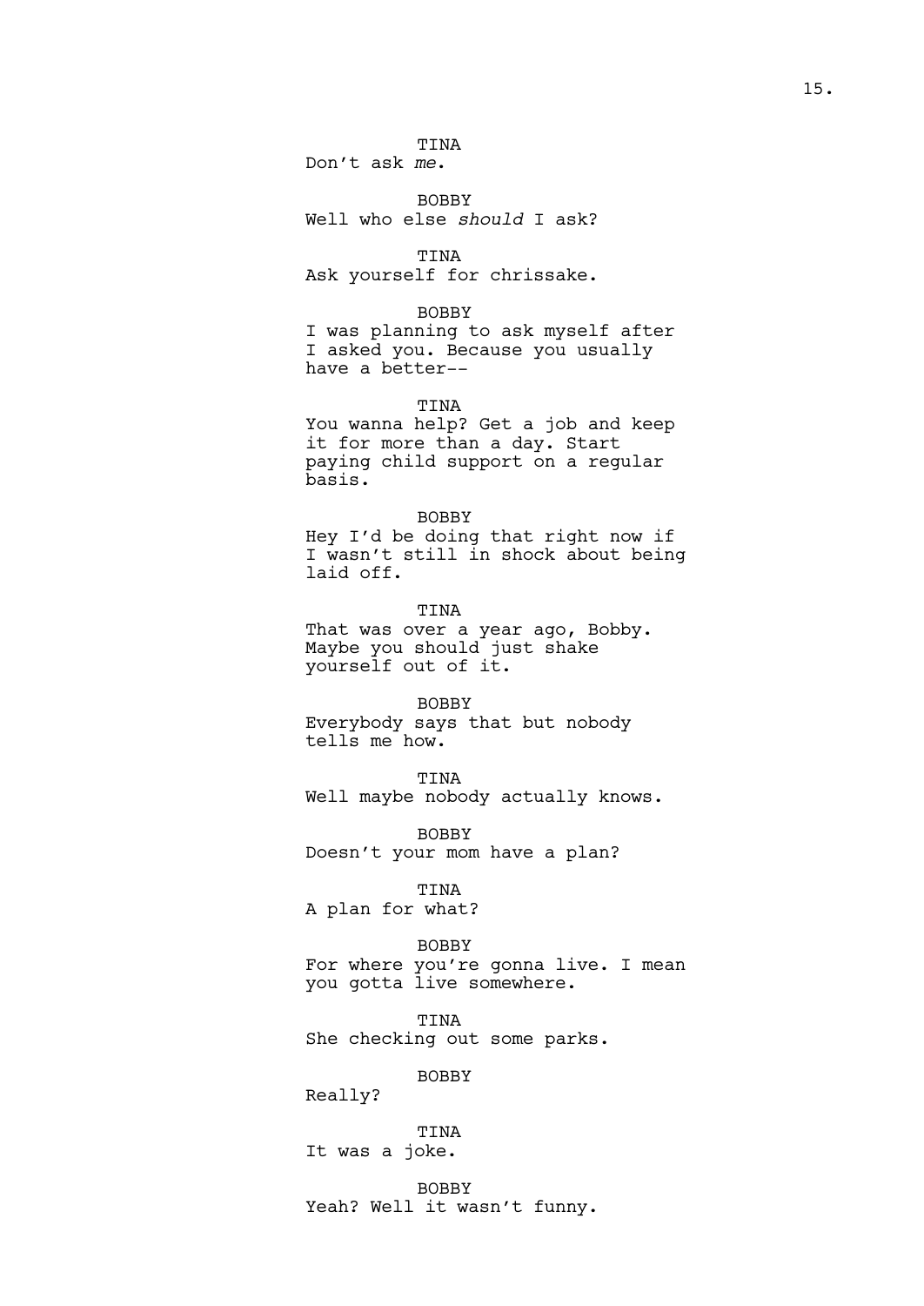TINA
Don't ask *me*.

BOBBY
Well who else *should* I ask?

TINA
Ask yourself for chrissake.

BOBBY
I was planning to ask myself after I asked you. Because you usually have a better--

TINA
You wanna help? Get a job and keep it for more than a day. Start paying child support on a regular basis.

BOBBY
Hey I'd be doing that right now if I wasn't still in shock about being laid off.

TINA
That was over a year ago, Bobby. Maybe you should just shake yourself out of it.

BOBBY
Everybody says that but nobody tells me how.

TINA
Well maybe nobody actually knows.

BOBBY
Doesn't your mom have a plan?

TINA
A plan for what?

BOBBY
For where you're gonna live. I mean you gotta live somewhere.

TINA
She checking out some parks.

BOBBY
Really?

TINA
It was a joke.

BOBBY
Yeah? Well it wasn't funny.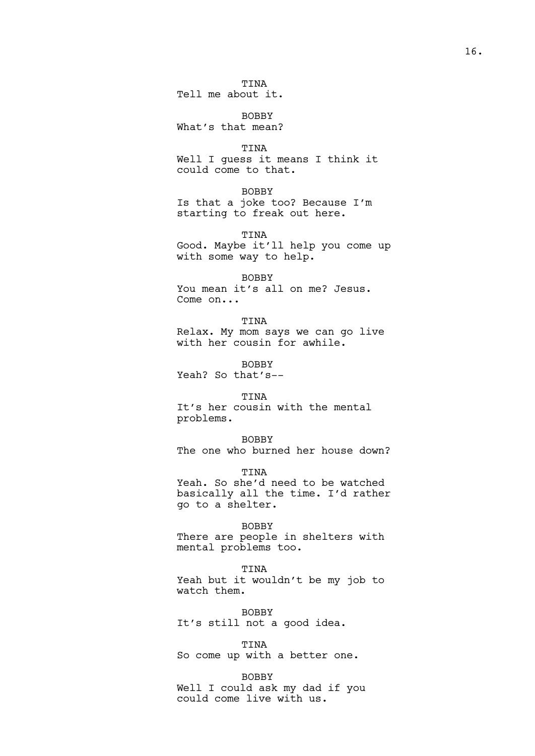TINA
Tell me about it.

BOBBY
What's that mean?

TINA
Well I guess it means I think it could come to that.

BOBBY
Is that a joke too? Because I'm starting to freak out here.

TINA
Good. Maybe it'll help you come up with some way to help.

BOBBY
You mean it's all on me? Jesus. Come on...

TINA
Relax. My mom says we can go live with her cousin for awhile.

BOBBY
Yeah? So that's--

TINA
It's her cousin with the mental problems.

BOBBY
The one who burned her house down?

TINA
Yeah. So she'd need to be watched basically all the time. I'd rather go to a shelter.

BOBBY
There are people in shelters with mental problems too.

TINA
Yeah but it wouldn't be my job to watch them.

BOBBY
It's still not a good idea.

TINA
So come up with a better one.

BOBBY
Well I could ask my dad if you could come live with us.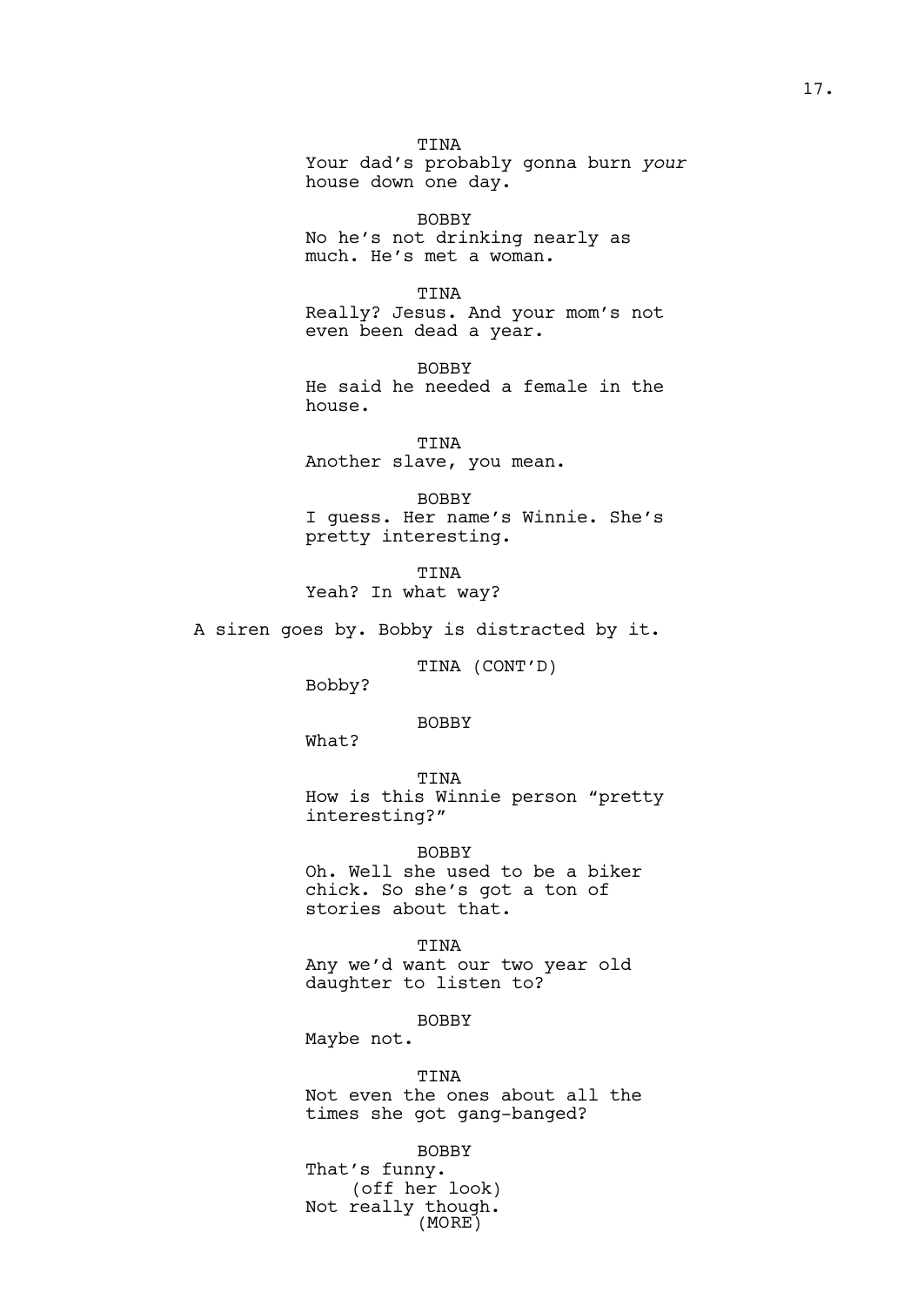TINA
Your dad's probably gonna burn *your* house down one day.

BOBBY
No he's not drinking nearly as much. He's met a woman.

TINA
Really? Jesus. And your mom's not even been dead a year.

BOBBY
He said he needed a female in the house.

TINA
Another slave, you mean.

BOBBY
I guess. Her name's Winnie. She's pretty interesting.

TINA
Yeah? In what way?

A siren goes by. Bobby is distracted by it.

TINA (CONT'D)
Bobby?

BOBBY
What?

TINA
How is this Winnie person "pretty interesting?"

BOBBY
Oh. Well she used to be a biker chick. So she's got a ton of stories about that.

TINA
Any we'd want our two year old daughter to listen to?

BOBBY
Maybe not.

TINA
Not even the ones about all the times she got gang-banged?

BOBBY
That's funny.
(off her look)
Not really though.
(MORE)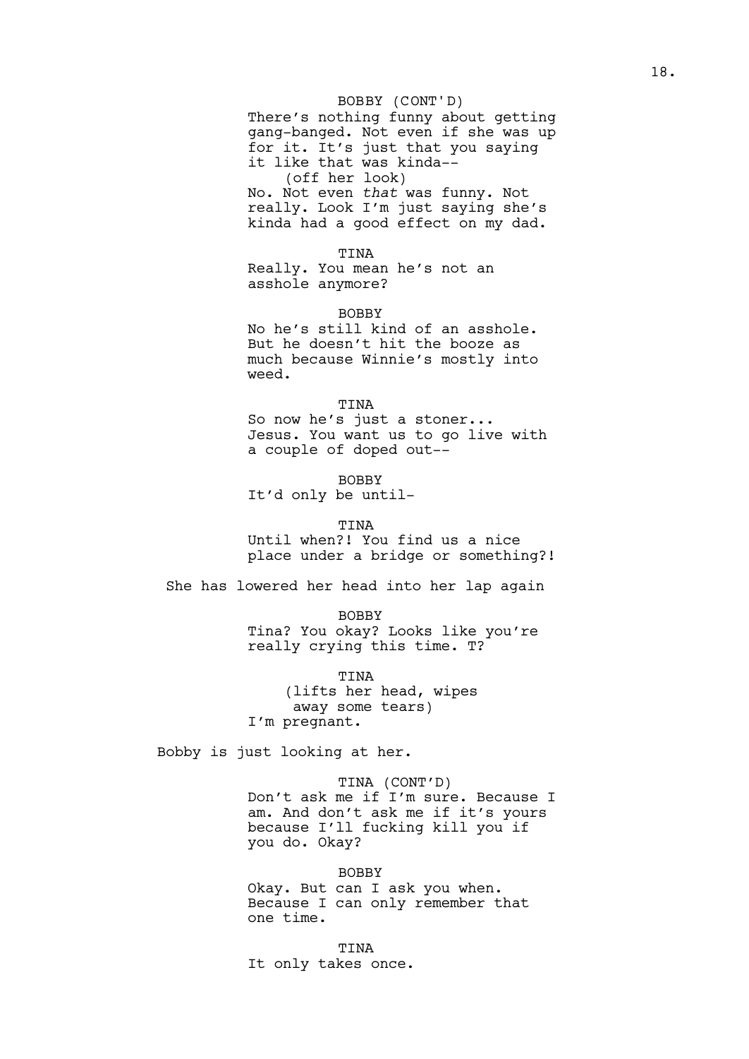BOBBY (CONT'D)
There's nothing funny about getting gang-banged. Not even if she was up for it. It's just that you saying it like that was kinda--
(off her look)
No. Not even *that* was funny. Not really. Look I'm just saying she's kinda had a good effect on my dad.

TINA
Really. You mean he's not an asshole anymore?

BOBBY
No he's still kind of an asshole. But he doesn't hit the booze as much because Winnie's mostly into weed.

TINA
So now he's just a stoner... Jesus. You want us to go live with a couple of doped out--

BOBBY
It'd only be until-

TINA
Until when?! You find us a nice place under a bridge or something?!

She has lowered her head into her lap again

BOBBY
Tina? You okay? Looks like you're really crying this time. T?

TINA
(lifts her head, wipes away some tears)
I'm pregnant.

Bobby is just looking at her.

TINA (CONT'D)
Don't ask me if I'm sure. Because I am. And don't ask me if it's yours because I'll fucking kill you if you do. Okay?

BOBBY
Okay. But can I ask you when. Because I can only remember that one time.

TINA
It only takes once.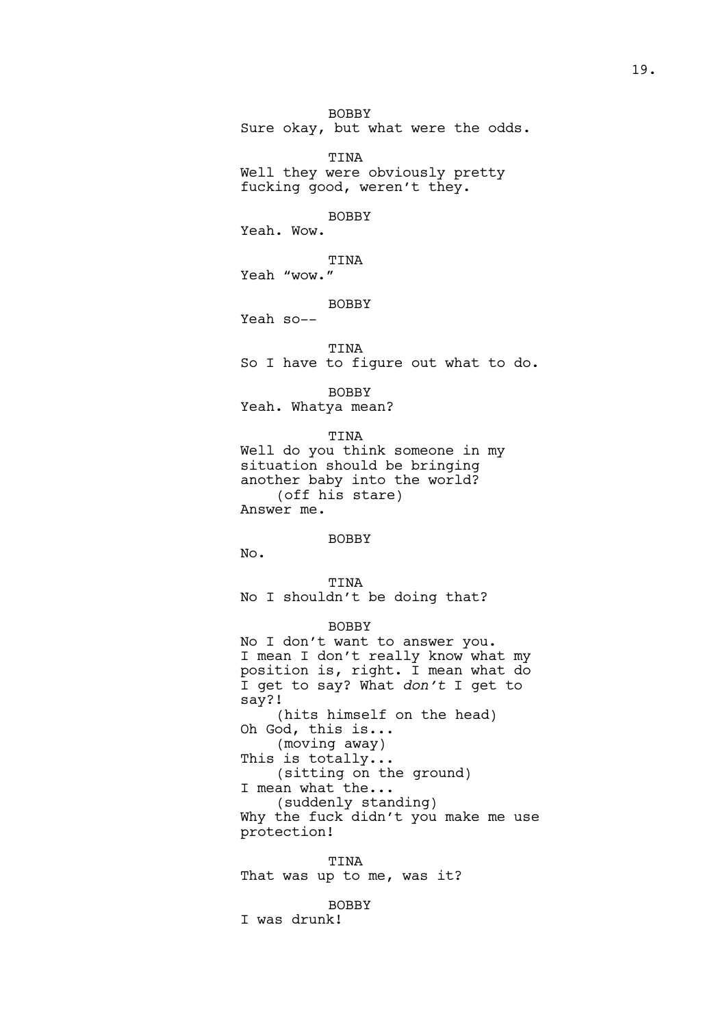BOBBY

Sure okay, but what were the odds.

TINA

Well they were obviously pretty fucking good, weren't they.

BOBBY

Yeah. Wow.

TINA

Yeah "wow."

BOBBY

Yeah so--

TINA

So I have to figure out what to do.

BOBBY

Yeah. Whatya mean?

TINA

Well do you think someone in my situation should be bringing another baby into the world?

(off his stare)

Answer me.

BOBBY

No.

TINA

No I shouldn't be doing that?

BOBBY

No I don't want to answer you. I mean I don't really know what my position is, right. I mean what do I get to say? What *don't* I get to say?!

(hits himself on the head)

Oh God, this is...

(moving away)

This is totally...

(sitting on the ground)

I mean what the...

(suddenly standing)

Why the fuck didn't you make me use protection!

TINA

That was up to me, was it?

BOBBY

I was drunk!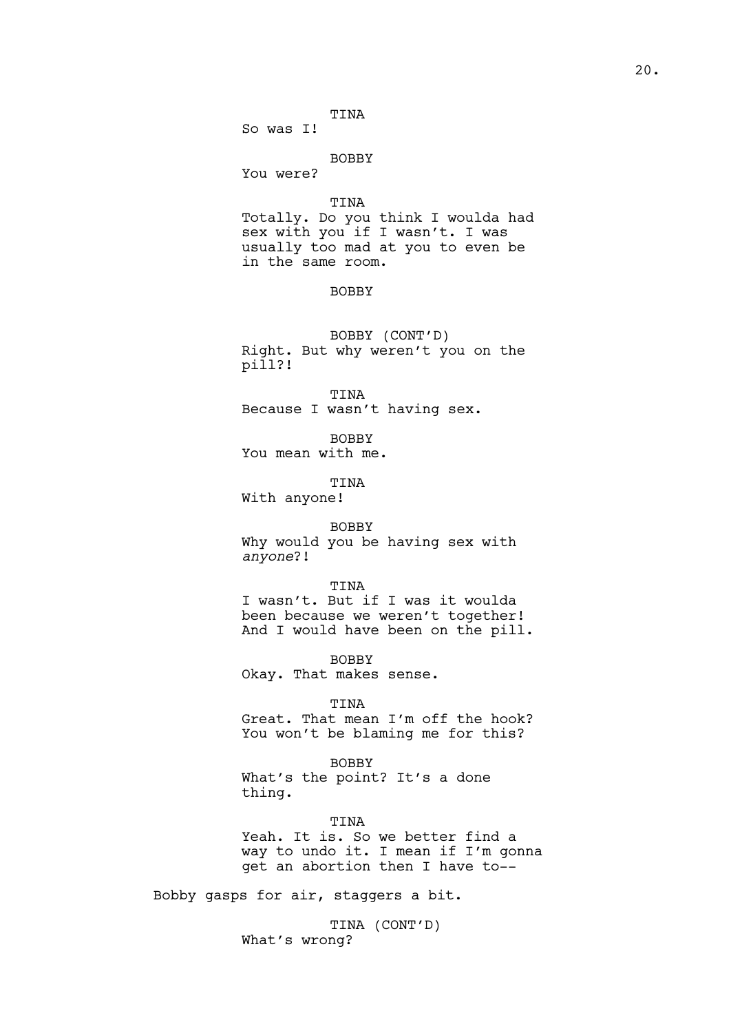TINA
So was I!

BOBBY
You were?

TINA
Totally. Do you think I woulda had sex with you if I wasn't. I was usually too mad at you to even be in the same room.

BOBBY

BOBBY (CONT'D)
Right. But why weren't you on the pill?!

TINA
Because I wasn't having sex.

BOBBY
You mean with me.

TINA
With anyone!

BOBBY
Why would you be having sex with *anyone*?!

TINA
I wasn't. But if I was it woulda been because we weren't together! And I would have been on the pill.

BOBBY
Okay. That makes sense.

TINA
Great. That mean I'm off the hook? You won't be blaming me for this?

BOBBY
What's the point? It's a done thing.

TINA
Yeah. It is. So we better find a way to undo it. I mean if I'm gonna get an abortion then I have to--

Bobby gasps for air, staggers a bit.

TINA (CONT'D)
What's wrong?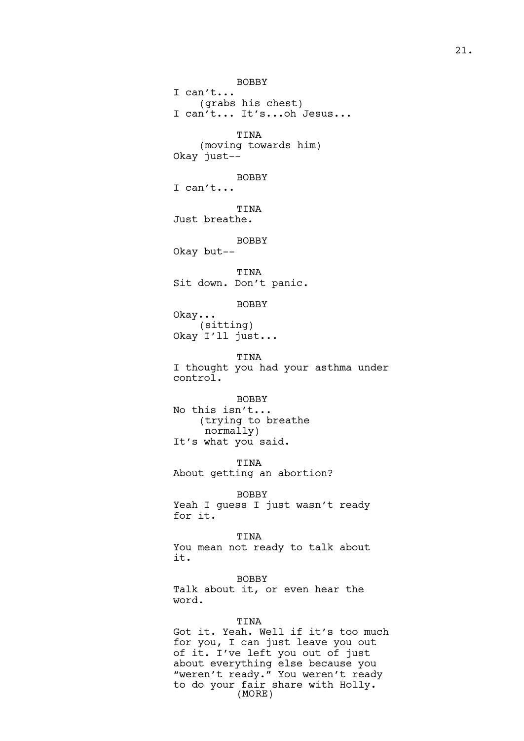BOBBY
I can't...
(grabs his chest)
I can't... It's...oh Jesus...

TINA
(moving towards him)
Okay just--

BOBBY
I can't...

TINA
Just breathe.

BOBBY
Okay but--

TINA
Sit down. Don't panic.

BOBBY
Okay...
(sitting)
Okay I'll just...

TINA
I thought you had your asthma under control.

BOBBY
No this isn't...
(trying to breathe normally)
It's what you said.

TINA
About getting an abortion?

BOBBY
Yeah I guess I just wasn't ready for it.

TINA
You mean not ready to talk about it.

BOBBY
Talk about it, or even hear the word.

TINA
Got it. Yeah. Well if it's too much for you, I can just leave you out of it. I've left you out of just about everything else because you "weren't ready." You weren't ready to do your fair share with Holly.
(MORE)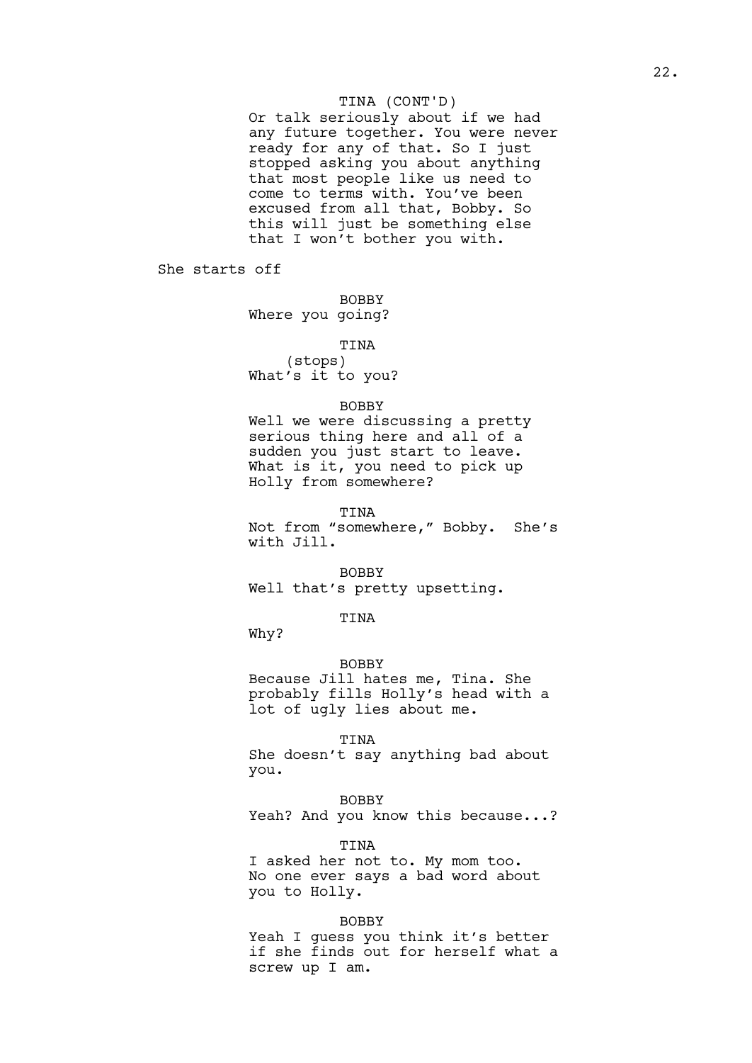TINA (CONT'D)
Or talk seriously about if we had any future together. You were never ready for any of that. So I just stopped asking you about anything that most people like us need to come to terms with. You've been excused from all that, Bobby. So this will just be something else that I won't bother you with.

She starts off

BOBBY
Where you going?

TINA
(stops)
What's it to you?

BOBBY
Well we were discussing a pretty serious thing here and all of a sudden you just start to leave. What is it, you need to pick up Holly from somewhere?

TINA
Not from "somewhere," Bobby. She's with Jill.

BOBBY
Well that's pretty upsetting.

TINA
Why?

BOBBY
Because Jill hates me, Tina. She probably fills Holly's head with a lot of ugly lies about me.

TINA
She doesn't say anything bad about you.

BOBBY
Yeah? And you know this because...?

TINA
I asked her not to. My mom too. No one ever says a bad word about you to Holly.

BOBBY
Yeah I guess you think it's better if she finds out for herself what a screw up I am.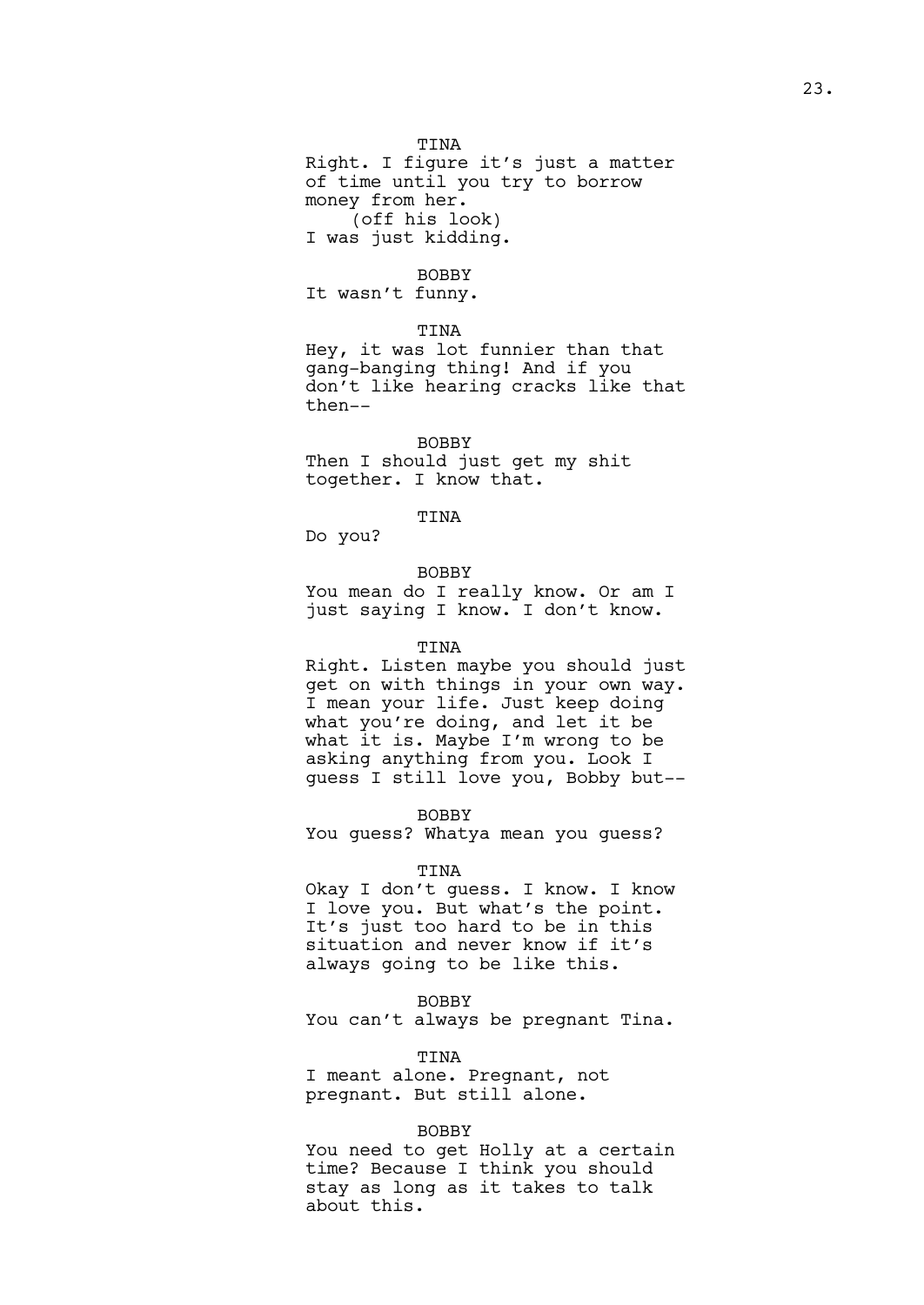TINA
Right. I figure it's just a matter of time until you try to borrow money from her.
(off his look)
I was just kidding.

BOBBY
It wasn't funny.

TINA
Hey, it was lot funnier than that gang-banging thing! And if you don't like hearing cracks like that then--

BOBBY
Then I should just get my shit together. I know that.

TINA
Do you?

BOBBY
You mean do I really know. Or am I just saying I know. I don't know.

TINA
Right. Listen maybe you should just get on with things in your own way. I mean your life. Just keep doing what you're doing, and let it be what it is. Maybe I'm wrong to be asking anything from you. Look I guess I still love you, Bobby but--

BOBBY
You guess? Whatya mean you guess?

TINA
Okay I don't guess. I know. I know I love you. But what's the point. It's just too hard to be in this situation and never know if it's always going to be like this.

BOBBY
You can't always be pregnant Tina.

TINA
I meant alone. Pregnant, not pregnant. But still alone.

BOBBY
You need to get Holly at a certain time? Because I think you should stay as long as it takes to talk about this.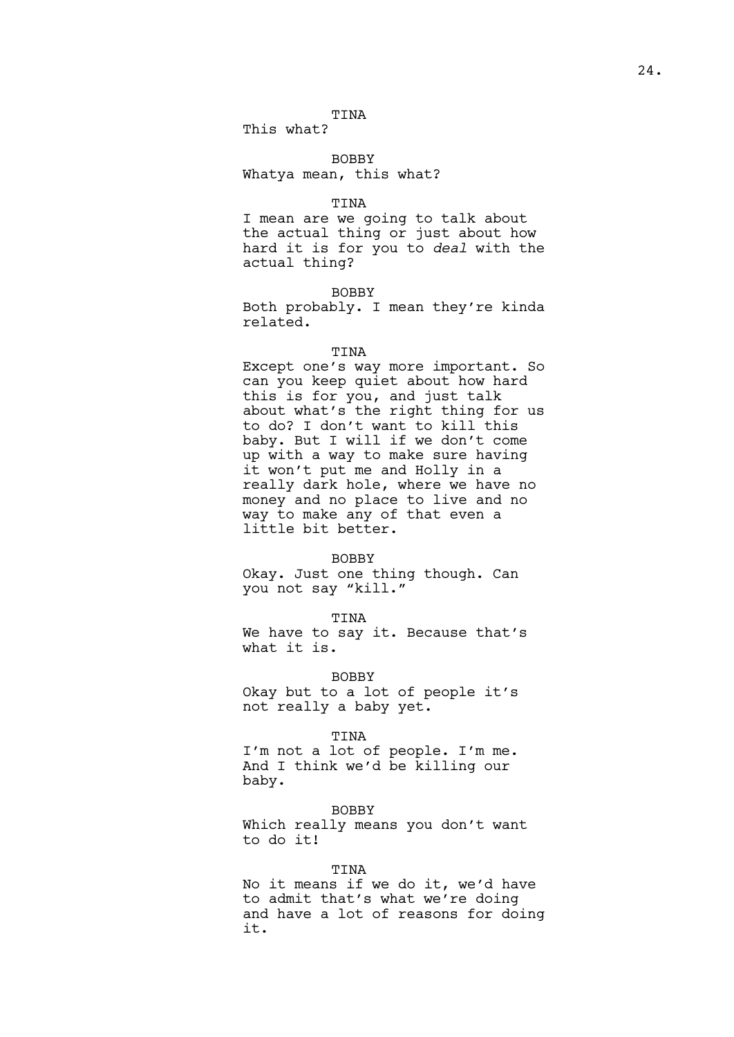TINA
This what?

BOBBY
Whatya mean, this what?

TINA
I mean are we going to talk about the actual thing or just about how hard it is for you to *deal* with the actual thing?

BOBBY
Both probably. I mean they're kinda related.

TINA
Except one's way more important. So can you keep quiet about how hard this is for you, and just talk about what's the right thing for us to do? I don't want to kill this baby. But I will if we don't come up with a way to make sure having it won't put me and Holly in a really dark hole, where we have no money and no place to live and no way to make any of that even a little bit better.

BOBBY
Okay. Just one thing though. Can you not say "kill."

TINA
We have to say it. Because that's what it is.

BOBBY
Okay but to a lot of people it's not really a baby yet.

TINA
I'm not a lot of people. I'm me. And I think we'd be killing our baby.

BOBBY
Which really means you don't want to do it!

TINA
No it means if we do it, we'd have to admit that's what we're doing and have a lot of reasons for doing it.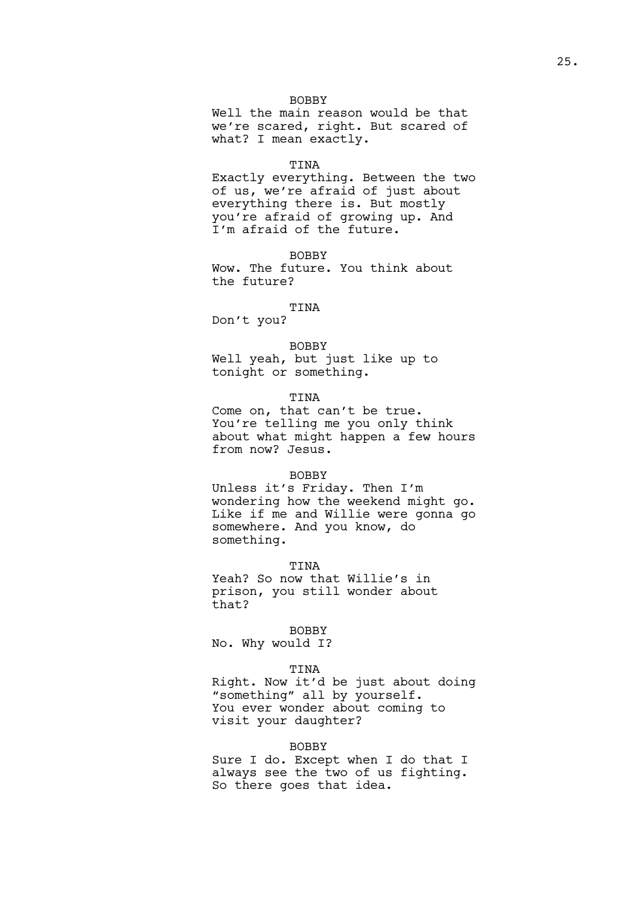BOBBY

Well the main reason would be that we're scared, right. But scared of what? I mean exactly.

TINA

Exactly everything. Between the two of us, we're afraid of just about everything there is. But mostly you're afraid of growing up. And I'm afraid of the future.

BOBBY

Wow. The future. You think about the future?

TINA

Don't you?

BOBBY

Well yeah, but just like up to tonight or something.

TINA

Come on, that can't be true. You're telling me you only think about what might happen a few hours from now? Jesus.

BOBBY

Unless it's Friday. Then I'm wondering how the weekend might go. Like if me and Willie were gonna go somewhere. And you know, do something.

TINA

Yeah? So now that Willie's in prison, you still wonder about that?

BOBBY

No. Why would I?

TINA

Right. Now it'd be just about doing "something" all by yourself. You ever wonder about coming to visit your daughter?

BOBBY

Sure I do. Except when I do that I always see the two of us fighting. So there goes that idea.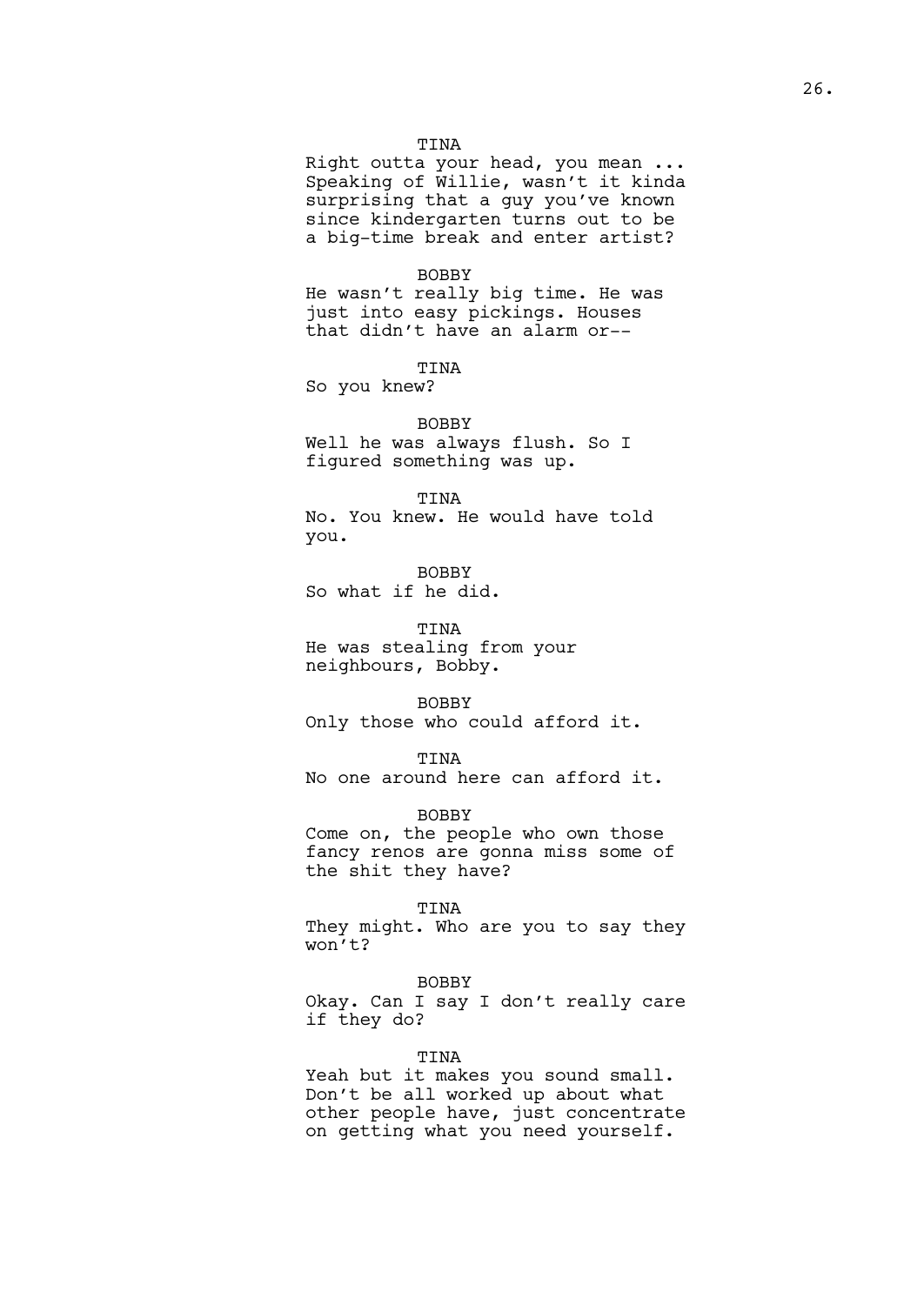TINA

Right outta your head, you mean ... Speaking of Willie, wasn't it kinda surprising that a guy you've known since kindergarten turns out to be a big-time break and enter artist?

BOBBY

He wasn't really big time. He was just into easy pickings. Houses that didn't have an alarm or--

TINA

So you knew?

BOBBY

Well he was always flush. So I figured something was up.

TINA

No. You knew. He would have told you.

BOBBY

So what if he did.

TINA

He was stealing from your neighbours, Bobby.

BOBBY

Only those who could afford it.

TINA

No one around here can afford it.

BOBBY

Come on, the people who own those fancy renos are gonna miss some of the shit they have?

TINA

They might. Who are you to say they won't?

BOBBY

Okay. Can I say I don't really care if they do?

TINA

Yeah but it makes you sound small. Don't be all worked up about what other people have, just concentrate on getting what you need yourself.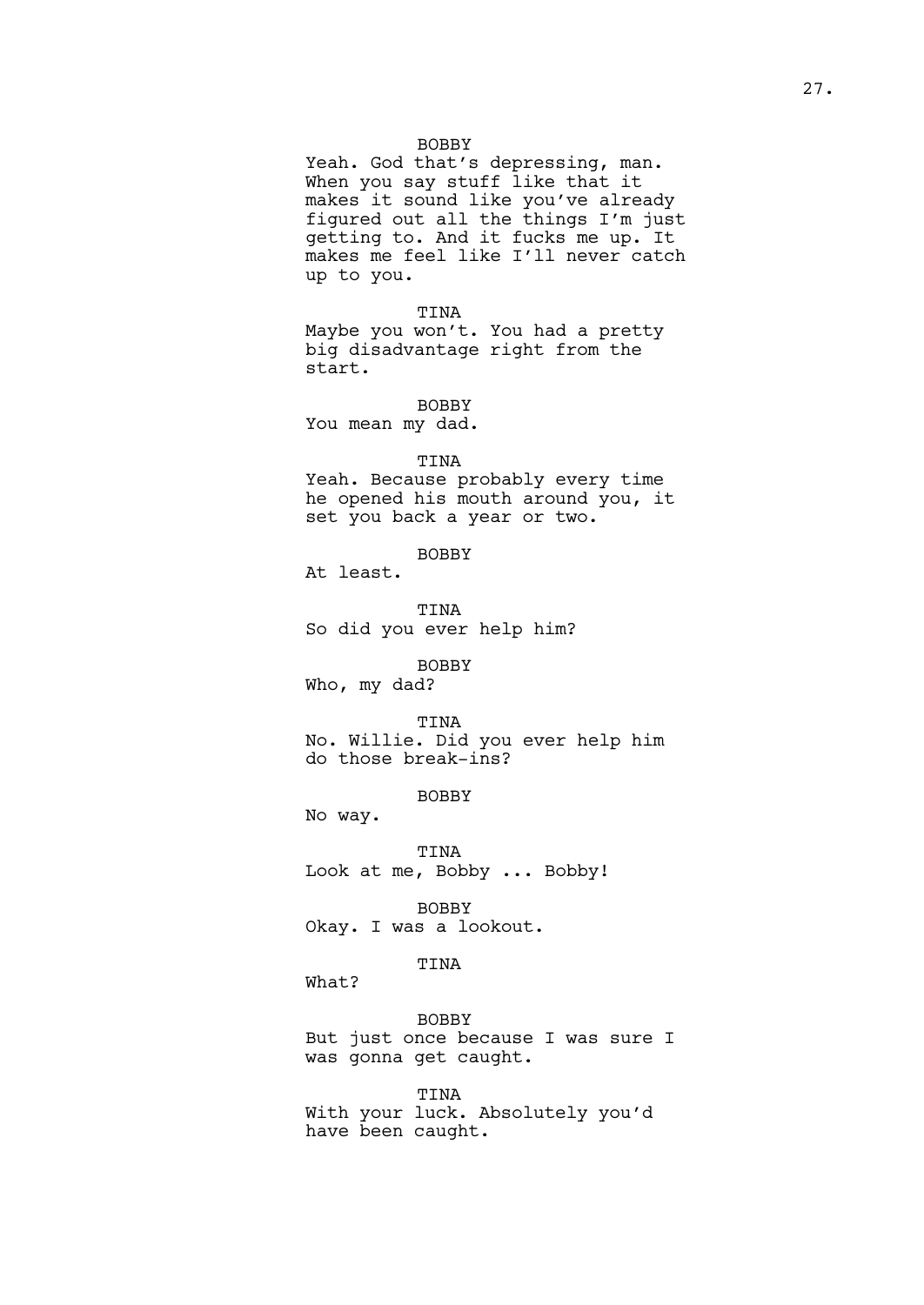BOBBY
Yeah. God that's depressing, man. When you say stuff like that it makes it sound like you've already figured out all the things I'm just getting to. And it fucks me up. It makes me feel like I'll never catch up to you.

TINA
Maybe you won't. You had a pretty big disadvantage right from the start.

BOBBY
You mean my dad.

TINA
Yeah. Because probably every time he opened his mouth around you, it set you back a year or two.

BOBBY
At least.

TINA
So did you ever help him?

BOBBY
Who, my dad?

TINA
No. Willie. Did you ever help him do those break-ins?

BOBBY
No way.

TINA
Look at me, Bobby ... Bobby!

BOBBY
Okay. I was a lookout.

TINA
What?

BOBBY
But just once because I was sure I was gonna get caught.

TINA
With your luck. Absolutely you'd have been caught.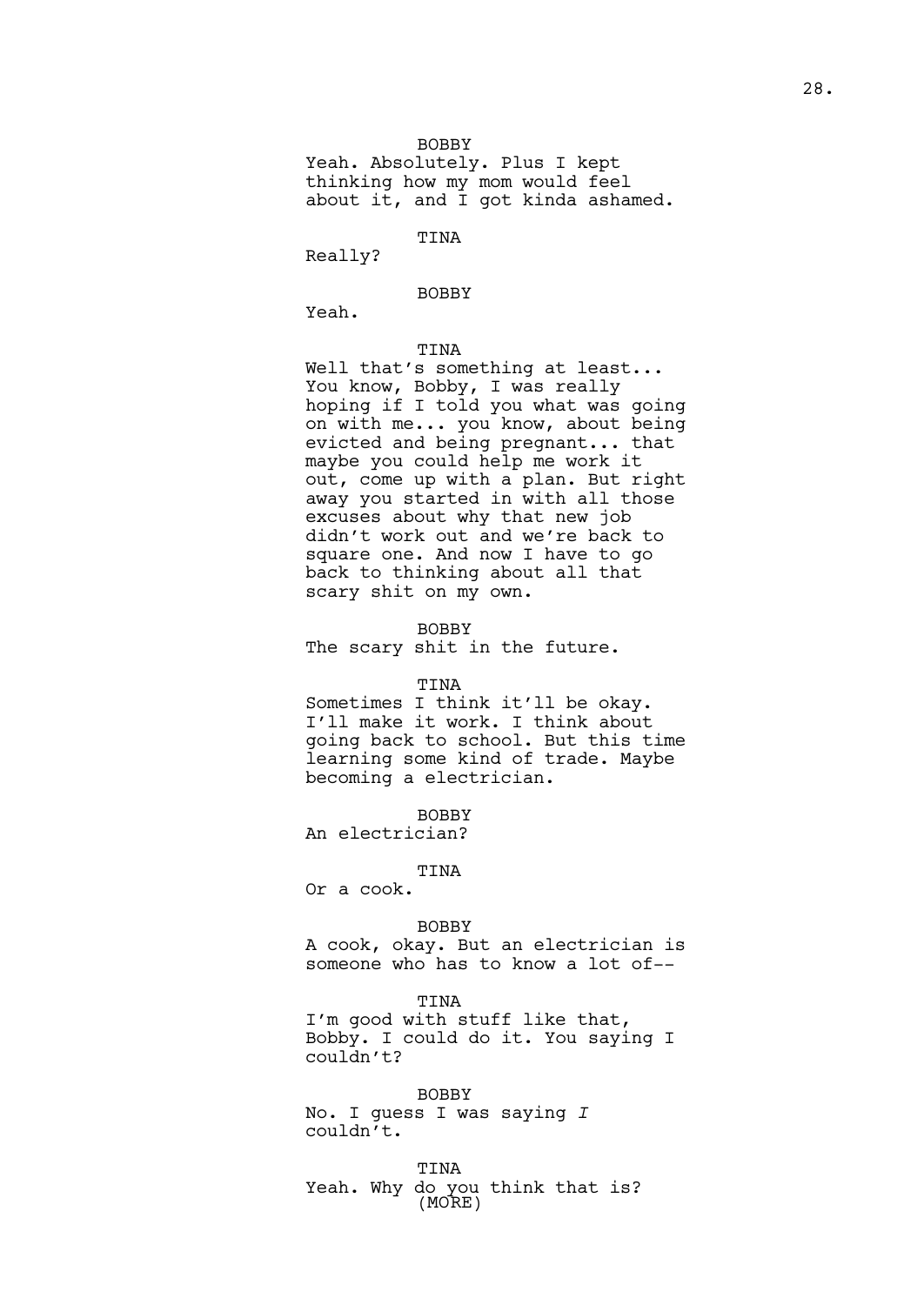BOBBY

Yeah. Absolutely. Plus I kept thinking how my mom would feel about it, and I got kinda ashamed.

TINA

Really?

BOBBY

Yeah.

TINA

Well that's something at least... You know, Bobby, I was really hoping if I told you what was going on with me... you know, about being evicted and being pregnant... that maybe you could help me work it out, come up with a plan. But right away you started in with all those excuses about why that new job didn't work out and we're back to square one. And now I have to go back to thinking about all that scary shit on my own.

BOBBY

The scary shit in the future.

TINA

Sometimes I think it'll be okay. I'll make it work. I think about going back to school. But this time learning some kind of trade. Maybe becoming a electrician.

BOBBY

An electrician?

TINA

Or a cook.

BOBBY

A cook, okay. But an electrician is someone who has to know a lot of--

TINA

I'm good with stuff like that, Bobby. I could do it. You saying I couldn't?

BOBBY

No. I guess I was saying *I* couldn't.

TINA

Yeah. Why do you think that is?

(MORE)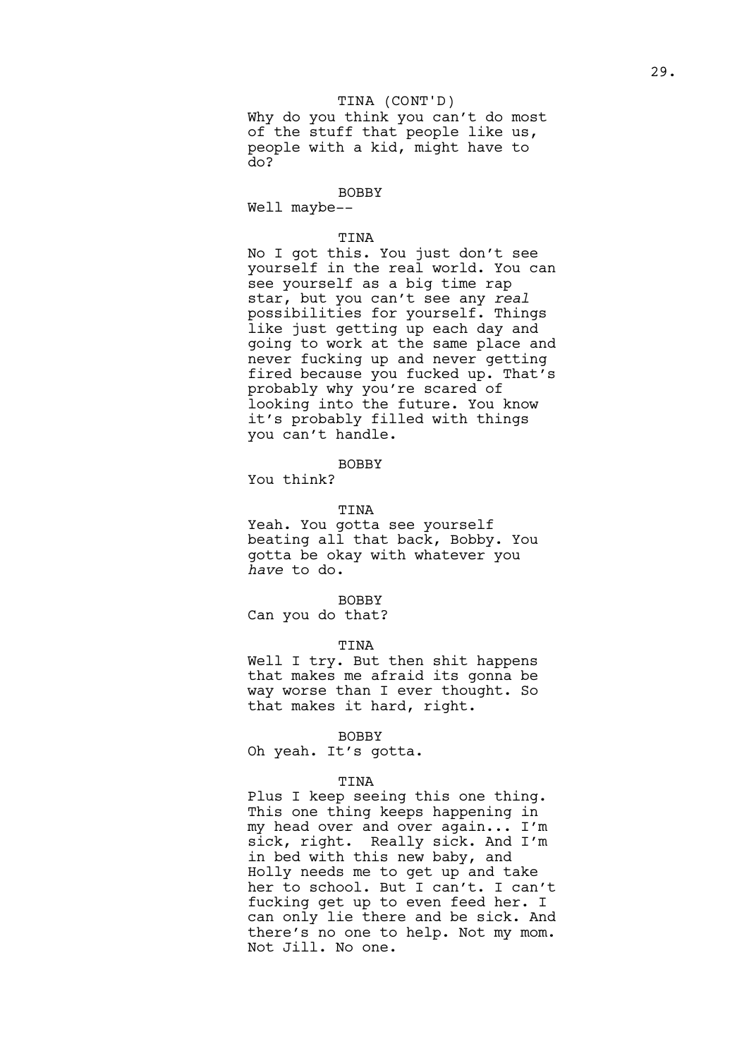TINA (CONT'D)
Why do you think you can't do most of the stuff that people like us, people with a kid, might have to do?

BOBBY
Well maybe--

TINA
No I got this. You just don't see yourself in the real world. You can see yourself as a big time rap star, but you can't see any *real* possibilities for yourself. Things like just getting up each day and going to work at the same place and never fucking up and never getting fired because you fucked up. That's probably why you're scared of looking into the future. You know it's probably filled with things you can't handle.

BOBBY
You think?

TINA
Yeah. You gotta see yourself beating all that back, Bobby. You gotta be okay with whatever you *have* to do.

BOBBY
Can you do that?

TINA
Well I try. But then shit happens that makes me afraid its gonna be way worse than I ever thought. So that makes it hard, right.

BOBBY
Oh yeah. It's gotta.

TINA
Plus I keep seeing this one thing. This one thing keeps happening in my head over and over again... I'm sick, right. Really sick. And I'm in bed with this new baby, and Holly needs me to get up and take her to school. But I can't. I can't fucking get up to even feed her. I can only lie there and be sick. And there's no one to help. Not my mom. Not Jill. No one.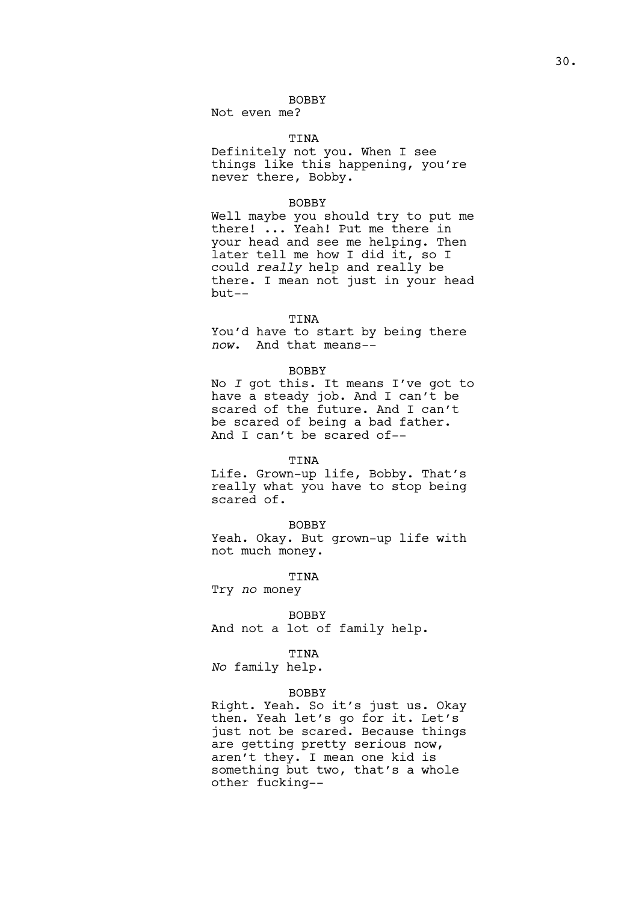BOBBY
Not even me?

TINA
Definitely not you. When I see things like this happening, you're never there, Bobby.

BOBBY
Well maybe you should try to put me there! ... Yeah! Put me there in your head and see me helping. Then later tell me how I did it, so I could *really* help and really be there. I mean not just in your head but--

TINA
You'd have to start by being there *now*. And that means--

BOBBY
No *I* got this. It means I've got to have a steady job. And I can't be scared of the future. And I can't be scared of being a bad father. And I can't be scared of--

TINA
Life. Grown-up life, Bobby. That's really what you have to stop being scared of.

BOBBY
Yeah. Okay. But grown-up life with not much money.

TINA
Try *no* money

BOBBY
And not a lot of family help.

TINA
*No* family help.

BOBBY
Right. Yeah. So it's just us. Okay then. Yeah let's go for it. Let's just not be scared. Because things are getting pretty serious now, aren't they. I mean one kid is something but two, that's a whole other fucking--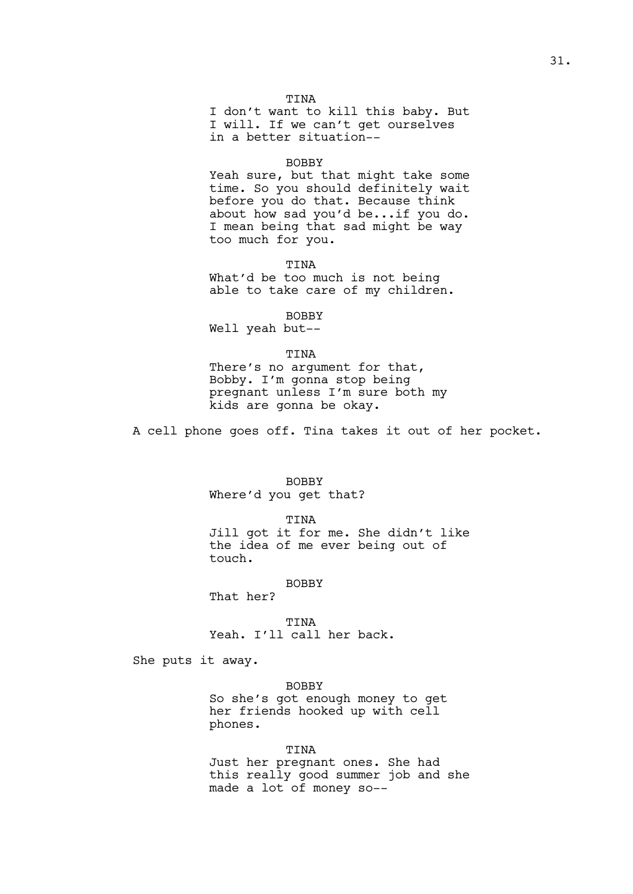TINA
I don't want to kill this baby. But I will. If we can't get ourselves in a better situation--

BOBBY
Yeah sure, but that might take some time. So you should definitely wait before you do that. Because think about how sad you'd be...if you do. I mean being that sad might be way too much for you.

TINA
What'd be too much is not being able to take care of my children.

BOBBY
Well yeah but--

TINA
There's no argument for that, Bobby. I'm gonna stop being pregnant unless I'm sure both my kids are gonna be okay.

A cell phone goes off. Tina takes it out of her pocket.

BOBBY
Where'd you get that?

TINA
Jill got it for me. She didn't like the idea of me ever being out of touch.

BOBBY
That her?

TINA
Yeah. I'll call her back.

She puts it away.

BOBBY
So she's got enough money to get her friends hooked up with cell phones.

TINA
Just her pregnant ones. She had this really good summer job and she made a lot of money so--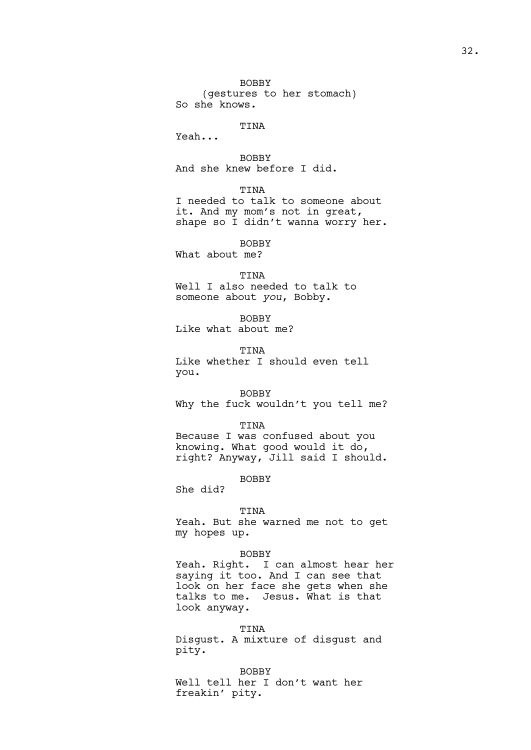BOBBY
(gestures to her stomach)
So she knows.

TINA
Yeah...

BOBBY
And she knew before I did.

TINA
I needed to talk to someone about it. And my mom's not in great, shape so I didn't wanna worry her.

BOBBY
What about me?

TINA
Well I also needed to talk to someone about *you*, Bobby.

BOBBY
Like what about me?

TINA
Like whether I should even tell you.

BOBBY
Why the fuck wouldn't you tell me?

TINA
Because I was confused about you knowing. What good would it do, right? Anyway, Jill said I should.

BOBBY
She did?

TINA
Yeah. But she warned me not to get my hopes up.

BOBBY
Yeah. Right. I can almost hear her saying it too. And I can see that look on her face she gets when she talks to me. Jesus. What is that look anyway.

TINA
Disgust. A mixture of disgust and pity.

BOBBY
Well tell her I don't want her freakin' pity.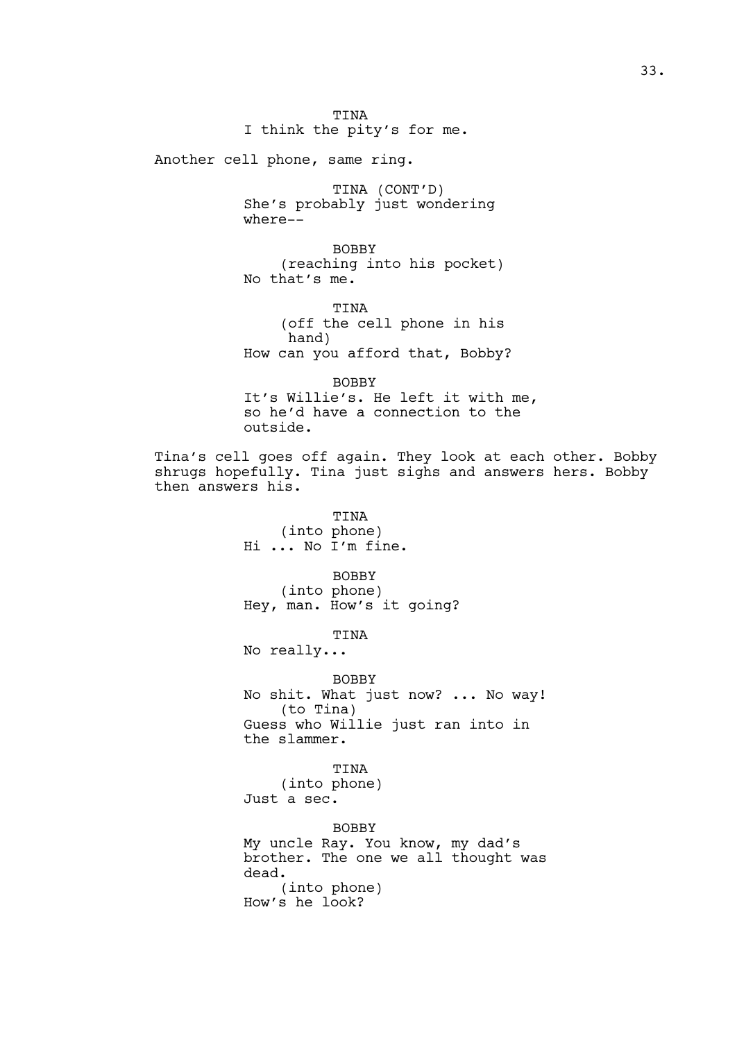TINA
I think the pity's for me.

Another cell phone, same ring.

TINA (CONT'D)
She's probably just wondering where--

BOBBY
(reaching into his pocket)
No that's me.

TINA
(off the cell phone in his hand)
How can you afford that, Bobby?

BOBBY
It's Willie's. He left it with me, so he'd have a connection to the outside.

Tina's cell goes off again. They look at each other. Bobby shrugs hopefully. Tina just sighs and answers hers. Bobby then answers his.

TINA
(into phone)
Hi ... No I'm fine.

BOBBY
(into phone)
Hey, man. How's it going?

TINA
No really...

BOBBY
No shit. What just now? ... No way!
(to Tina)
Guess who Willie just ran into in the slammer.

TINA
(into phone)
Just a sec.

BOBBY
My uncle Ray. You know, my dad's brother. The one we all thought was dead.
(into phone)
How's he look?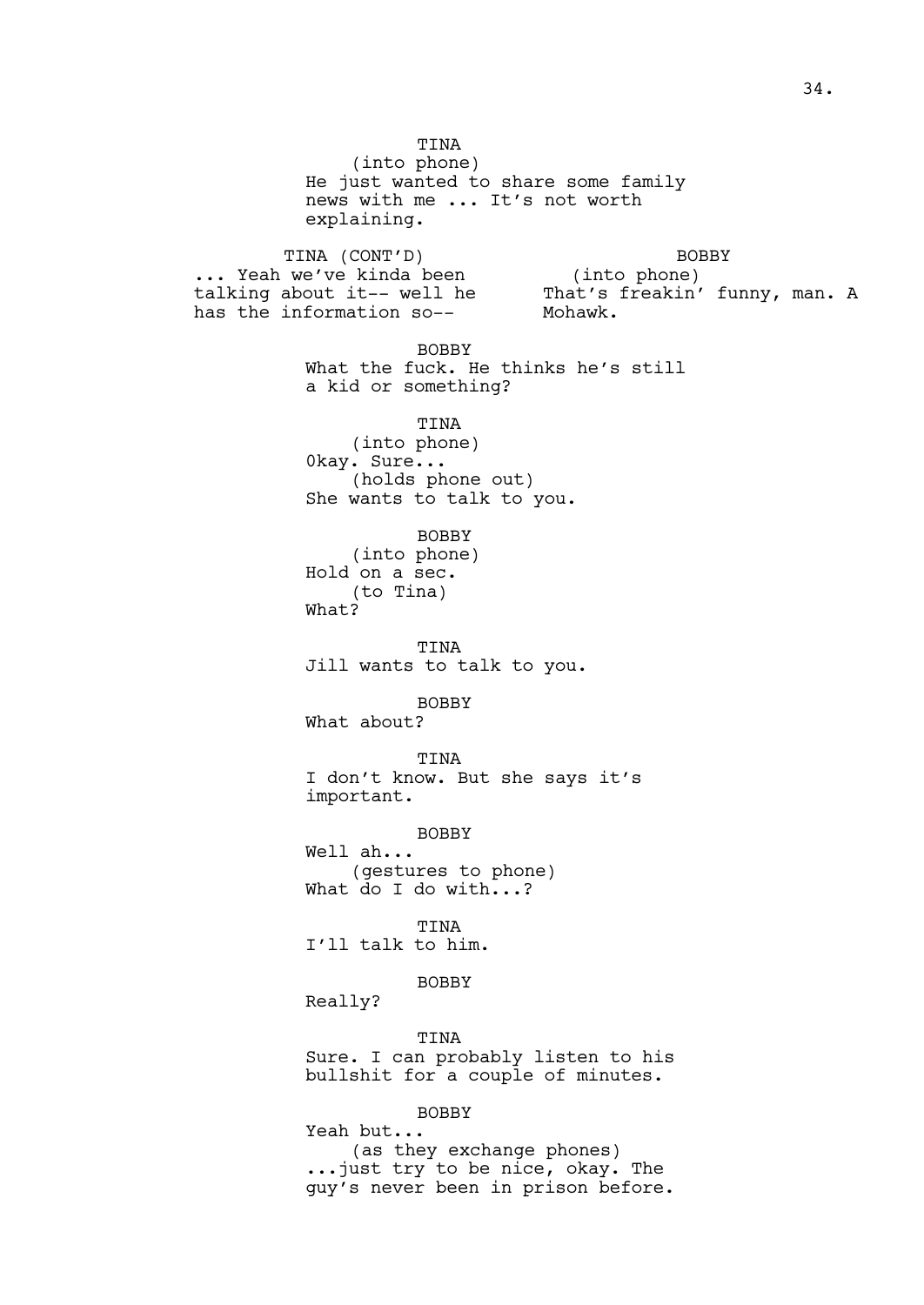TINA
(into phone)
He just wanted to share some family news with me ... It's not worth explaining.

TINA (CONT'D)
... Yeah we've kinda been talking about it-- well he has the information so--

BOBBY
(into phone)
That's freakin' funny, man. A Mohawk.

BOBBY
What the fuck. He thinks he's still a kid or something?

TINA
(into phone)
Okay. Sure...
(holds phone out)
She wants to talk to you.

BOBBY
(into phone)
Hold on a sec.
(to Tina)
What?

TINA
Jill wants to talk to you.

BOBBY
What about?

TINA
I don't know. But she says it's important.

BOBBY
Well ah...
(gestures to phone)
What do I do with...?

TINA
I'll talk to him.

BOBBY
Really?

TINA
Sure. I can probably listen to his bullshit for a couple of minutes.

BOBBY
Yeah but...
(as they exchange phones)
...just try to be nice, okay. The guy's never been in prison before.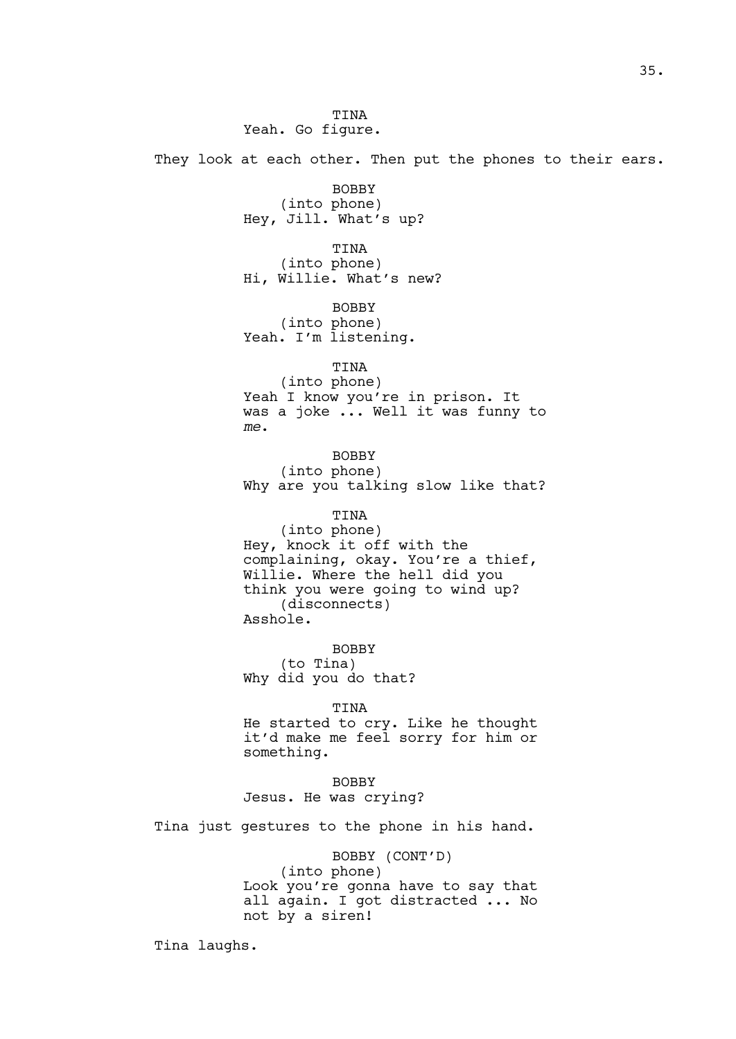TINA
Yeah. Go figure.

They look at each other. Then put the phones to their ears.

BOBBY
(into phone)
Hey, Jill. What's up?

TINA
(into phone)
Hi, Willie. What's new?

BOBBY
(into phone)
Yeah. I'm listening.

TINA
(into phone)
Yeah I know you're in prison. It was a joke ... Well it was funny to *me*.

BOBBY
(into phone)
Why are you talking slow like that?

TINA
(into phone)
Hey, knock it off with the complaining, okay. You're a thief, Willie. Where the hell did you think you were going to wind up?
(disconnects)
Asshole.

BOBBY
(to Tina)
Why did you do that?

TINA
He started to cry. Like he thought it'd make me feel sorry for him or something.

BOBBY
Jesus. He was crying?

Tina just gestures to the phone in his hand.

BOBBY (CONT'D)
(into phone)
Look you're gonna have to say that all again. I got distracted ... No not by a siren!

Tina laughs.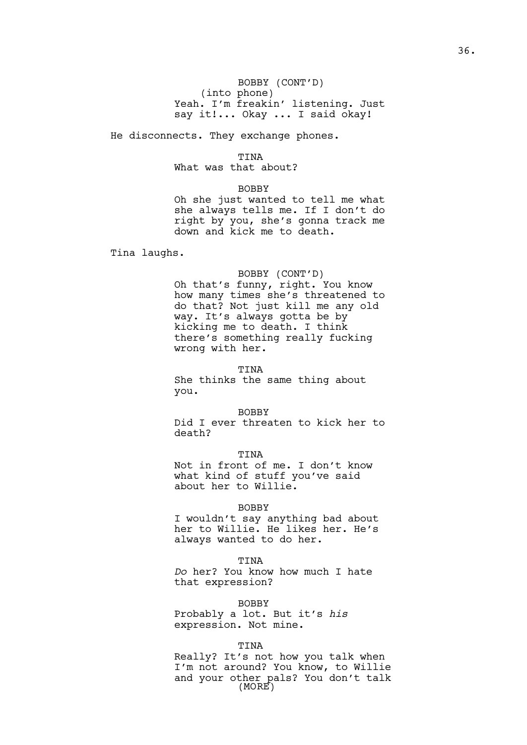BOBBY (CONT'D)
(into phone)
Yeah. I'm freakin' listening. Just say it!... Okay ... I said okay!

He disconnects. They exchange phones.

TINA
What was that about?

BOBBY
Oh she just wanted to tell me what she always tells me. If I don't do right by you, she's gonna track me down and kick me to death.

Tina laughs.

BOBBY (CONT'D)
Oh that's funny, right. You know how many times she's threatened to do that? Not just kill me any old way. It's always gotta be by kicking me to death. I think there's something really fucking wrong with her.

TINA
She thinks the same thing about you.

BOBBY
Did I ever threaten to kick her to death?

TINA
Not in front of me. I don't know what kind of stuff you've said about her to Willie.

BOBBY
I wouldn't say anything bad about her to Willie. He likes her. He's always wanted to do her.

TINA
*Do* her? You know how much I hate that expression?

BOBBY
Probably a lot. But it's *his* expression. Not mine.

TINA
Really? It's not how you talk when I'm not around? You know, to Willie and your other pals? You don't talk
(MORE)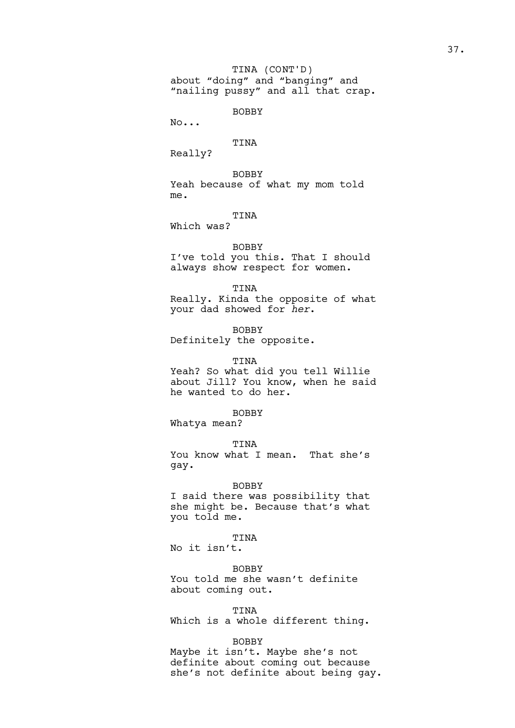TINA (CONT'D)
about “doing” and “banging” and “nailing pussy” and all that crap.

BOBBY
No...

TINA
Really?

BOBBY
Yeah because of what my mom told me.

TINA
Which was?

BOBBY
I’ve told you this. That I should always show respect for women.

TINA
Really. Kinda the opposite of what your dad showed for *her*.

BOBBY
Definitely the opposite.

TINA
Yeah? So what did you tell Willie about Jill? You know, when he said he wanted to do her.

BOBBY
Whatya mean?

TINA
You know what I mean.  That she’s gay.

BOBBY
I said there was possibility that she might be. Because that’s what you told me.

TINA
No it isn’t.

BOBBY
You told me she wasn’t definite about coming out.

TINA
Which is a whole different thing.

BOBBY
Maybe it isn’t. Maybe she’s not definite about coming out because she’s not definite about being gay.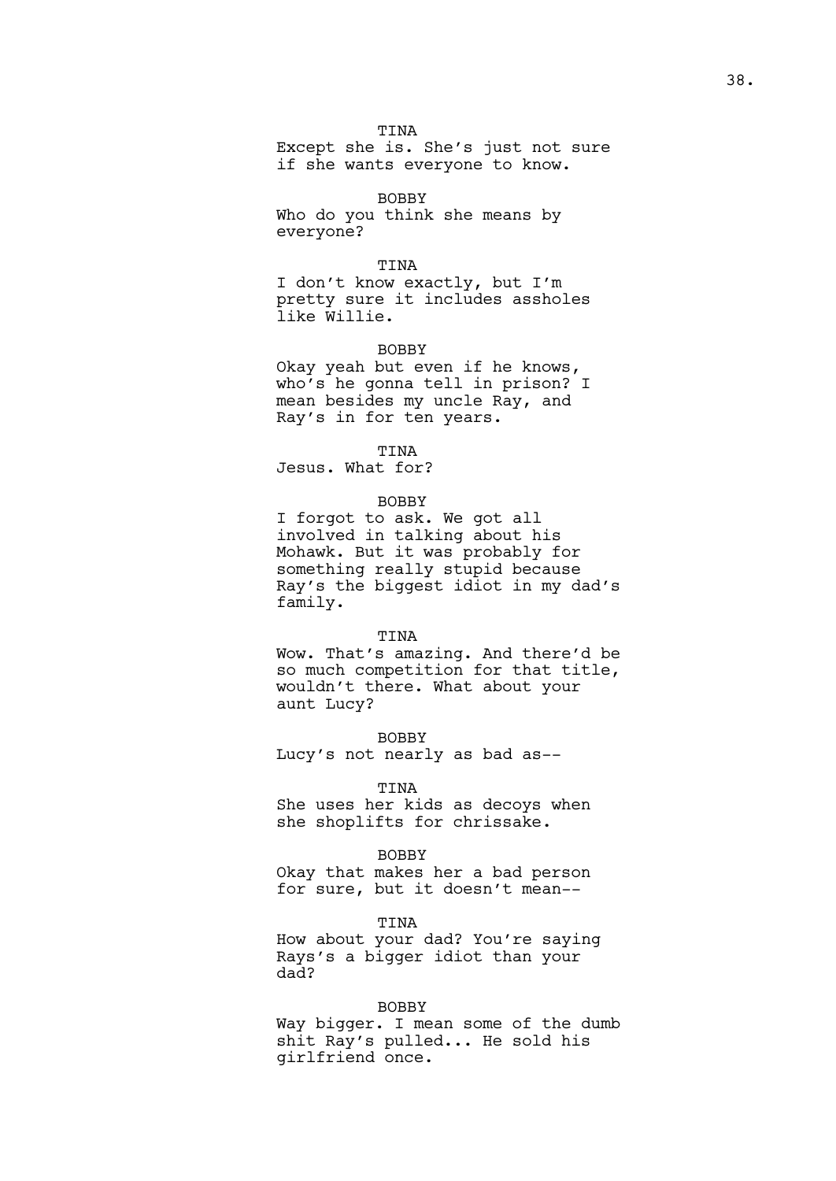TINA
Except she is. She's just not sure if she wants everyone to know.

BOBBY
Who do you think she means by everyone?

TINA
I don't know exactly, but I'm pretty sure it includes assholes like Willie.

BOBBY
Okay yeah but even if he knows, who's he gonna tell in prison? I mean besides my uncle Ray, and Ray's in for ten years.

TINA
Jesus. What for?

BOBBY
I forgot to ask. We got all involved in talking about his Mohawk. But it was probably for something really stupid because Ray's the biggest idiot in my dad's family.

TINA
Wow. That's amazing. And there'd be so much competition for that title, wouldn't there. What about your aunt Lucy?

BOBBY
Lucy's not nearly as bad as--

TINA
She uses her kids as decoys when she shoplifts for chrissake.

BOBBY
Okay that makes her a bad person for sure, but it doesn't mean--

TINA
How about your dad? You're saying Rays's a bigger idiot than your dad?

BOBBY
Way bigger. I mean some of the dumb shit Ray's pulled... He sold his girlfriend once.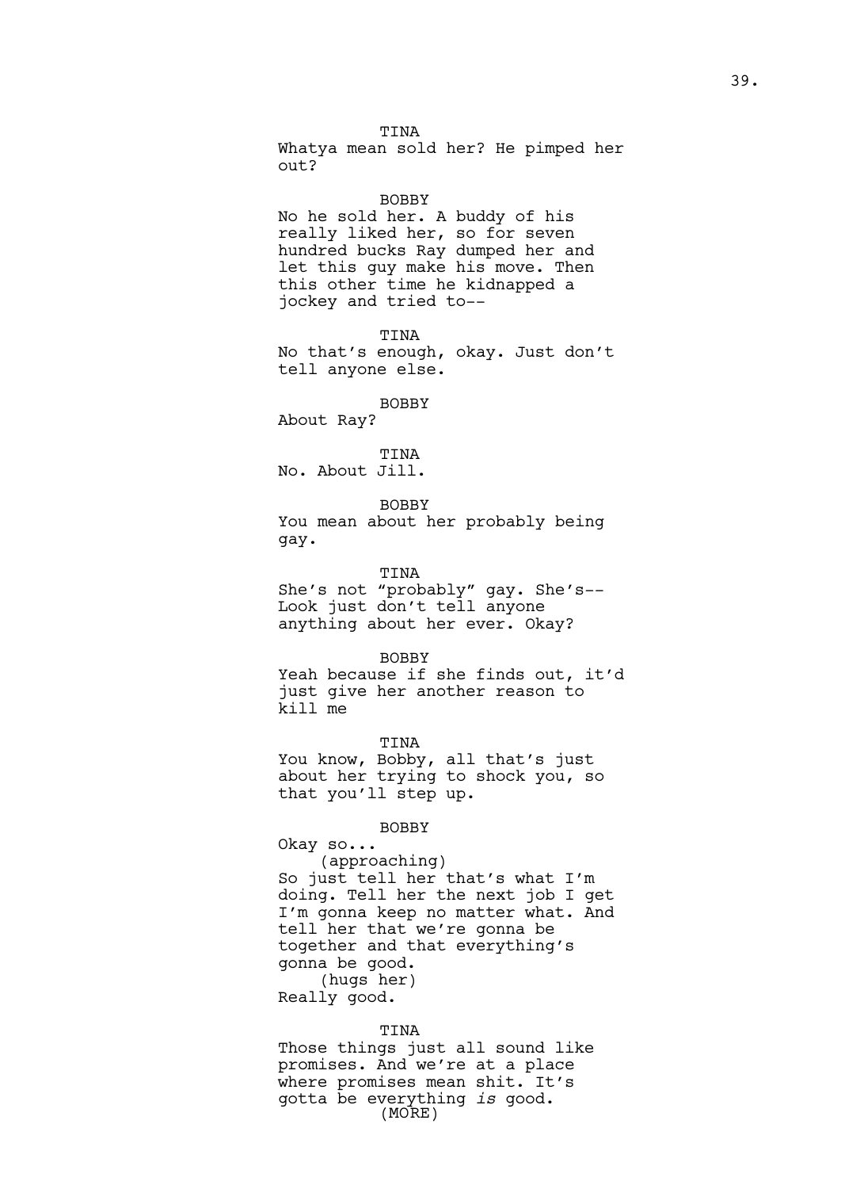TINA
Whatya mean sold her? He pimped her out?

BOBBY
No he sold her. A buddy of his really liked her, so for seven hundred bucks Ray dumped her and let this guy make his move. Then this other time he kidnapped a jockey and tried to--

TINA
No that's enough, okay. Just don't tell anyone else.

BOBBY
About Ray?

TINA
No. About Jill.

BOBBY
You mean about her probably being gay.

TINA
She's not "probably" gay. She's-- Look just don't tell anyone anything about her ever. Okay?

BOBBY
Yeah because if she finds out, it'd just give her another reason to kill me

TINA
You know, Bobby, all that's just about her trying to shock you, so that you'll step up.

BOBBY
Okay so...
(approaching)
So just tell her that's what I'm doing. Tell her the next job I get I'm gonna keep no matter what. And tell her that we're gonna be together and that everything's gonna be good.
(hugs her)
Really good.

TINA
Those things just all sound like promises. And we're at a place where promises mean shit. It's gotta be everything *is* good.
(MORE)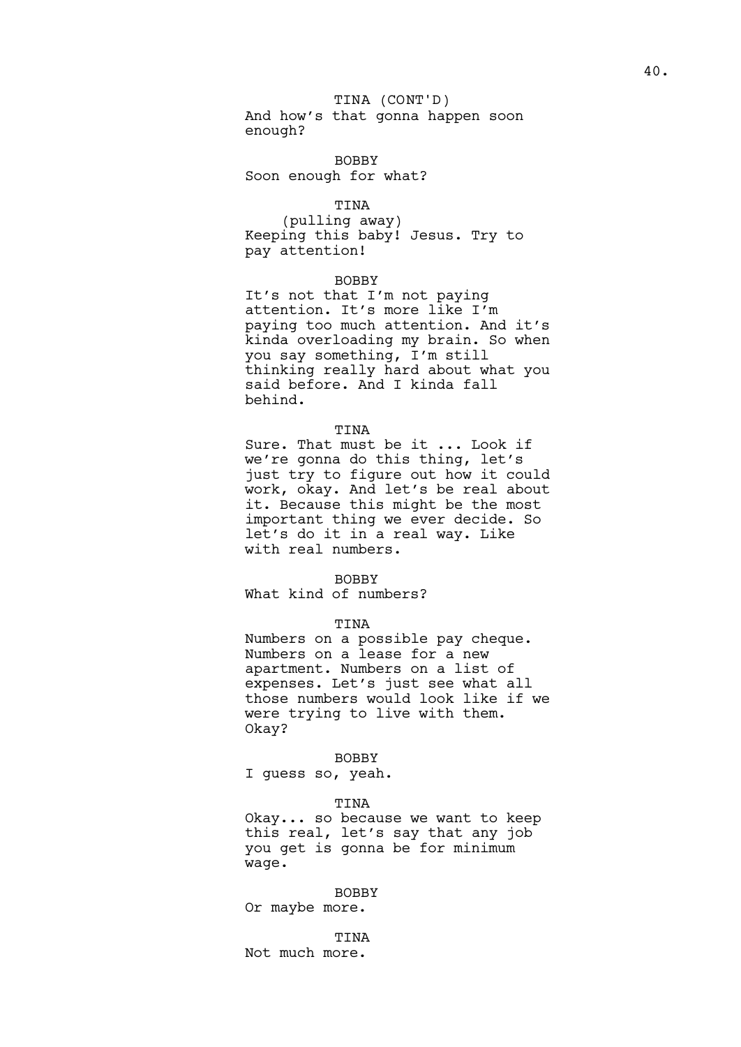TINA (CONT'D)
And how's that gonna happen soon enough?

BOBBY
Soon enough for what?

TINA
(pulling away)
Keeping this baby! Jesus. Try to pay attention!

BOBBY
It's not that I'm not paying attention. It's more like I'm paying too much attention. And it's kinda overloading my brain. So when you say something, I'm still thinking really hard about what you said before. And I kinda fall behind.

TINA
Sure. That must be it ... Look if we're gonna do this thing, let's just try to figure out how it could work, okay. And let's be real about it. Because this might be the most important thing we ever decide. So let's do it in a real way. Like with real numbers.

BOBBY
What kind of numbers?

TINA
Numbers on a possible pay cheque. Numbers on a lease for a new apartment. Numbers on a list of expenses. Let's just see what all those numbers would look like if we were trying to live with them. Okay?

BOBBY
I guess so, yeah.

TINA
Okay... so because we want to keep this real, let's say that any job you get is gonna be for minimum wage.

BOBBY
Or maybe more.

TINA
Not much more.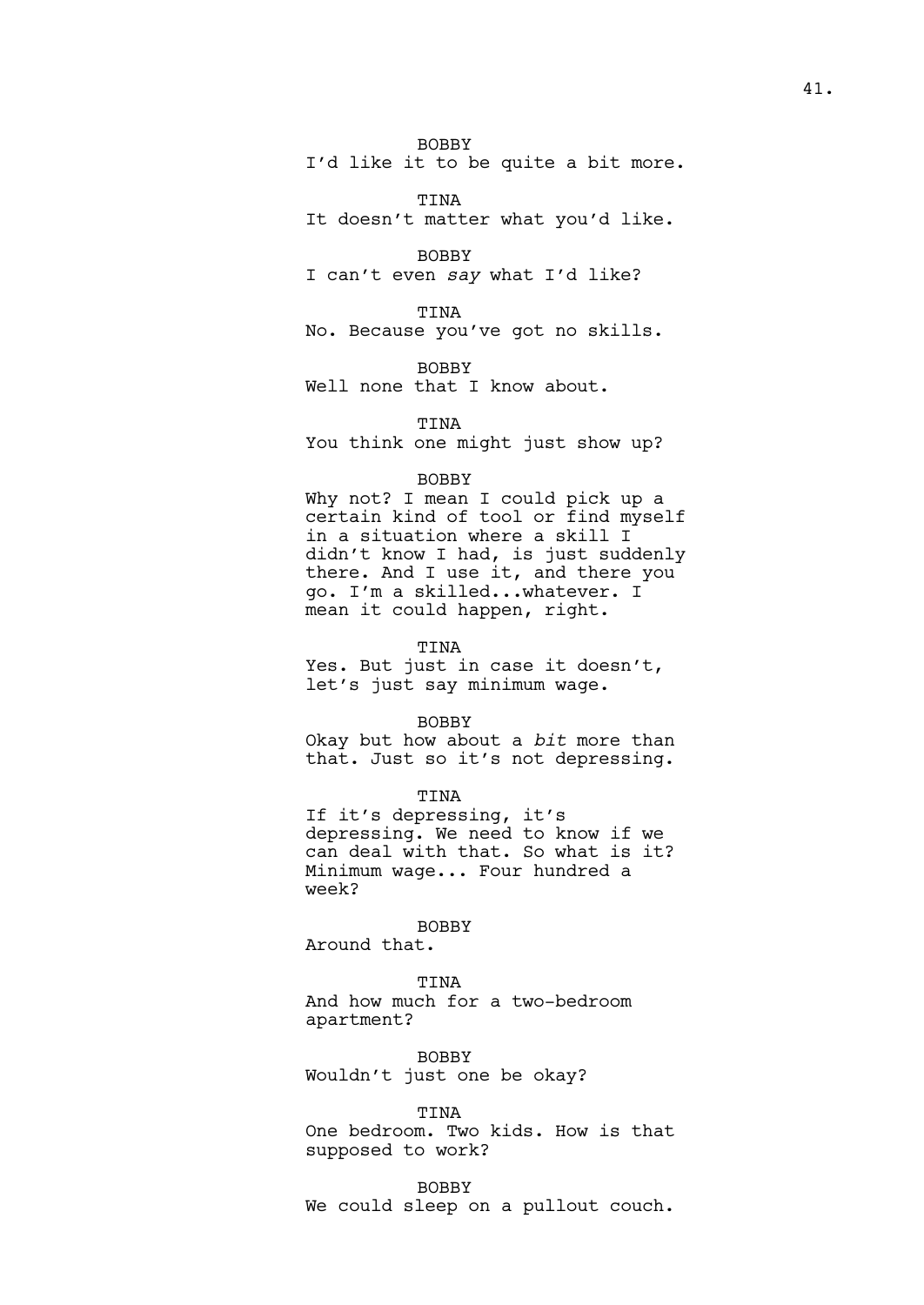BOBBY

I'd like it to be quite a bit more.

TINA

It doesn't matter what you'd like.

BOBBY

I can't even *say* what I'd like?

TINA

No. Because you've got no skills.

BOBBY

Well none that I know about.

TINA

You think one might just show up?

BOBBY

Why not? I mean I could pick up a certain kind of tool or find myself in a situation where a skill I didn't know I had, is just suddenly there. And I use it, and there you go. I'm a skilled...whatever. I mean it could happen, right.

TINA

Yes. But just in case it doesn't, let's just say minimum wage.

BOBBY

Okay but how about a *bit* more than that. Just so it's not depressing.

TINA

If it's depressing, it's depressing. We need to know if we can deal with that. So what is it? Minimum wage... Four hundred a week?

BOBBY

Around that.

TINA

And how much for a two-bedroom apartment?

BOBBY

Wouldn't just one be okay?

TINA

One bedroom. Two kids. How is that supposed to work?

BOBBY

We could sleep on a pullout couch.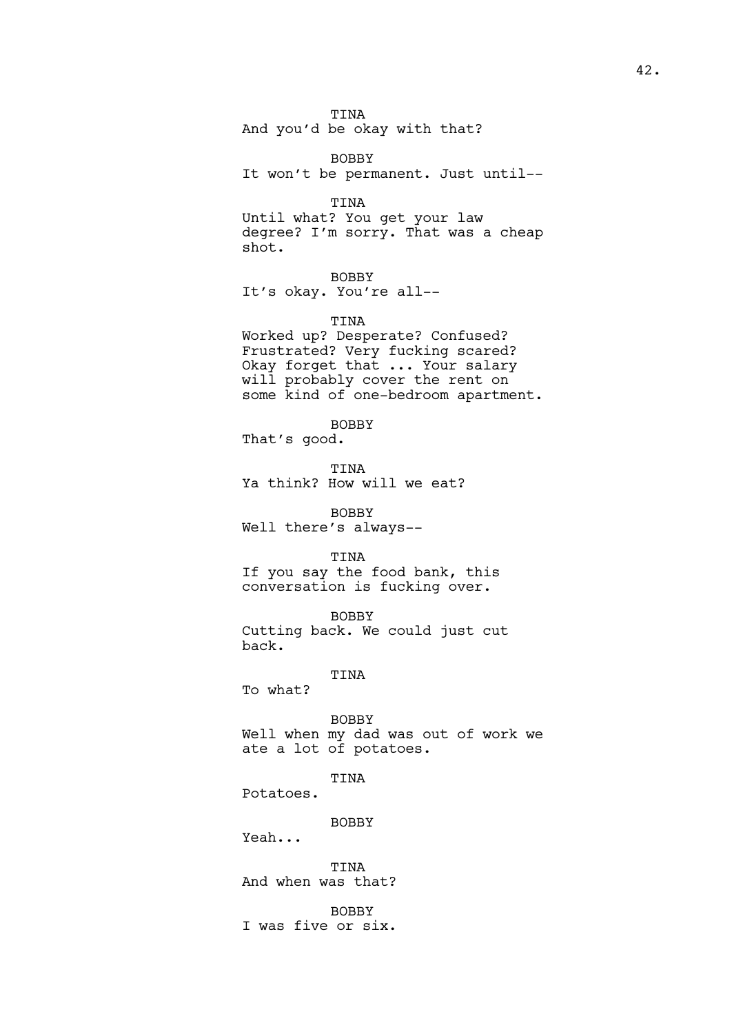TINA

And you'd be okay with that?

BOBBY

It won't be permanent. Just until--

TINA

Until what? You get your law degree? I'm sorry. That was a cheap shot.

BOBBY

It's okay. You're all--

TINA

Worked up? Desperate? Confused? Frustrated? Very fucking scared? Okay forget that ... Your salary will probably cover the rent on some kind of one-bedroom apartment.

BOBBY

That's good.

TINA

Ya think? How will we eat?

BOBBY

Well there's always--

TINA

If you say the food bank, this conversation is fucking over.

BOBBY

Cutting back. We could just cut back.

TINA

To what?

BOBBY

Well when my dad was out of work we ate a lot of potatoes.

TINA

Potatoes.

BOBBY

Yeah...

TINA

And when was that?

BOBBY

I was five or six.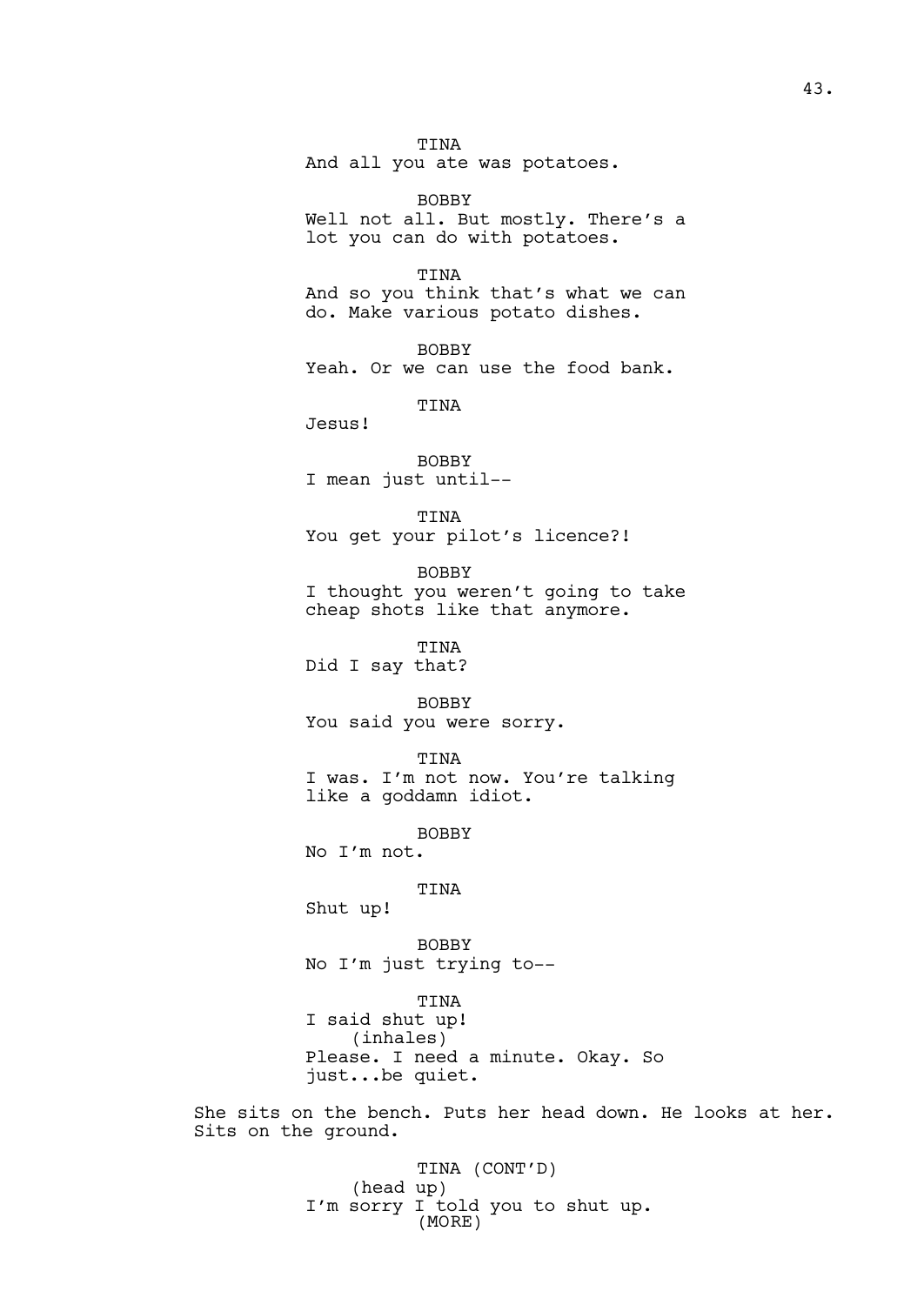TINA
And all you ate was potatoes.

BOBBY
Well not all. But mostly. There's a lot you can do with potatoes.

TINA
And so you think that's what we can do. Make various potato dishes.

BOBBY
Yeah. Or we can use the food bank.

TINA
Jesus!

BOBBY
I mean just until--

TINA
You get your pilot's licence?!

BOBBY
I thought you weren't going to take cheap shots like that anymore.

TINA
Did I say that?

BOBBY
You said you were sorry.

TINA
I was. I'm not now. You're talking like a goddamn idiot.

BOBBY
No I'm not.

TINA
Shut up!

BOBBY
No I'm just trying to--

TINA
I said shut up!
(inhales)
Please. I need a minute. Okay. So just...be quiet.

She sits on the bench. Puts her head down. He looks at her. Sits on the ground.

TINA (CONT'D)
(head up)
I'm sorry I told you to shut up.
(MORE)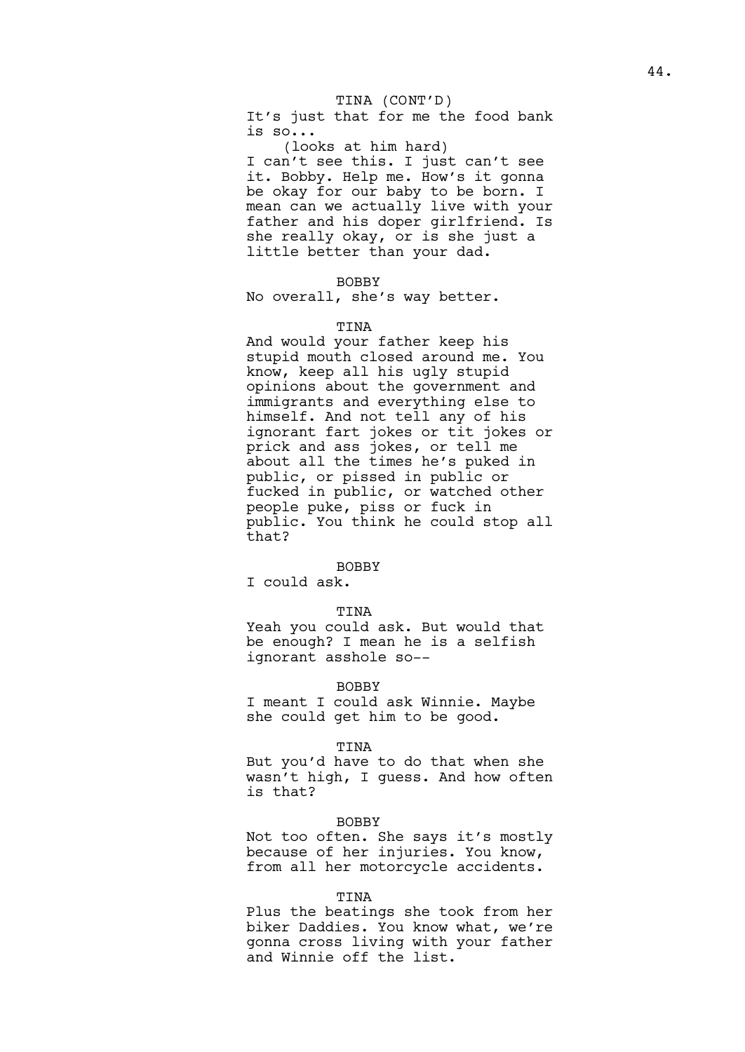TINA (CONT'D)

It's just that for me the food bank is so...

(looks at him hard)

I can't see this. I just can't see it. Bobby. Help me. How's it gonna be okay for our baby to be born. I mean can we actually live with your father and his doper girlfriend. Is she really okay, or is she just a little better than your dad.

BOBBY

No overall, she's way better.

TINA

And would your father keep his stupid mouth closed around me. You know, keep all his ugly stupid opinions about the government and immigrants and everything else to himself. And not tell any of his ignorant fart jokes or tit jokes or prick and ass jokes, or tell me about all the times he's puked in public, or pissed in public or fucked in public, or watched other people puke, piss or fuck in public. You think he could stop all that?

BOBBY

I could ask.

TINA

Yeah you could ask. But would that be enough? I mean he is a selfish ignorant asshole so--

BOBBY

I meant I could ask Winnie. Maybe she could get him to be good.

TINA

But you'd have to do that when she wasn't high, I guess. And how often is that?

BOBBY

Not too often. She says it's mostly because of her injuries. You know, from all her motorcycle accidents.

TINA

Plus the beatings she took from her biker Daddies. You know what, we're gonna cross living with your father and Winnie off the list.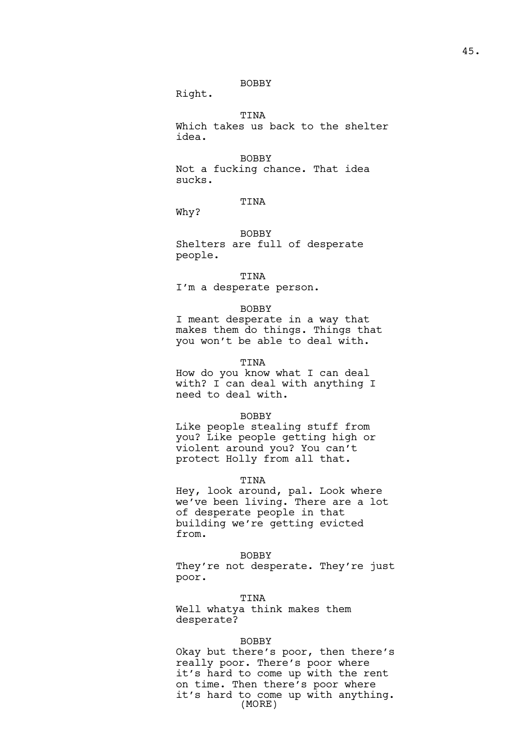BOBBY

Right.

TINA

Which takes us back to the shelter idea.

BOBBY

Not a fucking chance. That idea sucks.

TINA

Why?

BOBBY

Shelters are full of desperate people.

TINA

I'm a desperate person.

BOBBY

I meant desperate in a way that makes them do things. Things that you won't be able to deal with.

TINA

How do you know what I can deal with? I can deal with anything I need to deal with.

BOBBY

Like people stealing stuff from you? Like people getting high or violent around you? You can't protect Holly from all that.

TINA

Hey, look around, pal. Look where we've been living. There are a lot of desperate people in that building we're getting evicted from.

BOBBY

They're not desperate. They're just poor.

TINA

Well whatya think makes them desperate?

BOBBY

Okay but there's poor, then there's really poor. There's poor where it's hard to come up with the rent on time. Then there's poor where it's hard to come up with anything.

(MORE)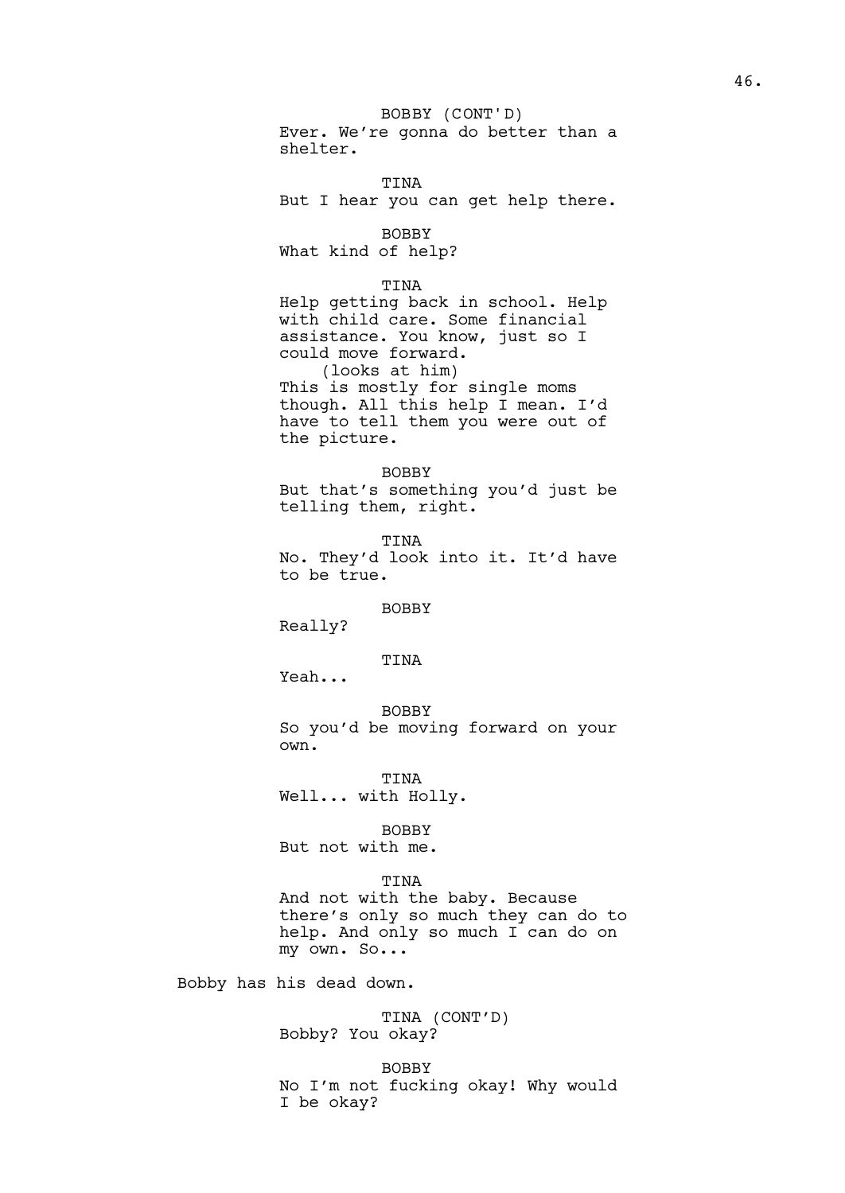BOBBY (CONT'D)
Ever. We're gonna do better than a shelter.

TINA
But I hear you can get help there.

BOBBY
What kind of help?

TINA
Help getting back in school. Help with child care. Some financial assistance. You know, just so I could move forward.
(looks at him)
This is mostly for single moms though. All this help I mean. I'd have to tell them you were out of the picture.

BOBBY
But that's something you'd just be telling them, right.

TINA
No. They'd look into it. It'd have to be true.

BOBBY
Really?

TINA
Yeah...

BOBBY
So you'd be moving forward on your own.

TINA
Well... with Holly.

BOBBY
But not with me.

TINA
And not with the baby. Because there's only so much they can do to help. And only so much I can do on my own. So...

Bobby has his dead down.

TINA (CONT'D)
Bobby? You okay?

BOBBY
No I'm not fucking okay! Why would I be okay?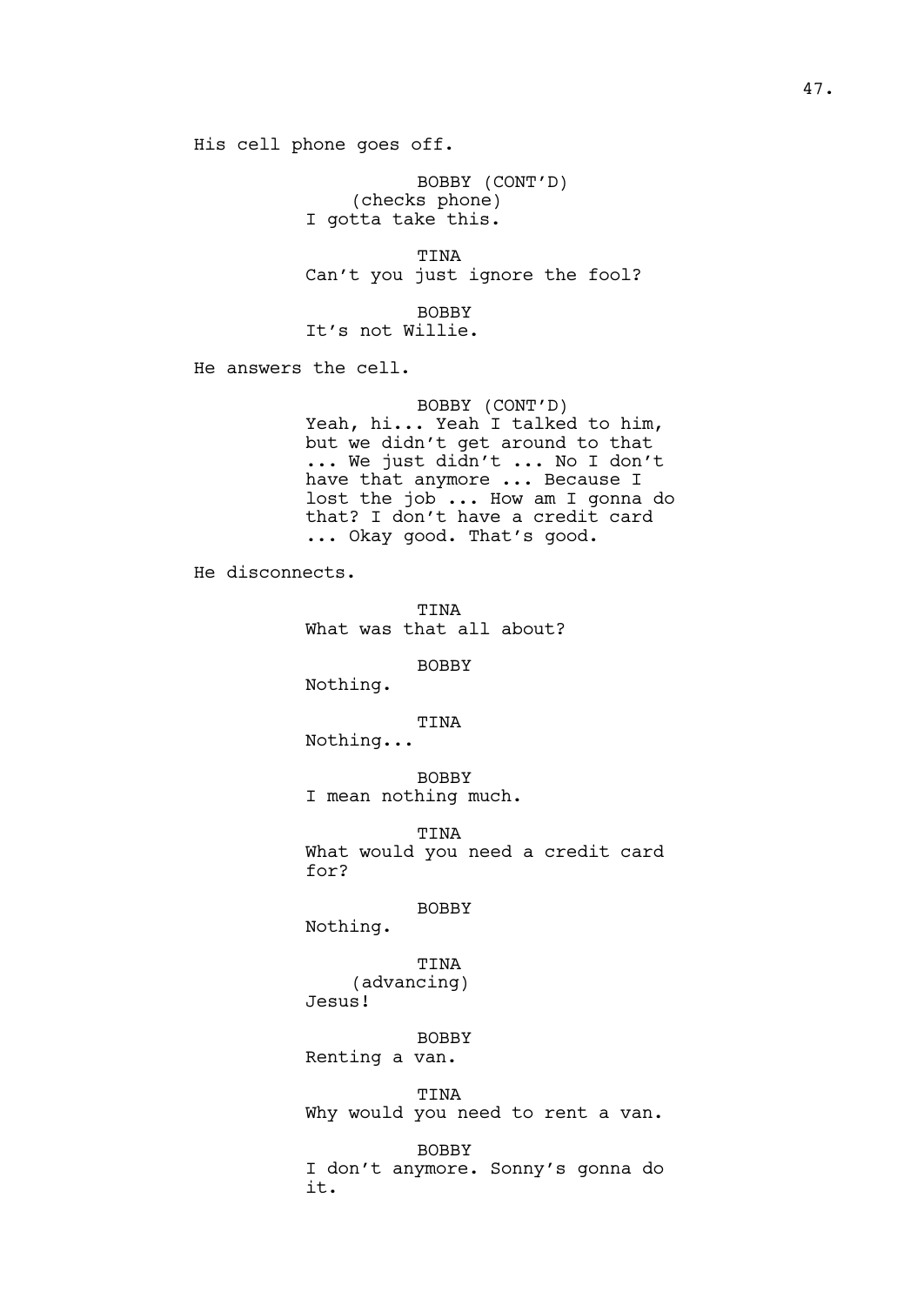His cell phone goes off.

BOBBY (CONT'D)
(checks phone)
I gotta take this.

TINA
Can't you just ignore the fool?

BOBBY
It's not Willie.

He answers the cell.

BOBBY (CONT'D)
Yeah, hi... Yeah I talked to him, but we didn't get around to that ... We just didn't ... No I don't have that anymore ... Because I lost the job ... How am I gonna do that? I don't have a credit card ... Okay good. That's good.

He disconnects.

TINA
What was that all about?

BOBBY
Nothing.

TINA
Nothing...

BOBBY
I mean nothing much.

TINA
What would you need a credit card for?

BOBBY
Nothing.

TINA
(advancing)
Jesus!

BOBBY
Renting a van.

TINA
Why would you need to rent a van.

BOBBY
I don't anymore. Sonny's gonna do it.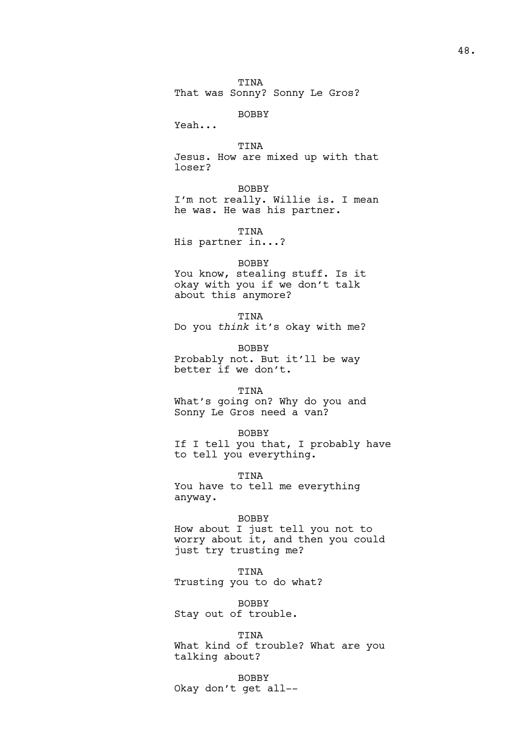TINA
That was Sonny? Sonny Le Gros?

BOBBY
Yeah...

TINA
Jesus. How are mixed up with that loser?

BOBBY
I'm not really. Willie is. I mean he was. He was his partner.

TINA
His partner in...?

BOBBY
You know, stealing stuff. Is it okay with you if we don't talk about this anymore?

TINA
Do you *think* it's okay with me?

BOBBY
Probably not. But it'll be way better if we don't.

TINA
What's going on? Why do you and Sonny Le Gros need a van?

BOBBY
If I tell you that, I probably have to tell you everything.

TINA
You have to tell me everything anyway.

BOBBY
How about I just tell you not to worry about it, and then you could just try trusting me?

TINA
Trusting you to do what?

BOBBY
Stay out of trouble.

TINA
What kind of trouble? What are you talking about?

BOBBY
Okay don't get all--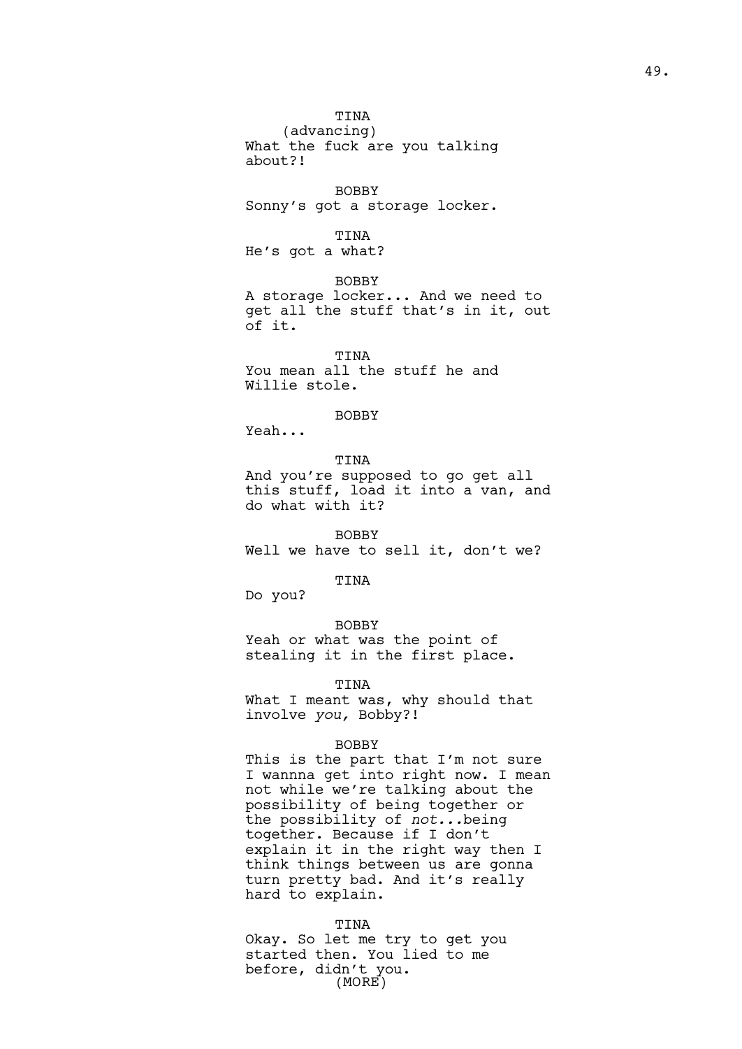TINA
(advancing)
What the fuck are you talking about?!

BOBBY
Sonny's got a storage locker.

TINA
He's got a what?

BOBBY
A storage locker... And we need to get all the stuff that's in it, out of it.

TINA
You mean all the stuff he and Willie stole.

BOBBY
Yeah...

TINA
And you're supposed to go get all this stuff, load it into a van, and do what with it?

BOBBY
Well we have to sell it, don't we?

TINA
Do you?

BOBBY
Yeah or what was the point of stealing it in the first place.

TINA
What I meant was, why should that involve *you,* Bobby?!

BOBBY
This is the part that I'm not sure I wannna get into right now. I mean not while we're talking about the possibility of being together or the possibility of *not...*being together. Because if I don't explain it in the right way then I think things between us are gonna turn pretty bad. And it's really hard to explain.

TINA
Okay. So let me try to get you started then. You lied to me before, didn't you.
(MORE)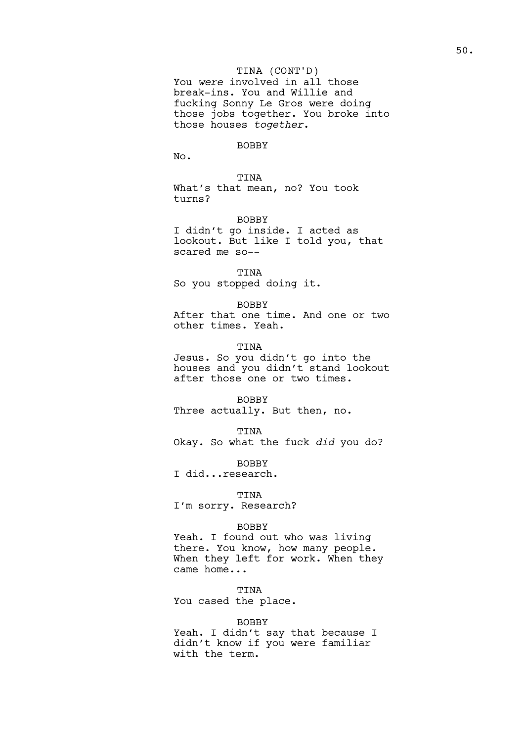TINA (CONT'D)
You *were* involved in all those break-ins. You and Willie and fucking Sonny Le Gros were doing those jobs together. You broke into those houses *together*.

BOBBY
No.

TINA
What's that mean, no? You took turns?

BOBBY
I didn't go inside. I acted as lookout. But like I told you, that scared me so--

TINA
So you stopped doing it.

BOBBY
After that one time. And one or two other times. Yeah.

TINA
Jesus. So you didn't go into the houses and you didn't stand lookout after those one or two times.

BOBBY
Three actually. But then, no.

TINA
Okay. So what the fuck *did* you do?

BOBBY
I did...research.

TINA
I'm sorry. Research?

BOBBY
Yeah. I found out who was living there. You know, how many people. When they left for work. When they came home...

TINA
You cased the place.

BOBBY
Yeah. I didn't say that because I didn't know if you were familiar with the term.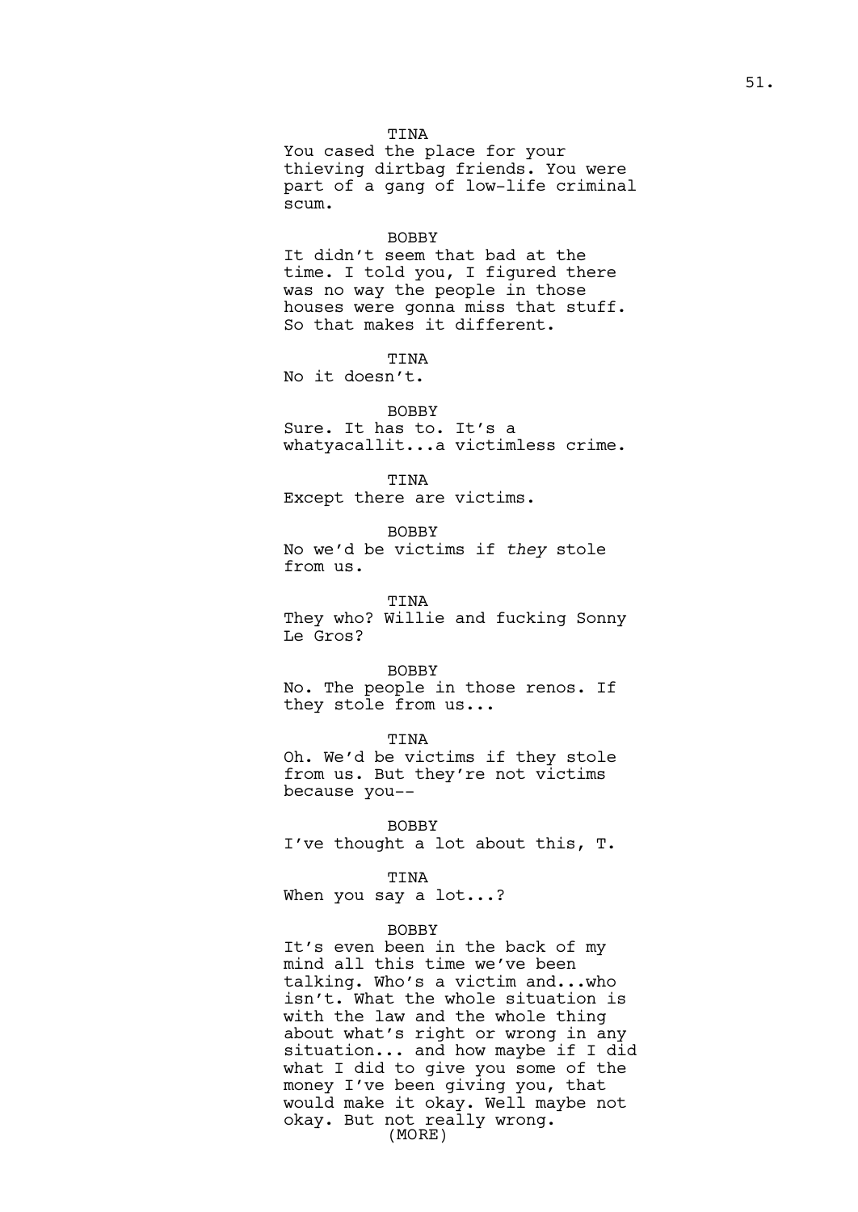TINA
You cased the place for your thieving dirtbag friends. You were part of a gang of low-life criminal scum.

BOBBY
It didn't seem that bad at the time. I told you, I figured there was no way the people in those houses were gonna miss that stuff. So that makes it different.

TINA
No it doesn't.

BOBBY
Sure. It has to. It's a whatyacallit...a victimless crime.

TINA
Except there are victims.

BOBBY
No we'd be victims if *they* stole from us.

TINA
They who? Willie and fucking Sonny Le Gros?

BOBBY
No. The people in those renos. If they stole from us...

TINA
Oh. We'd be victims if they stole from us. But they're not victims because you--

BOBBY
I've thought a lot about this, T.

TINA
When you say a lot...?

BOBBY
It's even been in the back of my mind all this time we've been talking. Who's a victim and...who isn't. What the whole situation is with the law and the whole thing about what's right or wrong in any situation... and how maybe if I did what I did to give you some of the money I've been giving you, that would make it okay. Well maybe not okay. But not really wrong.
(MORE)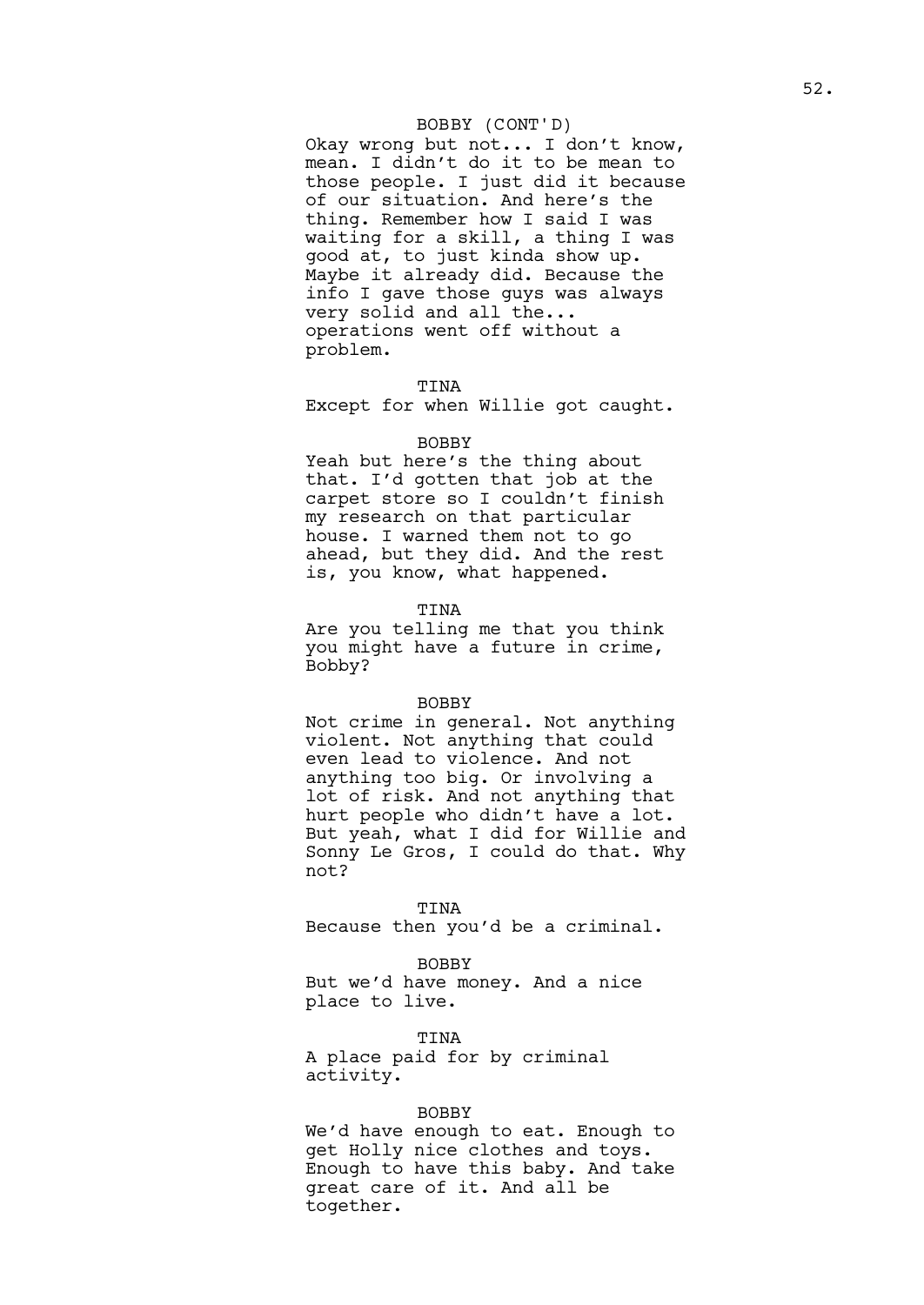BOBBY (CONT'D)

Okay wrong but not... I don't know, mean. I didn't do it to be mean to those people. I just did it because of our situation. And here's the thing. Remember how I said I was waiting for a skill, a thing I was good at, to just kinda show up. Maybe it already did. Because the info I gave those guys was always very solid and all the... operations went off without a problem.

TINA

Except for when Willie got caught.

BOBBY

Yeah but here's the thing about that. I'd gotten that job at the carpet store so I couldn't finish my research on that particular house. I warned them not to go ahead, but they did. And the rest is, you know, what happened.

TINA

Are you telling me that you think you might have a future in crime, Bobby?

BOBBY

Not crime in general. Not anything violent. Not anything that could even lead to violence. And not anything too big. Or involving a lot of risk. And not anything that hurt people who didn't have a lot. But yeah, what I did for Willie and Sonny Le Gros, I could do that. Why not?

TINA

Because then you'd be a criminal.

BOBBY

But we'd have money. And a nice place to live.

TINA

A place paid for by criminal activity.

BOBBY

We'd have enough to eat. Enough to get Holly nice clothes and toys. Enough to have this baby. And take great care of it. And all be together.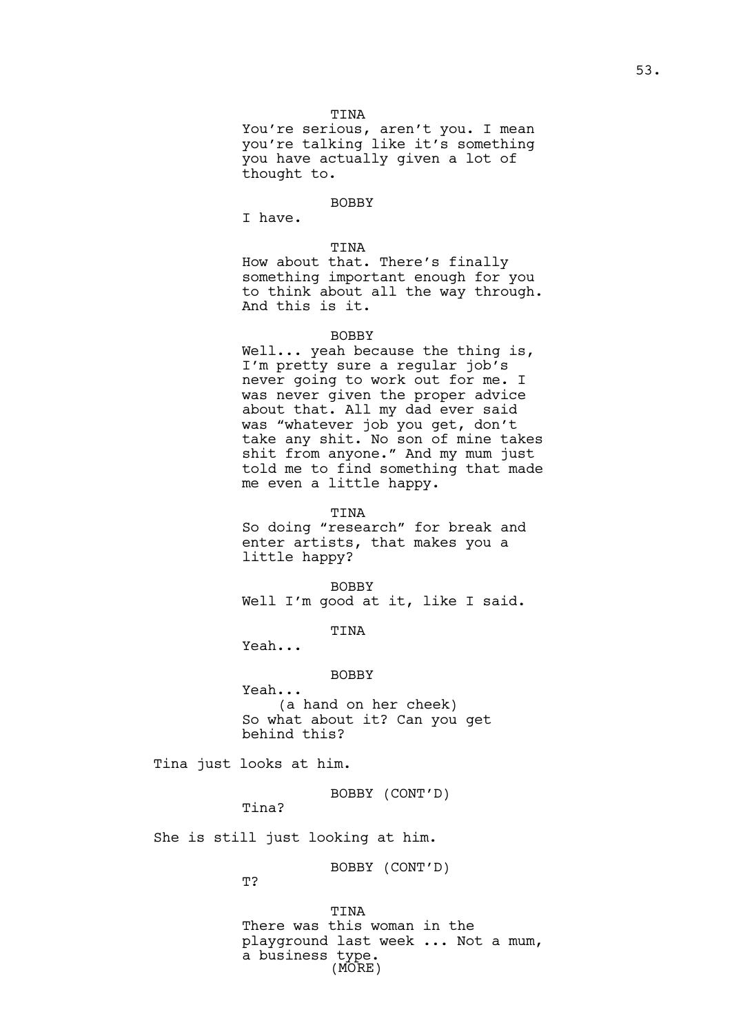TINA
You're serious, aren't you. I mean you're talking like it's something you have actually given a lot of thought to.

BOBBY
I have.

TINA
How about that. There's finally something important enough for you to think about all the way through. And this is it.

BOBBY
Well... yeah because the thing is, I'm pretty sure a regular job's never going to work out for me. I was never given the proper advice about that. All my dad ever said was "whatever job you get, don't take any shit. No son of mine takes shit from anyone." And my mum just told me to find something that made me even a little happy.

TINA
So doing "research" for break and enter artists, that makes you a little happy?

BOBBY
Well I'm good at it, like I said.

TINA
Yeah...

BOBBY
Yeah...
(a hand on her cheek)
So what about it? Can you get behind this?

Tina just looks at him.

BOBBY (CONT'D)
Tina?

She is still just looking at him.

BOBBY (CONT'D)
T?

TINA
There was this woman in the playground last week ... Not a mum, a business type.
(MORE)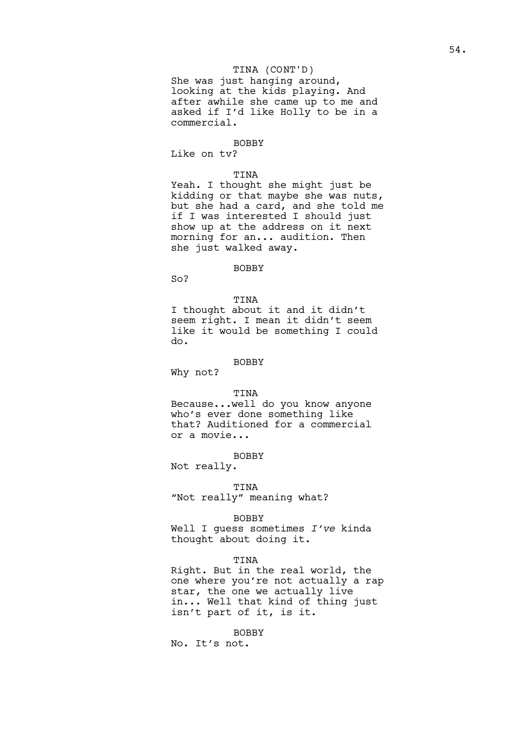TINA (CONT'D)

She was just hanging around, looking at the kids playing. And after awhile she came up to me and asked if I'd like Holly to be in a commercial.

BOBBY

Like on tv?

TINA

Yeah. I thought she might just be kidding or that maybe she was nuts, but she had a card, and she told me if I was interested I should just show up at the address on it next morning for an... audition. Then she just walked away.

BOBBY

So?

TINA

I thought about it and it didn't seem right. I mean it didn't seem like it would be something I could do.

BOBBY

Why not?

TINA

Because...well do you know anyone who's ever done something like that? Auditioned for a commercial or a movie...

BOBBY

Not really.

TINA

"Not really" meaning what?

BOBBY

Well I guess sometimes *I've* kinda thought about doing it.

TINA

Right. But in the real world, the one where you're not actually a rap star, the one we actually live in... Well that kind of thing just isn't part of it, is it.

BOBBY

No. It's not.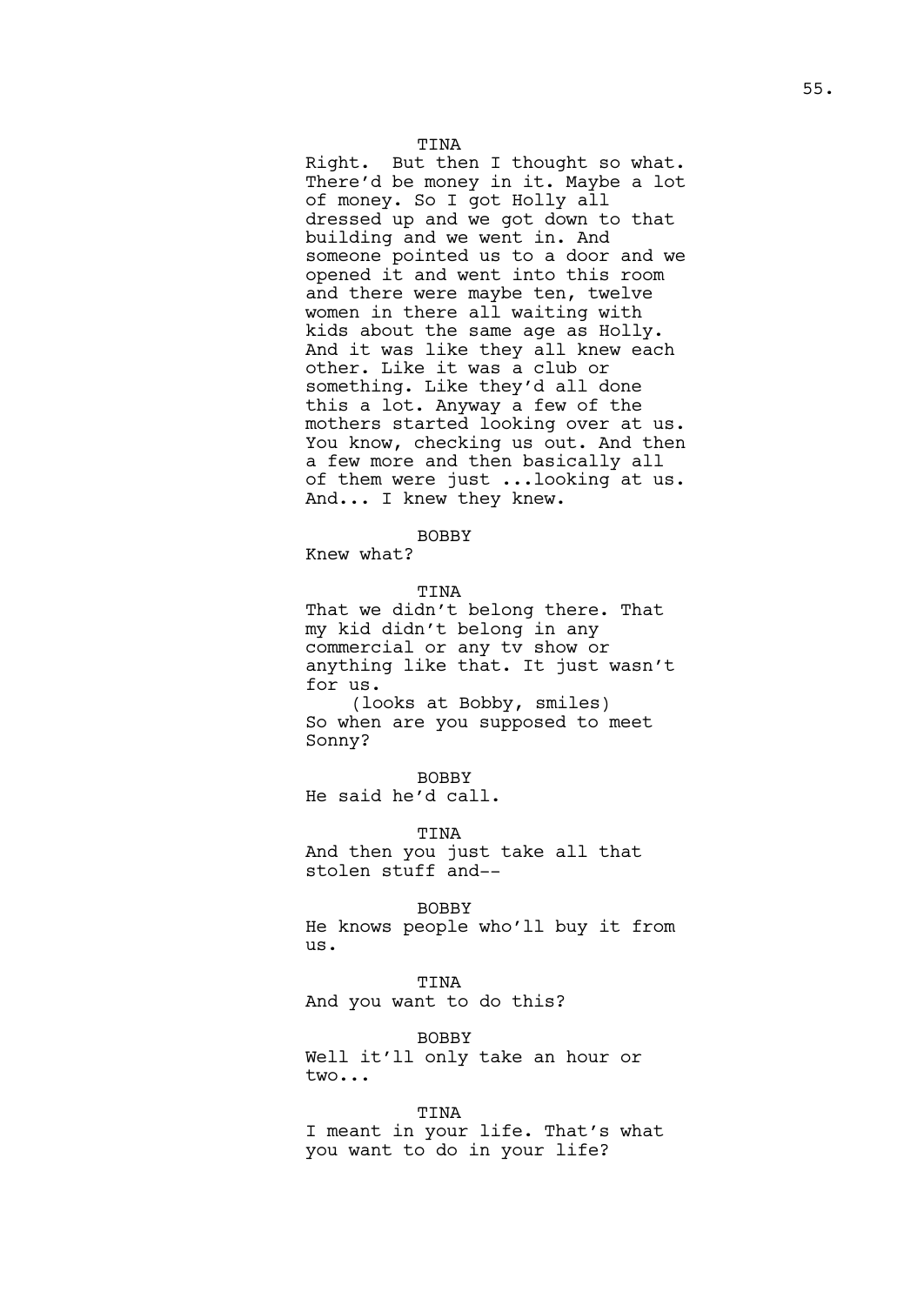TINA

Right. But then I thought so what. There'd be money in it. Maybe a lot of money. So I got Holly all dressed up and we got down to that building and we went in. And someone pointed us to a door and we opened it and went into this room and there were maybe ten, twelve women in there all waiting with kids about the same age as Holly. And it was like they all knew each other. Like it was a club or something. Like they'd all done this a lot. Anyway a few of the mothers started looking over at us. You know, checking us out. And then a few more and then basically all of them were just ...looking at us. And... I knew they knew.

BOBBY

Knew what?

TINA

That we didn't belong there. That my kid didn't belong in any commercial or any tv show or anything like that. It just wasn't for us.

(looks at Bobby, smiles)

So when are you supposed to meet Sonny?

BOBBY

He said he'd call.

TINA

And then you just take all that stolen stuff and--

BOBBY

He knows people who'll buy it from us.

TINA

And you want to do this?

BOBBY

Well it'll only take an hour or two...

TINA

I meant in your life. That's what you want to do in your life?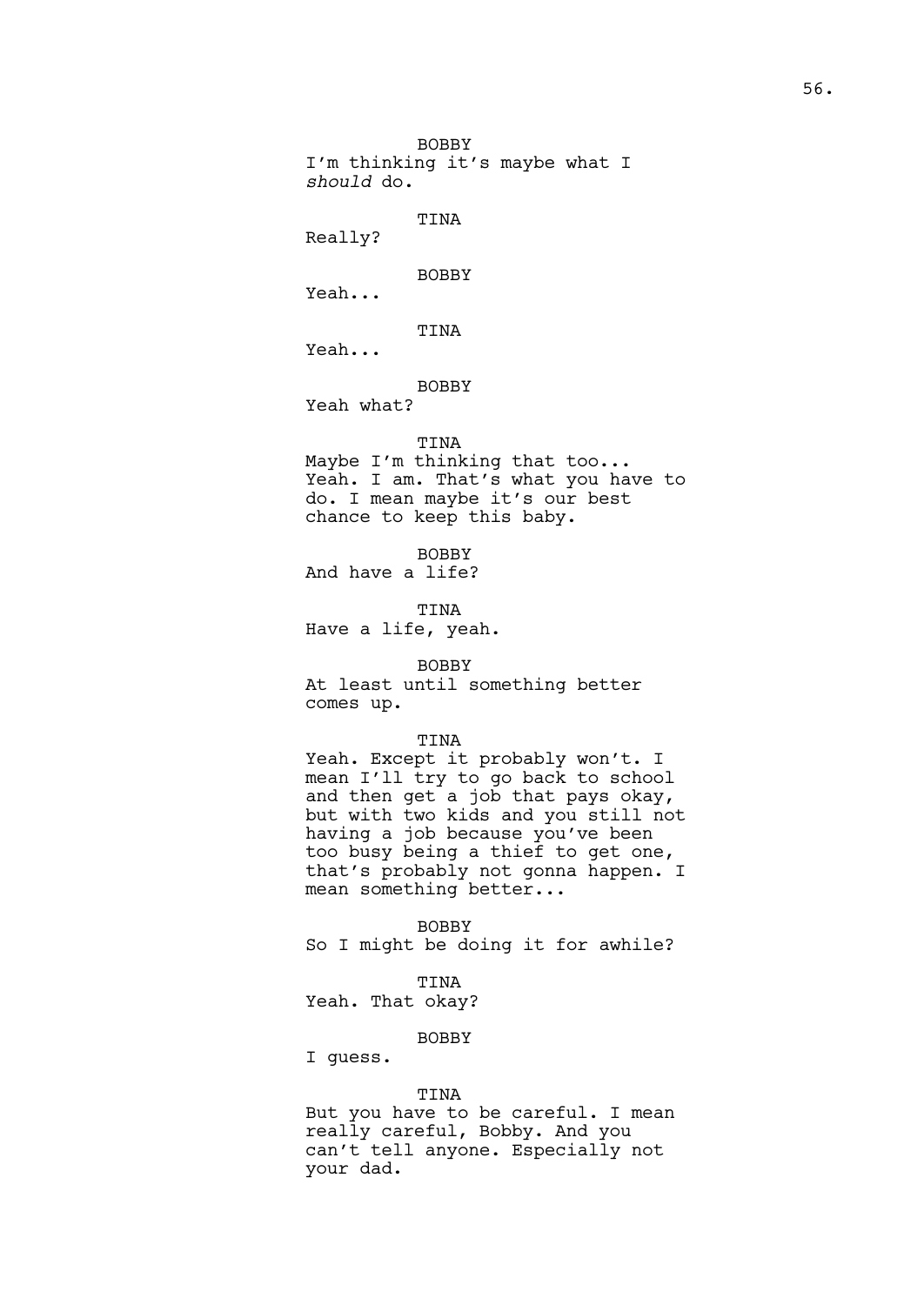BOBBY

I'm thinking it's maybe what I *should* do.

TINA

Really?

BOBBY

Yeah...

TINA

Yeah...

BOBBY

Yeah what?

TINA

Maybe I'm thinking that too... Yeah. I am. That's what you have to do. I mean maybe it's our best chance to keep this baby.

BOBBY

And have a life?

TINA

Have a life, yeah.

BOBBY

At least until something better comes up.

TINA

Yeah. Except it probably won't. I mean I'll try to go back to school and then get a job that pays okay, but with two kids and you still not having a job because you've been too busy being a thief to get one, that's probably not gonna happen. I mean something better...

BOBBY

So I might be doing it for awhile?

TINA

Yeah. That okay?

BOBBY

I guess.

TINA

But you have to be careful. I mean really careful, Bobby. And you can't tell anyone. Especially not your dad.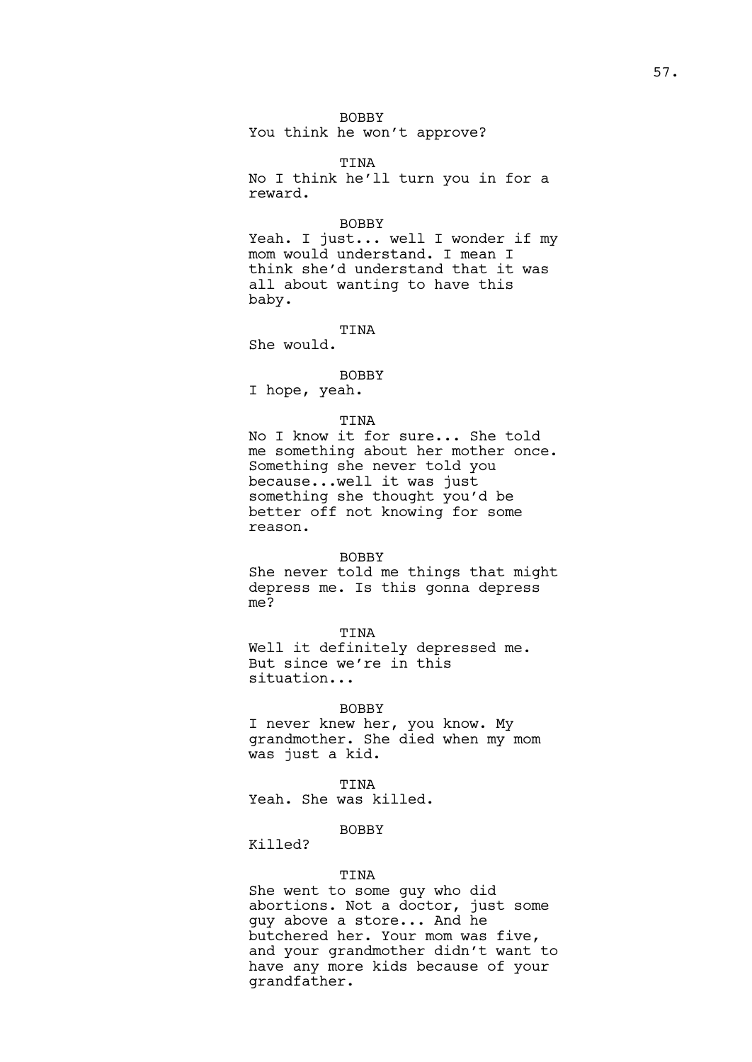BOBBY
You think he won't approve?

TINA
No I think he'll turn you in for a reward.

BOBBY
Yeah. I just... well I wonder if my mom would understand. I mean I think she'd understand that it was all about wanting to have this baby.

TINA
She would.

BOBBY
I hope, yeah.

TINA
No I know it for sure... She told me something about her mother once. Something she never told you because...well it was just something she thought you'd be better off not knowing for some reason.

BOBBY
She never told me things that might depress me. Is this gonna depress me?

TINA
Well it definitely depressed me. But since we're in this situation...

BOBBY
I never knew her, you know. My grandmother. She died when my mom was just a kid.

TINA
Yeah. She was killed.

BOBBY
Killed?

TINA
She went to some guy who did abortions. Not a doctor, just some guy above a store... And he butchered her. Your mom was five, and your grandmother didn't want to have any more kids because of your grandfather.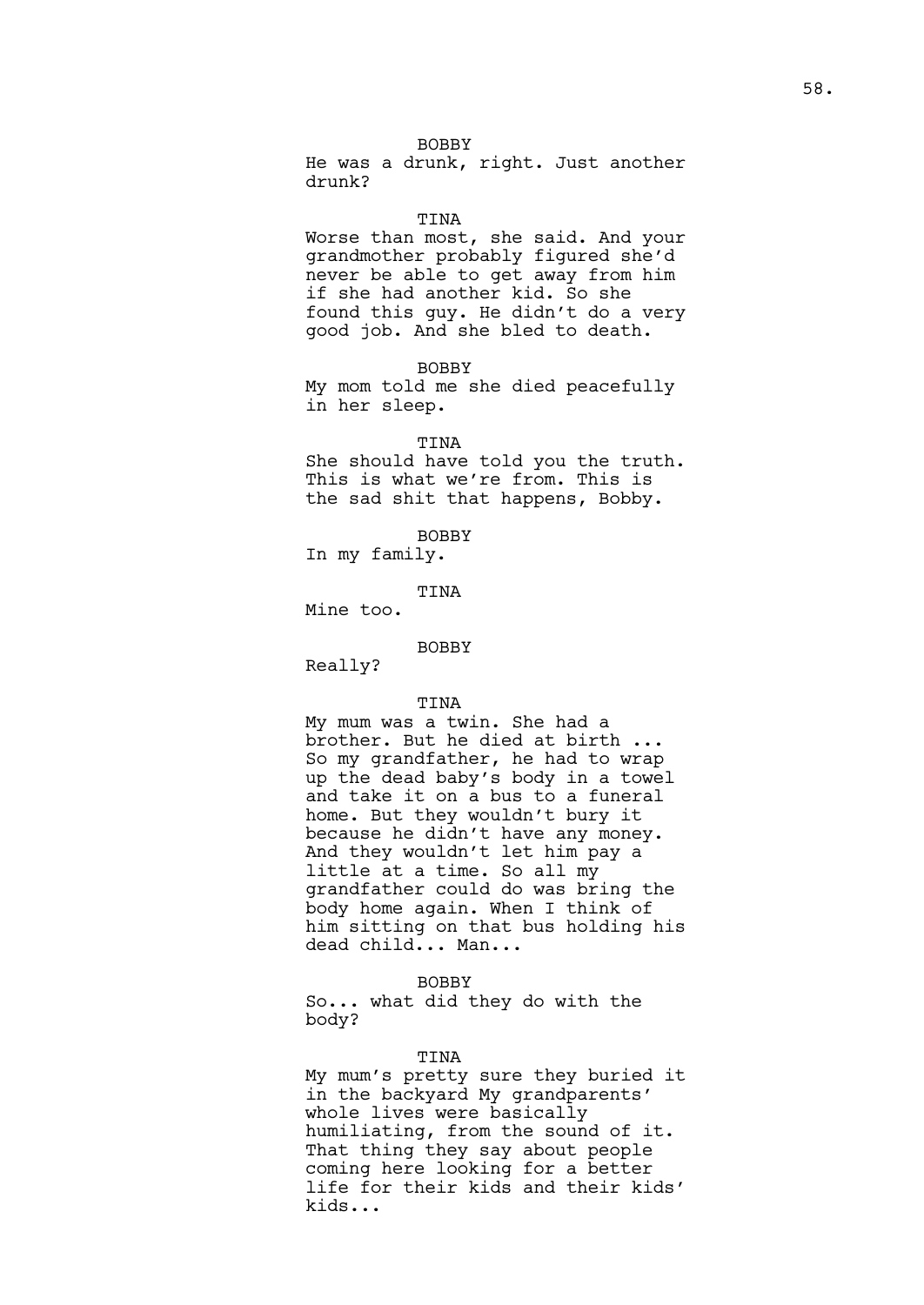BOBBY

He was a drunk, right. Just another drunk?

TINA

Worse than most, she said. And your grandmother probably figured she'd never be able to get away from him if she had another kid. So she found this guy. He didn't do a very good job. And she bled to death.

BOBBY

My mom told me she died peacefully in her sleep.

TINA

She should have told you the truth. This is what we're from. This is the sad shit that happens, Bobby.

BOBBY

In my family.

TINA

Mine too.

BOBBY

Really?

TINA

My mum was a twin. She had a brother. But he died at birth ... So my grandfather, he had to wrap up the dead baby's body in a towel and take it on a bus to a funeral home. But they wouldn't bury it because he didn't have any money. And they wouldn't let him pay a little at a time. So all my grandfather could do was bring the body home again. When I think of him sitting on that bus holding his dead child... Man...

BOBBY

So... what did they do with the body?

TINA

My mum's pretty sure they buried it in the backyard My grandparents' whole lives were basically humiliating, from the sound of it. That thing they say about people coming here looking for a better life for their kids and their kids' kids...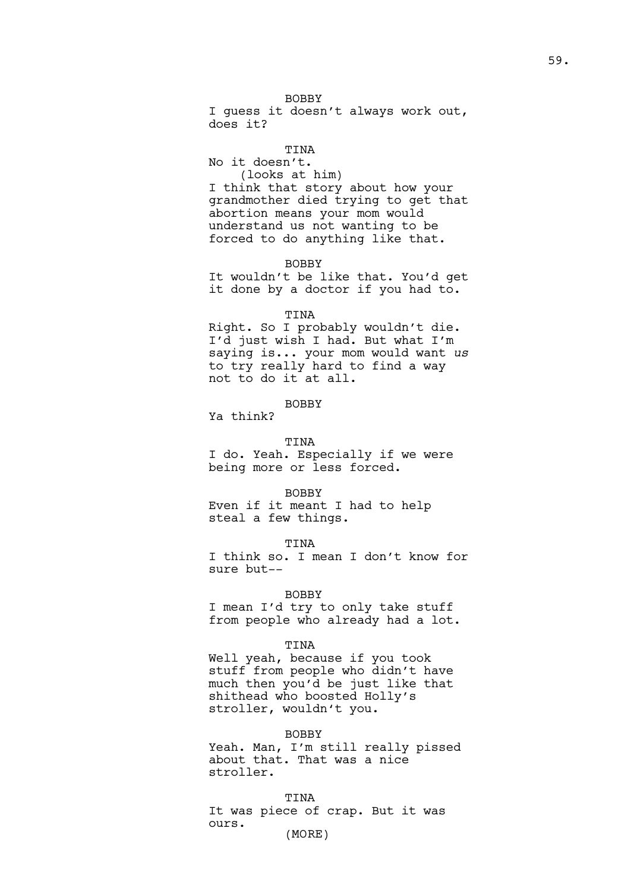BOBBY
I guess it doesn't always work out, does it?

TINA
No it doesn't.
(looks at him)
I think that story about how your grandmother died trying to get that abortion means your mom would understand us not wanting to be forced to do anything like that.

BOBBY
It wouldn't be like that. You'd get it done by a doctor if you had to.

TINA
Right. So I probably wouldn't die. I'd just wish I had. But what I'm saying is... your mom would want *us* to try really hard to find a way not to do it at all.

BOBBY
Ya think?

TINA
I do. Yeah. Especially if we were being more or less forced.

BOBBY
Even if it meant I had to help steal a few things.

TINA
I think so. I mean I don't know for sure but--

BOBBY
I mean I'd try to only take stuff from people who already had a lot.

TINA
Well yeah, because if you took stuff from people who didn't have much then you'd be just like that shithead who boosted Holly's stroller, wouldn't you.

BOBBY
Yeah. Man, I'm still really pissed about that. That was a nice stroller.

TINA
It was piece of crap. But it was ours.
(MORE)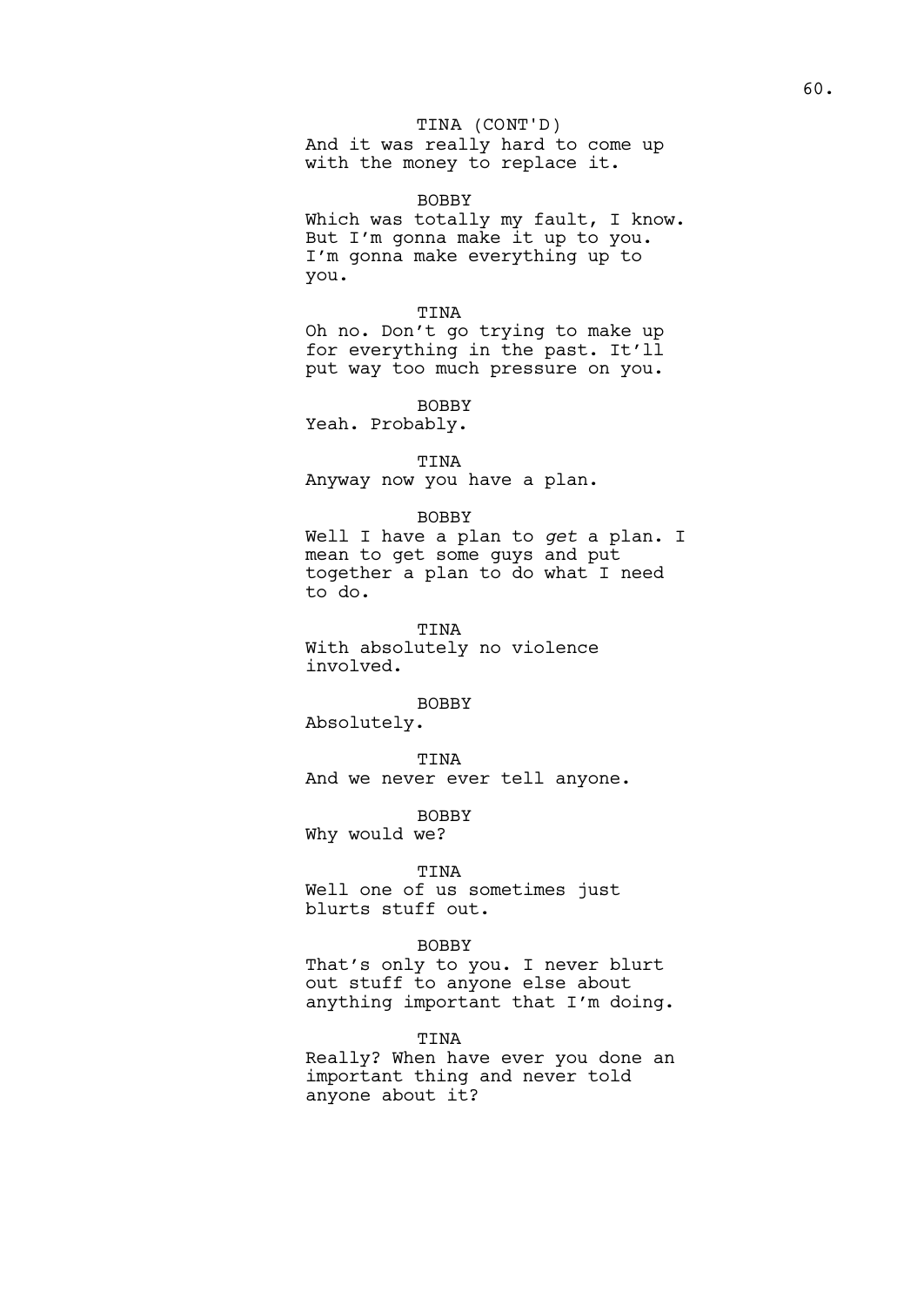TINA (CONT'D)
And it was really hard to come up with the money to replace it.

BOBBY
Which was totally my fault, I know. But I'm gonna make it up to you. I'm gonna make everything up to you.

TINA
Oh no. Don't go trying to make up for everything in the past. It'll put way too much pressure on you.

BOBBY
Yeah. Probably.

TINA
Anyway now you have a plan.

BOBBY
Well I have a plan to *get* a plan. I mean to get some guys and put together a plan to do what I need to do.

TINA
With absolutely no violence involved.

BOBBY
Absolutely.

TINA
And we never ever tell anyone.

BOBBY
Why would we?

TINA
Well one of us sometimes just blurts stuff out.

BOBBY
That's only to you. I never blurt out stuff to anyone else about anything important that I'm doing.

TINA
Really? When have ever you done an important thing and never told anyone about it?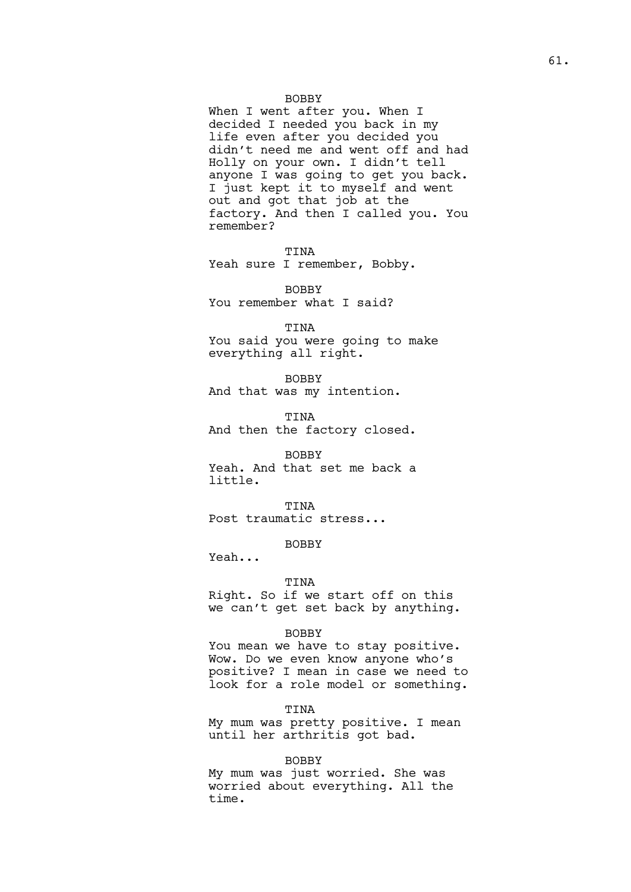BOBBY

When I went after you. When I decided I needed you back in my life even after you decided you didn't need me and went off and had Holly on your own. I didn't tell anyone I was going to get you back. I just kept it to myself and went out and got that job at the factory. And then I called you. You remember?

TINA

Yeah sure I remember, Bobby.

BOBBY

You remember what I said?

TINA

You said you were going to make everything all right.

BOBBY

And that was my intention.

TINA

And then the factory closed.

BOBBY

Yeah. And that set me back a little.

TINA

Post traumatic stress...

BOBBY

Yeah...

TINA

Right. So if we start off on this we can't get set back by anything.

BOBBY

You mean we have to stay positive. Wow. Do we even know anyone who's positive? I mean in case we need to look for a role model or something.

TINA

My mum was pretty positive. I mean until her arthritis got bad.

BOBBY

My mum was just worried. She was worried about everything. All the time.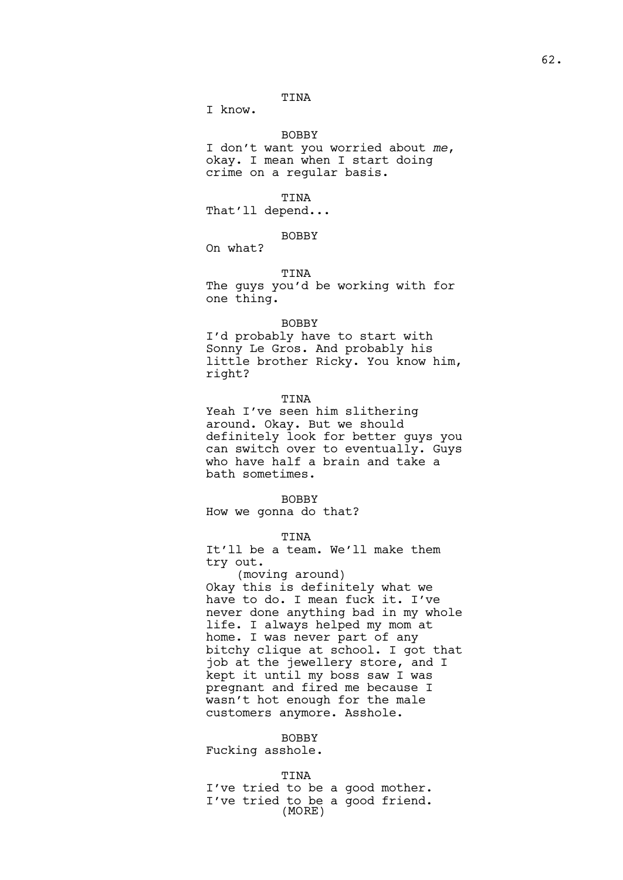TINA

I know.

BOBBY

I don't want you worried about *me*, okay. I mean when I start doing crime on a regular basis.

TINA

That'll depend...

BOBBY

On what?

TINA

The guys you'd be working with for one thing.

BOBBY

I'd probably have to start with Sonny Le Gros. And probably his little brother Ricky. You know him, right?

TINA

Yeah I've seen him slithering around. Okay. But we should definitely look for better guys you can switch over to eventually. Guys who have half a brain and take a bath sometimes.

BOBBY

How we gonna do that?

TINA

It'll be a team. We'll make them try out.

(moving around)

Okay this is definitely what we have to do. I mean fuck it. I've never done anything bad in my whole life. I always helped my mom at home. I was never part of any bitchy clique at school. I got that job at the jewellery store, and I kept it until my boss saw I was pregnant and fired me because I wasn't hot enough for the male customers anymore. Asshole.

BOBBY

Fucking asshole.

TINA

I've tried to be a good mother. I've tried to be a good friend.

(MORE)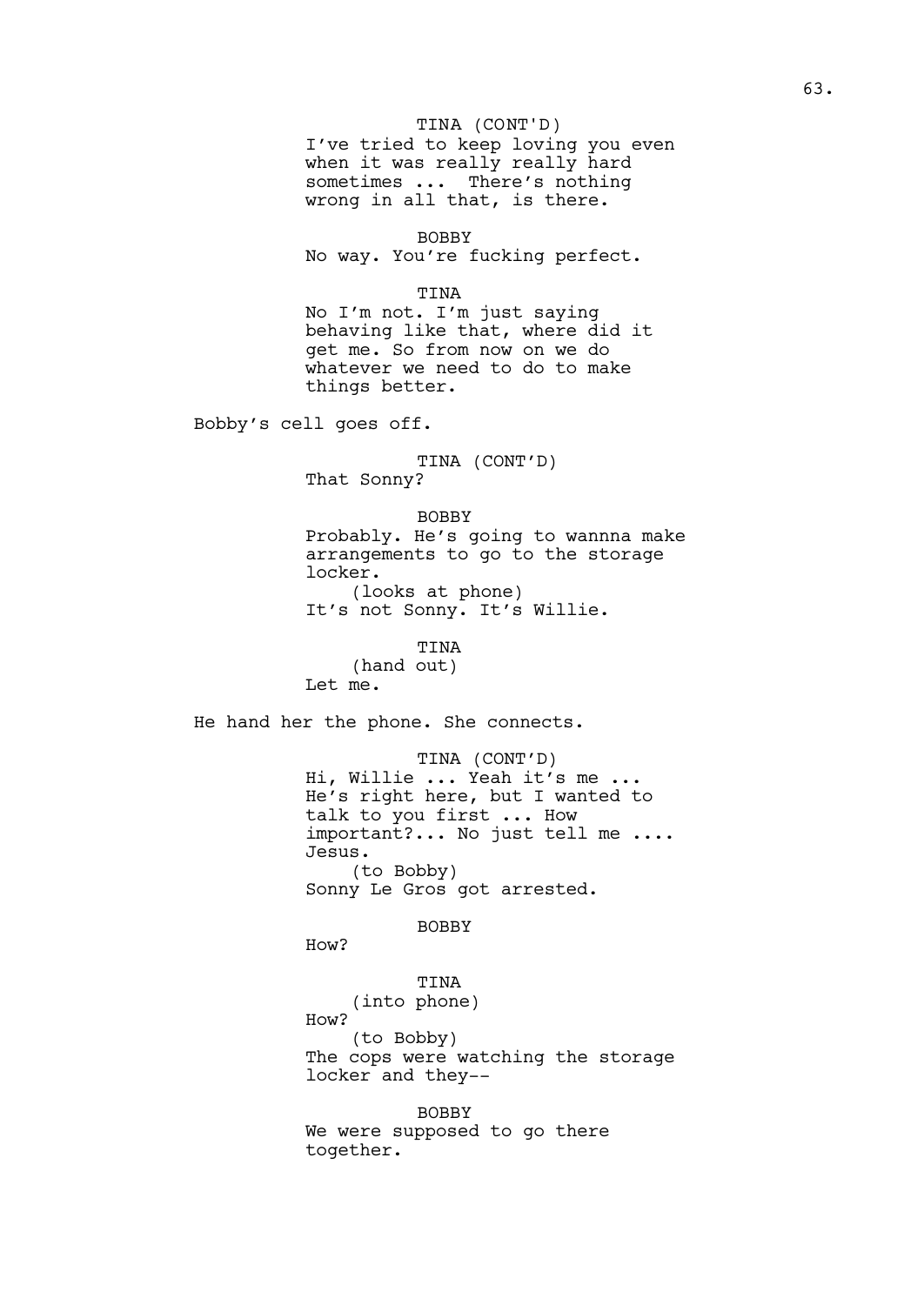TINA (CONT'D)
I've tried to keep loving you even when it was really really hard sometimes ...  There's nothing wrong in all that, is there.

BOBBY
No way. You're fucking perfect.

TINA
No I'm not. I'm just saying behaving like that, where did it get me. So from now on we do whatever we need to do to make things better.

Bobby's cell goes off.

TINA (CONT'D)
That Sonny?

BOBBY
Probably. He's going to wannna make arrangements to go to the storage locker.
(looks at phone)
It's not Sonny. It's Willie.

TINA
(hand out)
Let me.

He hand her the phone. She connects.

TINA (CONT'D)
Hi, Willie ... Yeah it's me ... He's right here, but I wanted to talk to you first ... How important?... No just tell me .... Jesus.
(to Bobby)
Sonny Le Gros got arrested.

BOBBY
How?

TINA
(into phone)
How?
(to Bobby)
The cops were watching the storage locker and they--

BOBBY
We were supposed to go there together.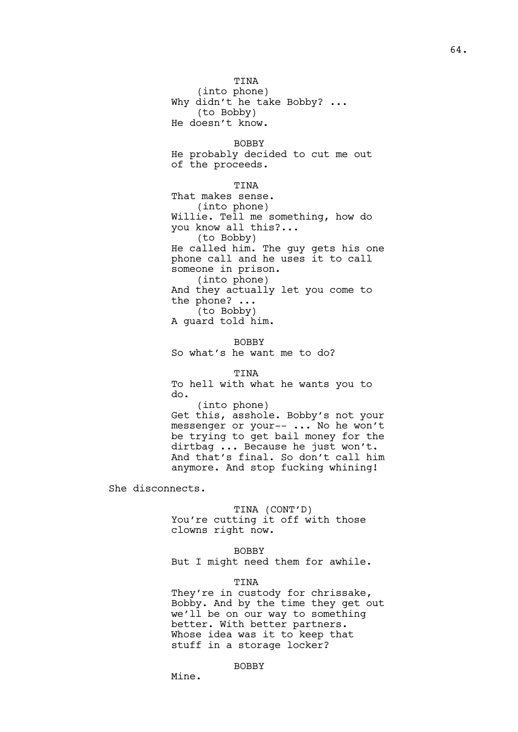TINA
(into phone)
Why didn't he take Bobby? ...
(to Bobby)
He doesn't know.

BOBBY
He probably decided to cut me out of the proceeds.

TINA
That makes sense.
(into phone)
Willie. Tell me something, how do you know all this?...
(to Bobby)
He called him. The guy gets his one phone call and he uses it to call someone in prison.
(into phone)
And they actually let you come to the phone? ...
(to Bobby)
A guard told him.

BOBBY
So what's he want me to do?

TINA
To hell with what he wants you to do.
(into phone)
Get this, asshole. Bobby's not your messenger or your-- ... No he won't be trying to get bail money for the dirtbag ... Because he just won't. And that's final. So don't call him anymore. And stop fucking whining!

She disconnects.

TINA (CONT'D)
You're cutting it off with those clowns right now.

BOBBY
But I might need them for awhile.

TINA
They're in custody for chrissake, Bobby. And by the time they get out we'll be on our way to something better. With better partners. Whose idea was it to keep that stuff in a storage locker?

BOBBY
Mine.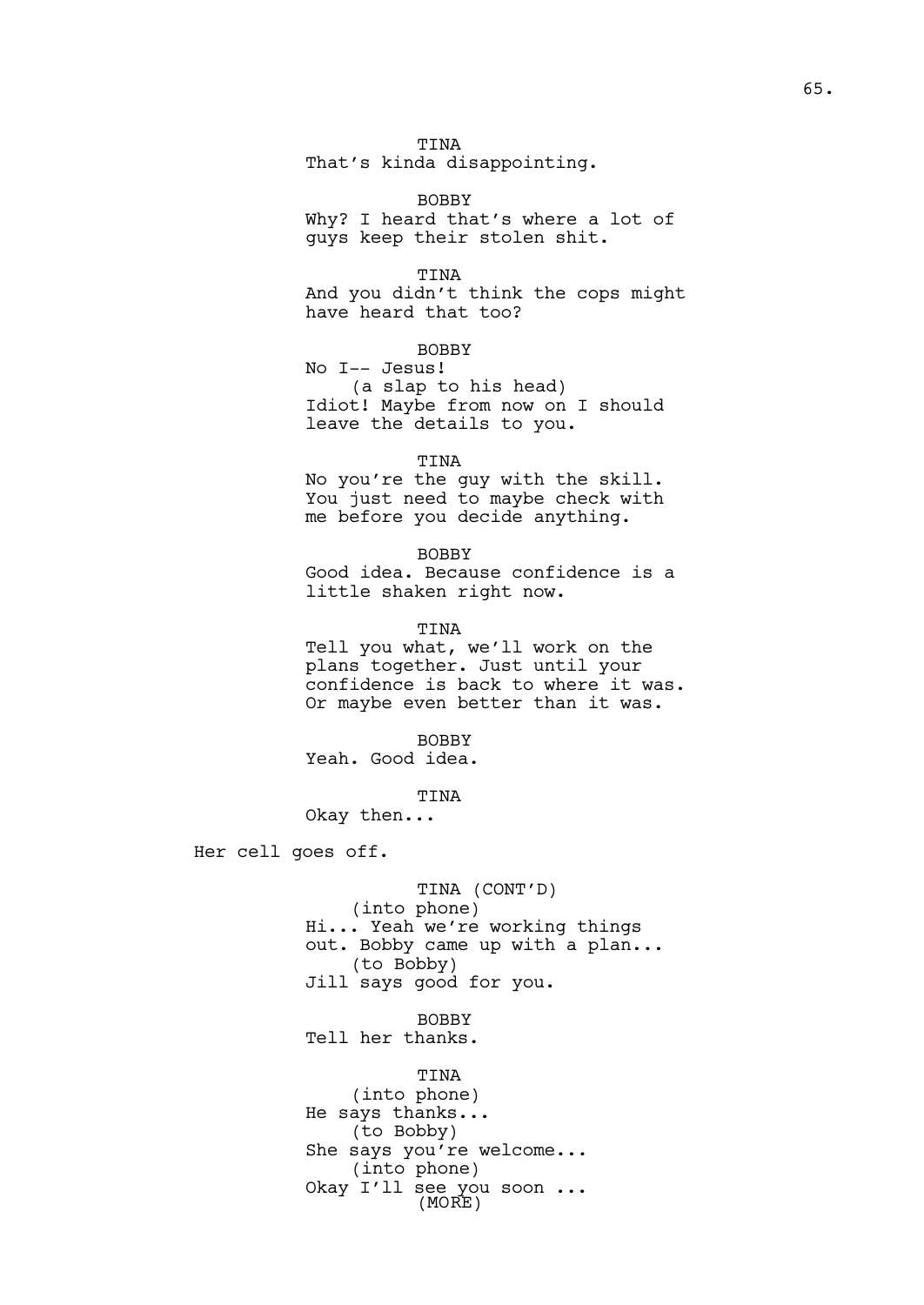TINA
That's kinda disappointing.

BOBBY
Why? I heard that's where a lot of guys keep their stolen shit.

TINA
And you didn't think the cops might have heard that too?

BOBBY
No I-- Jesus!
(a slap to his head)
Idiot! Maybe from now on I should leave the details to you.

TINA
No you're the guy with the skill. You just need to maybe check with me before you decide anything.

BOBBY
Good idea. Because confidence is a little shaken right now.

TINA
Tell you what, we'll work on the plans together. Just until your confidence is back to where it was. Or maybe even better than it was.

BOBBY
Yeah. Good idea.

TINA
Okay then...

Her cell goes off.

TINA (CONT'D)
(into phone)
Hi... Yeah we're working things out. Bobby came up with a plan...
(to Bobby)
Jill says good for you.

BOBBY
Tell her thanks.

TINA
(into phone)
He says thanks...
(to Bobby)
She says you're welcome...
(into phone)
Okay I'll see you soon ...
(MORE)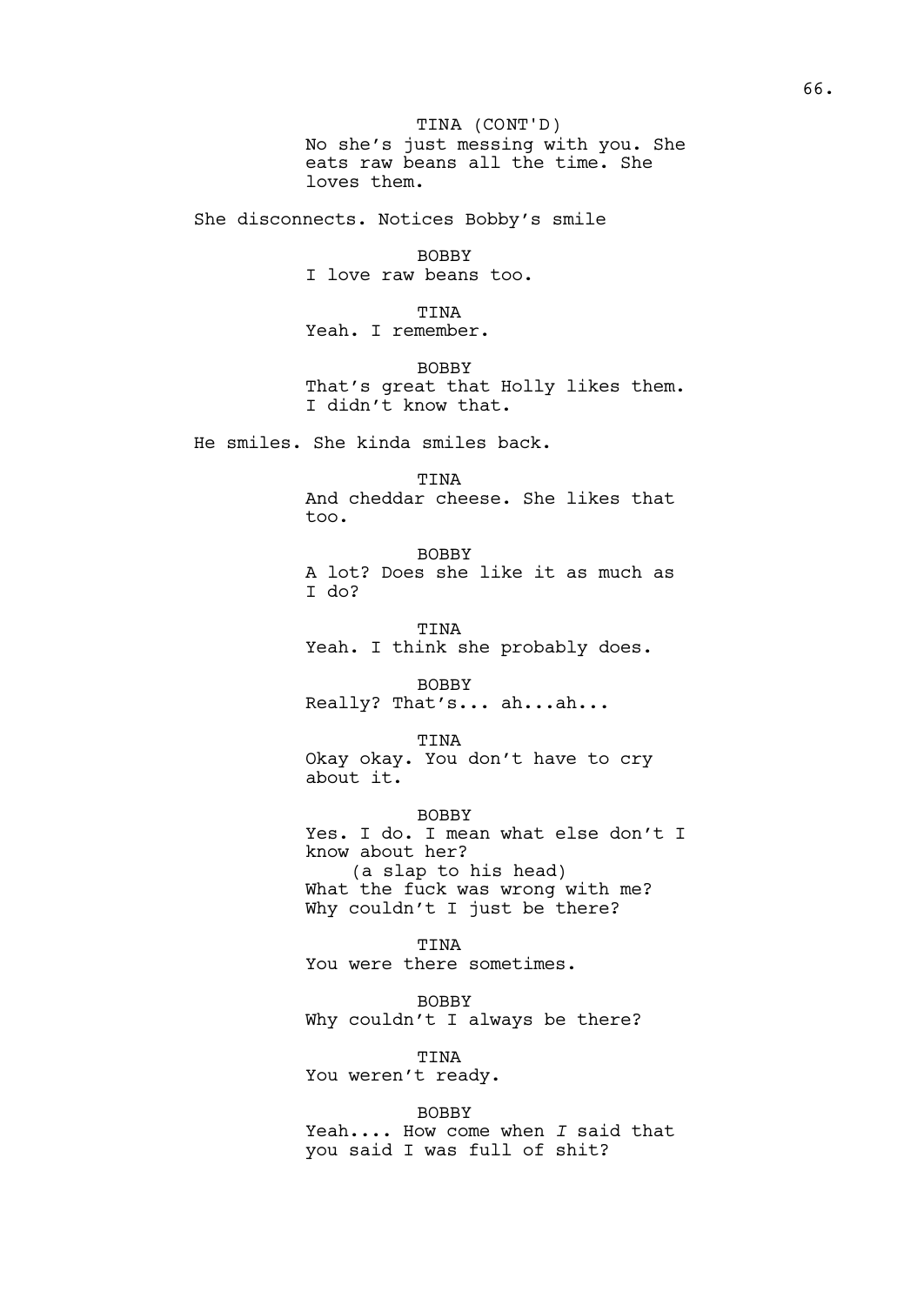TINA (CONT'D)
No she's just messing with you. She eats raw beans all the time. She loves them.

She disconnects. Notices Bobby's smile

BOBBY
I love raw beans too.

TINA
Yeah. I remember.

BOBBY
That's great that Holly likes them. I didn't know that.

He smiles. She kinda smiles back.

TINA
And cheddar cheese. She likes that too.

BOBBY
A lot? Does she like it as much as I do?

TINA
Yeah. I think she probably does.

BOBBY
Really? That's... ah...ah...

TINA
Okay okay. You don't have to cry about it.

BOBBY
Yes. I do. I mean what else don't I know about her?
(a slap to his head)
What the fuck was wrong with me? Why couldn't I just be there?

TINA
You were there sometimes.

BOBBY
Why couldn't I always be there?

TINA
You weren't ready.

BOBBY
Yeah.... How come when *I* said that you said I was full of shit?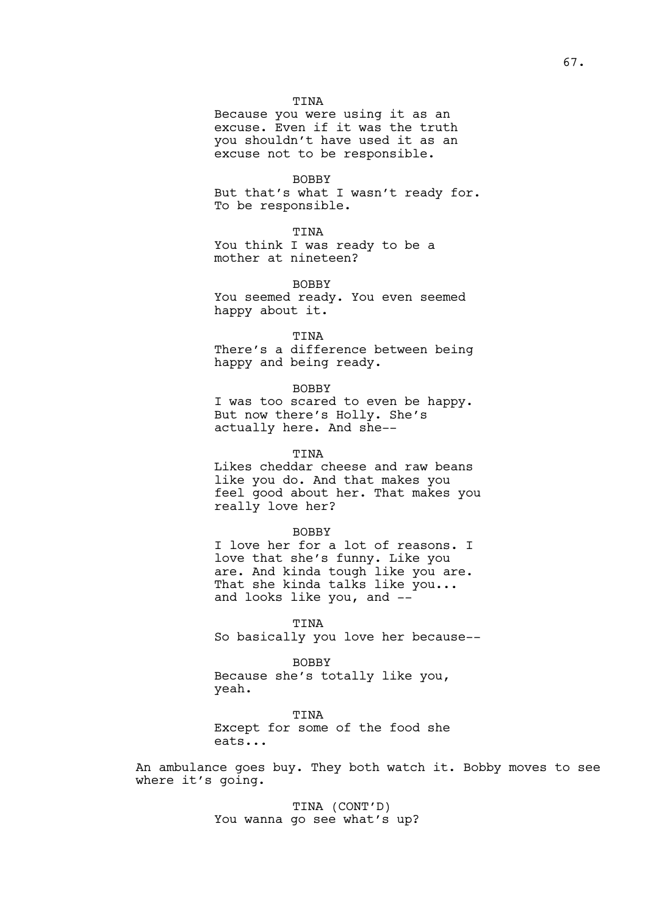TINA
Because you were using it as an excuse. Even if it was the truth you shouldn't have used it as an excuse not to be responsible.

BOBBY
But that's what I wasn't ready for. To be responsible.

TINA
You think I was ready to be a mother at nineteen?

BOBBY
You seemed ready. You even seemed happy about it.

TINA
There's a difference between being happy and being ready.

BOBBY
I was too scared to even be happy. But now there's Holly. She's actually here. And she--

TINA
Likes cheddar cheese and raw beans like you do. And that makes you feel good about her. That makes you really love her?

BOBBY
I love her for a lot of reasons. I love that she's funny. Like you are. And kinda tough like you are. That she kinda talks like you... and looks like you, and --

TINA
So basically you love her because--

BOBBY
Because she's totally like you, yeah.

TINA
Except for some of the food she eats...

An ambulance goes buy. They both watch it. Bobby moves to see where it's going.

TINA (CONT'D)
You wanna go see what's up?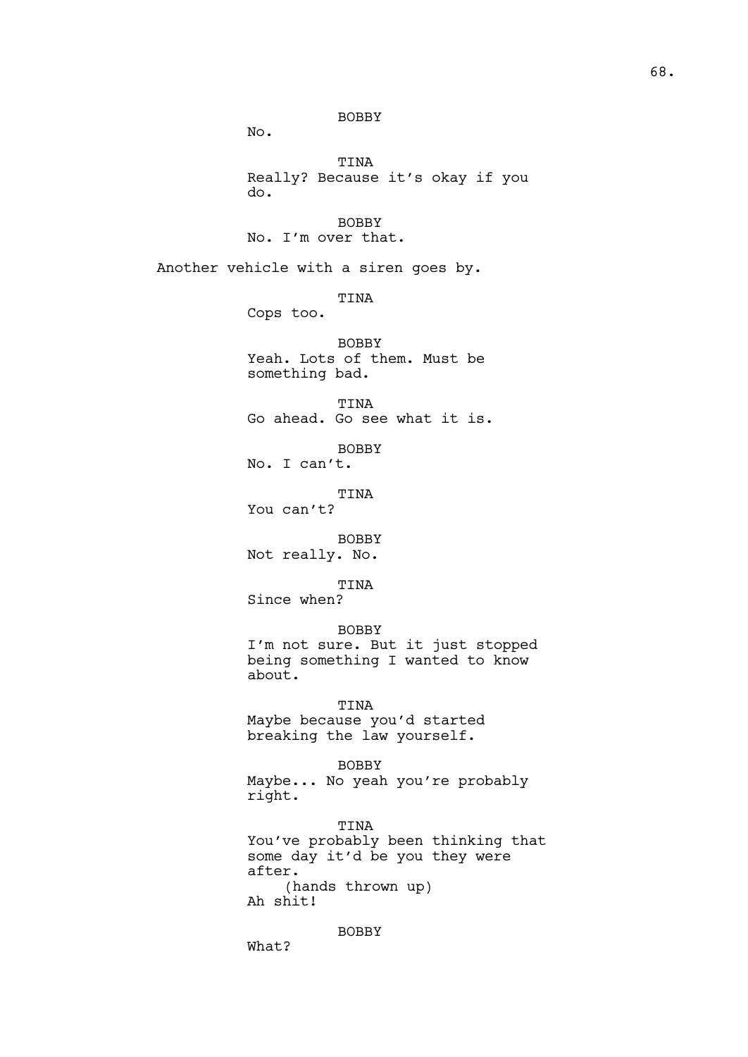BOBBY

No.

TINA

Really? Because it's okay if you do.

BOBBY

No. I'm over that.

Another vehicle with a siren goes by.

TINA

Cops too.

BOBBY

Yeah. Lots of them. Must be something bad.

TINA

Go ahead. Go see what it is.

BOBBY

No. I can't.

TINA

You can't?

BOBBY

Not really. No.

TINA

Since when?

BOBBY

I'm not sure. But it just stopped being something I wanted to know about.

TINA

Maybe because you'd started breaking the law yourself.

BOBBY

Maybe... No yeah you're probably right.

TINA

You've probably been thinking that some day it'd be you they were after.

(hands thrown up)

Ah shit!

BOBBY

What?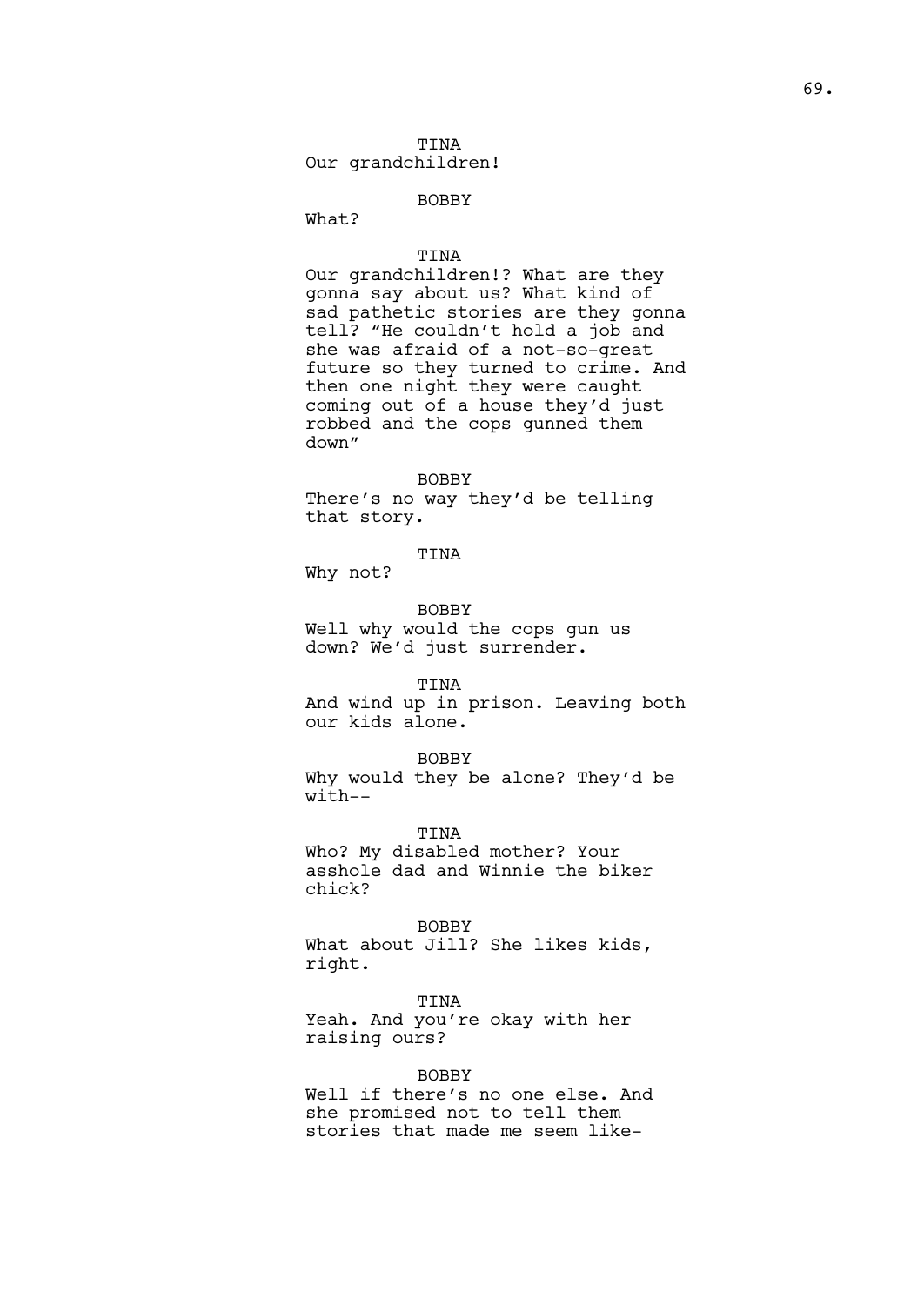TINA

Our grandchildren!

BOBBY

What?

TINA

Our grandchildren!? What are they gonna say about us? What kind of sad pathetic stories are they gonna tell? "He couldn't hold a job and she was afraid of a not-so-great future so they turned to crime. And then one night they were caught coming out of a house they'd just robbed and the cops gunned them down"

BOBBY

There's no way they'd be telling that story.

TINA

Why not?

BOBBY

Well why would the cops gun us down? We'd just surrender.

TINA

And wind up in prison. Leaving both our kids alone.

BOBBY

Why would they be alone? They'd be with--

TINA

Who? My disabled mother? Your asshole dad and Winnie the biker chick?

BOBBY

What about Jill? She likes kids, right.

TINA

Yeah. And you're okay with her raising ours?

BOBBY

Well if there's no one else. And she promised not to tell them stories that made me seem like-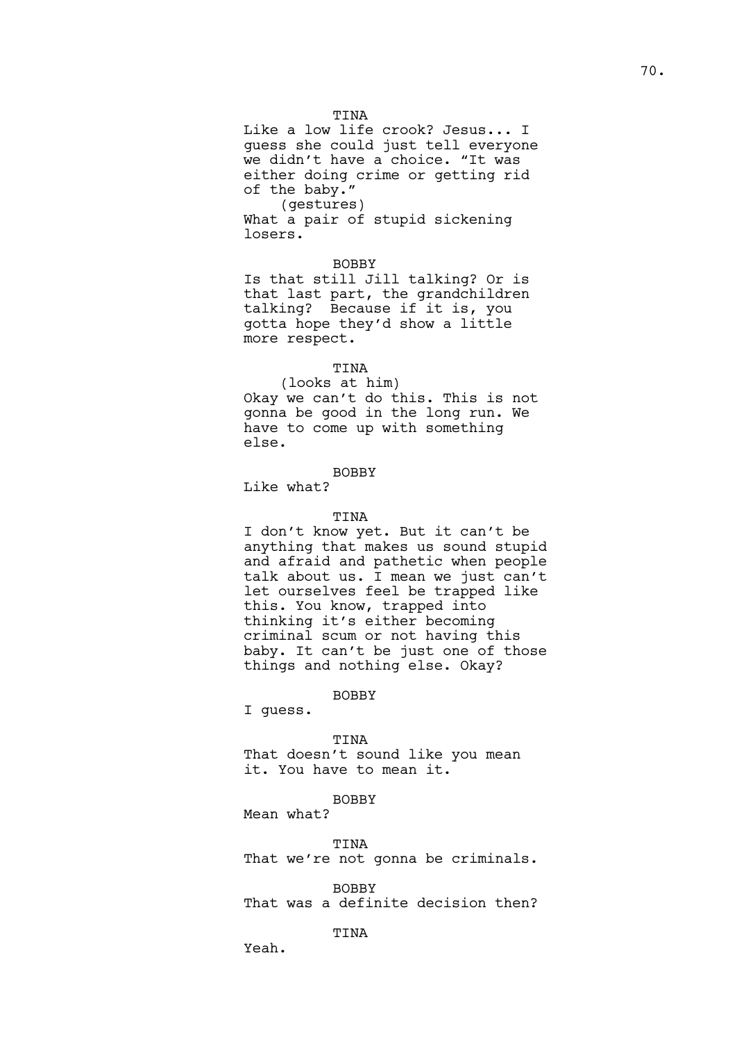TINA

Like a low life crook? Jesus... I guess she could just tell everyone we didn't have a choice. "It was either doing crime or getting rid of the baby."

(gestures)

What a pair of stupid sickening losers.

BOBBY

Is that still Jill talking? Or is that last part, the grandchildren talking? Because if it is, you gotta hope they'd show a little more respect.

TINA

(looks at him)

Okay we can't do this. This is not gonna be good in the long run. We have to come up with something else.

BOBBY

Like what?

TINA

I don't know yet. But it can't be anything that makes us sound stupid and afraid and pathetic when people talk about us. I mean we just can't let ourselves feel be trapped like this. You know, trapped into thinking it's either becoming criminal scum or not having this baby. It can't be just one of those things and nothing else. Okay?

BOBBY

I guess.

TINA

That doesn't sound like you mean it. You have to mean it.

BOBBY

Mean what?

TINA

That we're not gonna be criminals.

BOBBY

That was a definite decision then?

TINA

Yeah.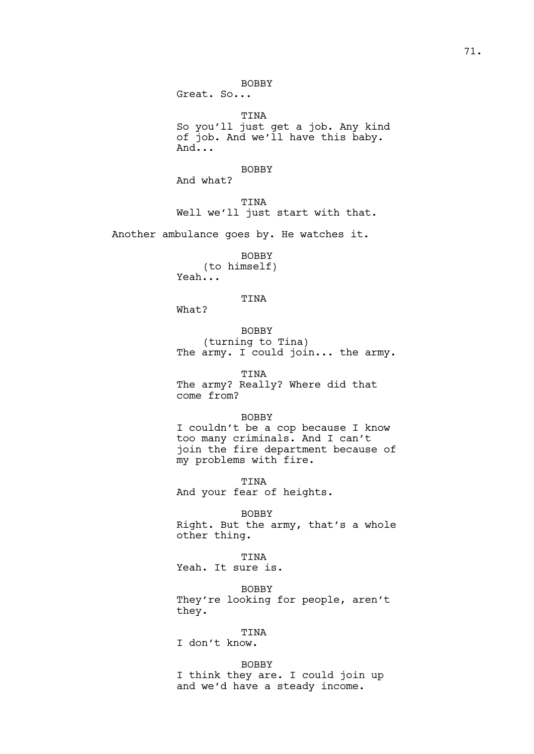BOBBY
Great. So...

TINA
So you'll just get a job. Any kind of job. And we'll have this baby. And...

BOBBY
And what?

TINA
Well we'll just start with that.

Another ambulance goes by. He watches it.

BOBBY
(to himself)
Yeah...

TINA
What?

BOBBY
(turning to Tina)
The army. I could join... the army.

TINA
The army? Really? Where did that come from?

BOBBY
I couldn't be a cop because I know too many criminals. And I can't join the fire department because of my problems with fire.

TINA
And your fear of heights.

BOBBY
Right. But the army, that's a whole other thing.

TINA
Yeah. It sure is.

BOBBY
They're looking for people, aren't they.

TINA
I don't know.

BOBBY
I think they are. I could join up and we'd have a steady income.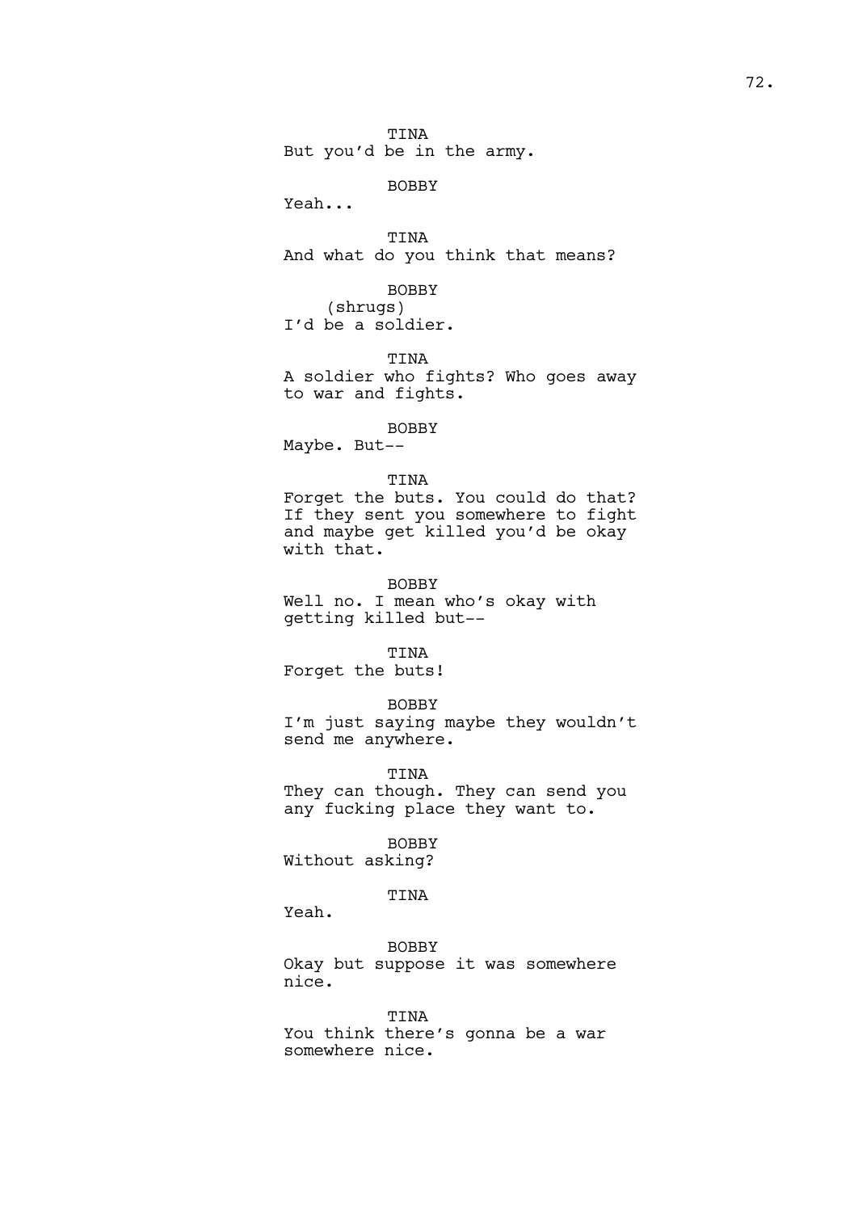TINA
But you'd be in the army.

BOBBY
Yeah...

TINA
And what do you think that means?

BOBBY
(shrugs)
I'd be a soldier.

TINA
A soldier who fights? Who goes away to war and fights.

BOBBY
Maybe. But--

TINA
Forget the buts. You could do that? If they sent you somewhere to fight and maybe get killed you'd be okay with that.

BOBBY
Well no. I mean who's okay with getting killed but--

TINA
Forget the buts!

BOBBY
I'm just saying maybe they wouldn't send me anywhere.

TINA
They can though. They can send you any fucking place they want to.

BOBBY
Without asking?

TINA
Yeah.

BOBBY
Okay but suppose it was somewhere nice.

TINA
You think there's gonna be a war somewhere nice.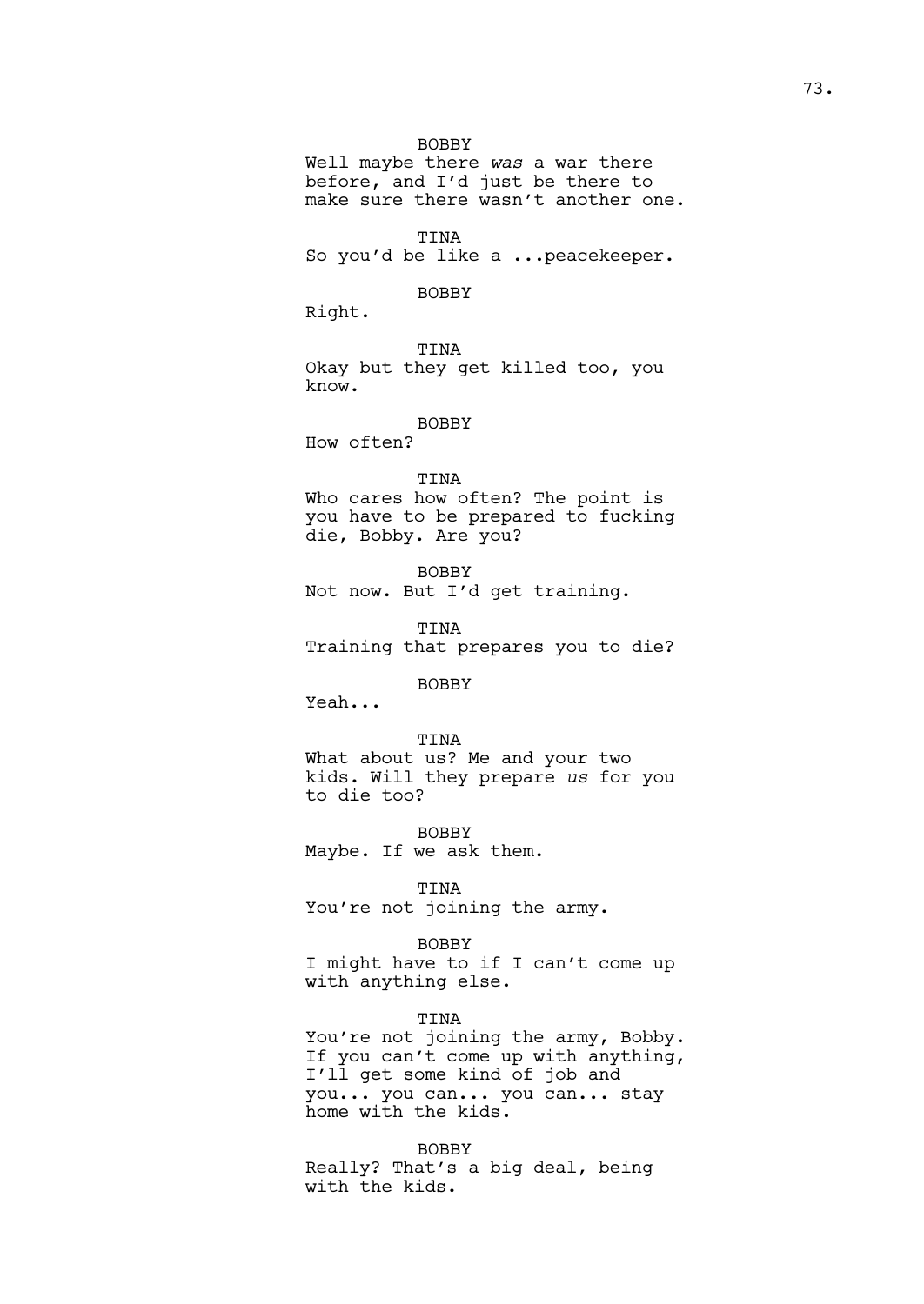BOBBY

Well maybe there *was* a war there before, and I'd just be there to make sure there wasn't another one.

TINA

So you'd be like a ...peacekeeper.

BOBBY

Right.

TINA

Okay but they get killed too, you know.

BOBBY

How often?

TINA

Who cares how often? The point is you have to be prepared to fucking die, Bobby. Are you?

BOBBY

Not now. But I'd get training.

TINA

Training that prepares you to die?

BOBBY

Yeah...

TINA

What about us? Me and your two kids. Will they prepare *us* for you to die too?

BOBBY

Maybe. If we ask them.

TINA

You're not joining the army.

BOBBY

I might have to if I can't come up with anything else.

TINA

You're not joining the army, Bobby. If you can't come up with anything, I'll get some kind of job and you... you can... you can... stay home with the kids.

BOBBY

Really? That's a big deal, being with the kids.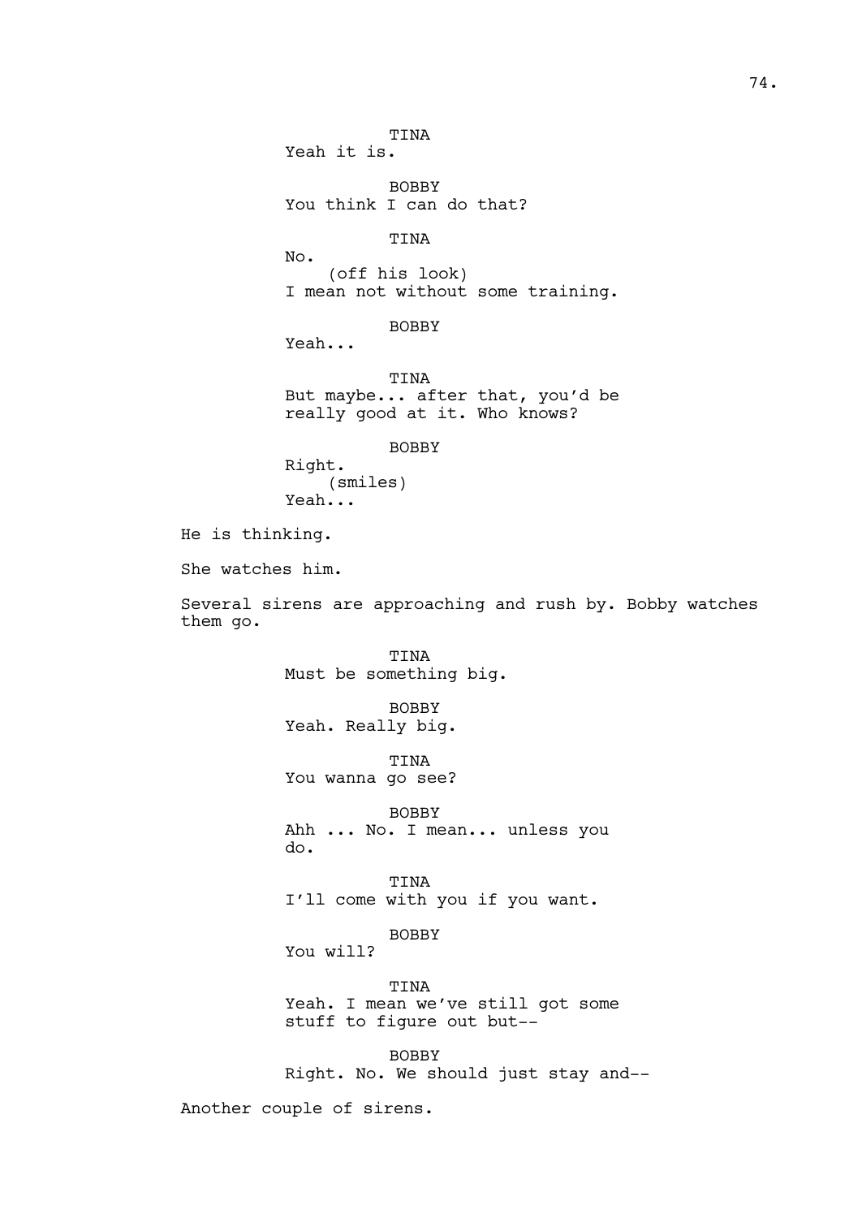TINA
Yeah it is.

BOBBY
You think I can do that?

TINA
No.
(off his look)
I mean not without some training.

BOBBY
Yeah...

TINA
But maybe... after that, you'd be really good at it. Who knows?

BOBBY
Right.
(smiles)
Yeah...

He is thinking.

She watches him.

Several sirens are approaching and rush by. Bobby watches them go.

TINA
Must be something big.

BOBBY
Yeah. Really big.

TINA
You wanna go see?

BOBBY
Ahh ... No. I mean... unless you do.

TINA
I'll come with you if you want.

BOBBY
You will?

TINA
Yeah. I mean we've still got some stuff to figure out but--

BOBBY
Right. No. We should just stay and--

Another couple of sirens.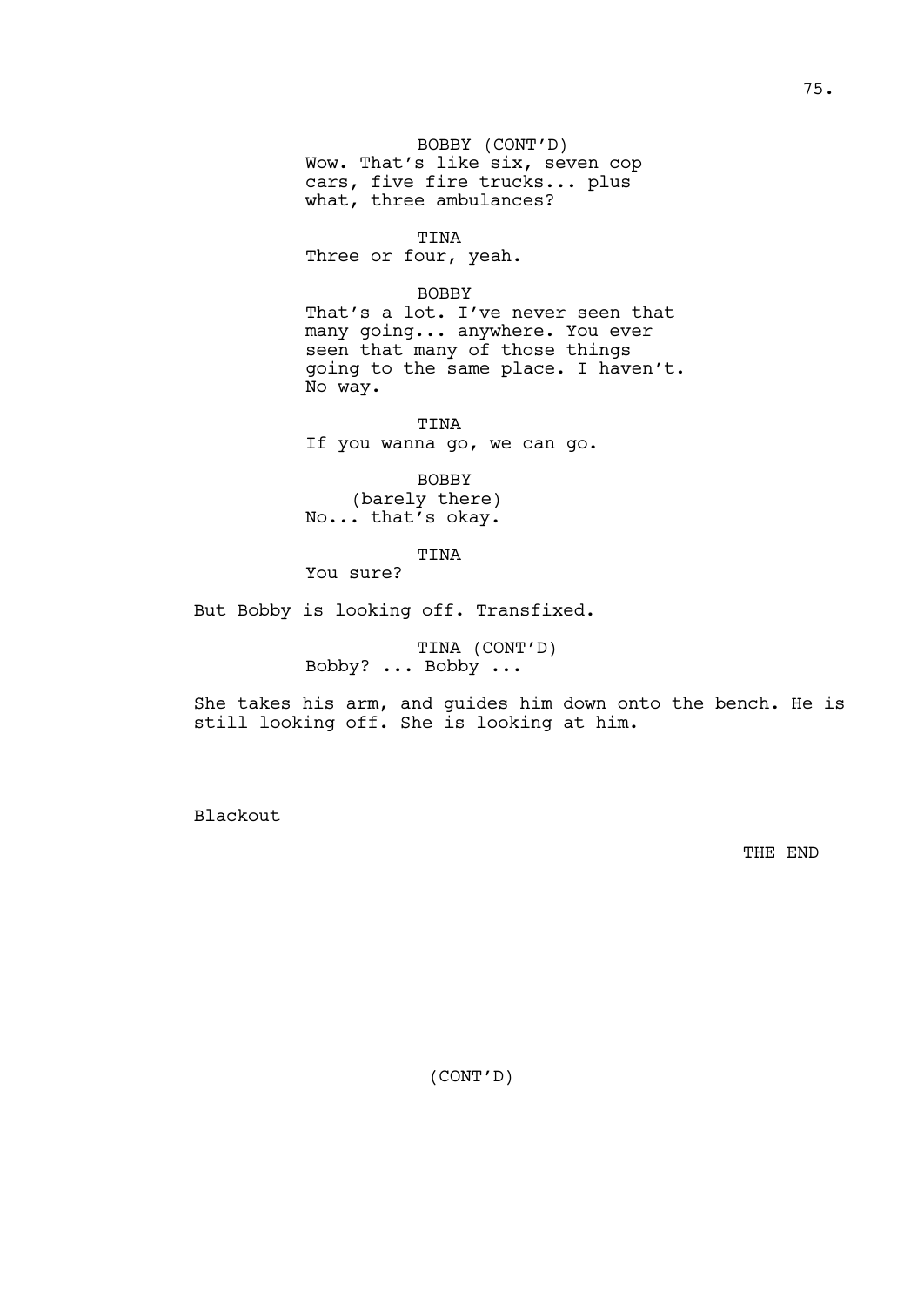BOBBY (CONT'D)
Wow. That's like six, seven cop cars, five fire trucks... plus what, three ambulances?

TINA
Three or four, yeah.

BOBBY
That's a lot. I've never seen that many going... anywhere. You ever seen that many of those things going to the same place. I haven't. No way.

TINA
If you wanna go, we can go.

BOBBY
(barely there)
No... that's okay.

TINA
You sure?

But Bobby is looking off. Transfixed.

TINA (CONT'D)
Bobby? ... Bobby ...

She takes his arm, and guides him down onto the bench. He is still looking off. She is looking at him.

Blackout

THE END

(CONT'D)